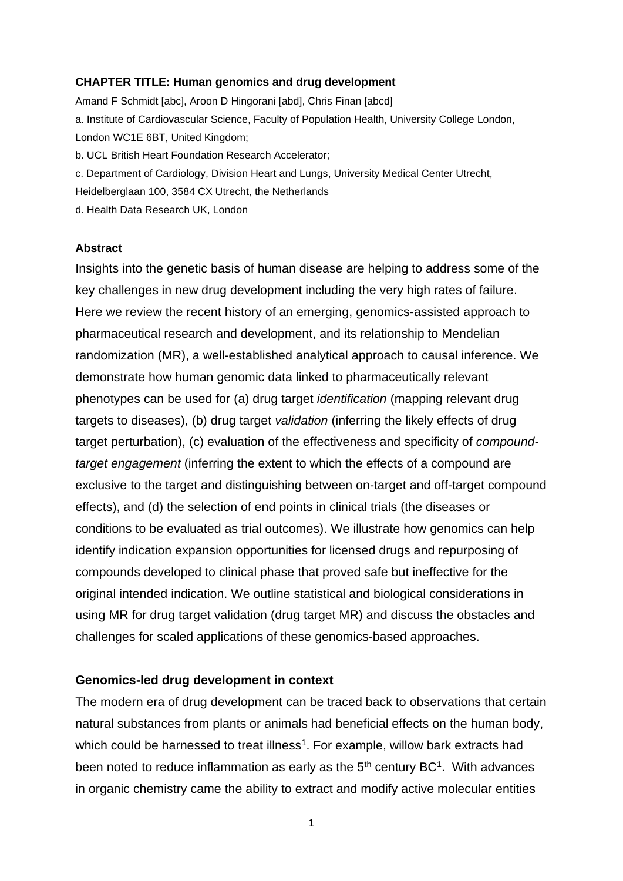**CHAPTER TITLE: Human genomics and drug development**

Amand F Schmidt [abc], Aroon D Hingorani [abd], Chris Finan [abcd]

a. Institute of Cardiovascular Science, Faculty of Population Health, University College London, London WC1E 6BT, United Kingdom;

b. UCL British Heart Foundation Research Accelerator;

c. Department of Cardiology, Division Heart and Lungs, University Medical Center Utrecht, Heidelberglaan 100, 3584 CX Utrecht, the Netherlands

d. Health Data Research UK, London

**Abstract**

Insights into the genetic basis of human disease are helping to address some of the key challenges in new drug development including the very high rates of failure. Here we review the recent history of an emerging, genomics-assisted approach to pharmaceutical research and development, and its relationship to Mendelian randomization (MR), a well-established analytical approach to causal inference. We demonstrate how human genomic data linked to pharmaceutically relevant phenotypes can be used for (a) drug target *identification* (mapping relevant drug targets to diseases), (b) drug target *validation* (inferring the likely effects of drug target perturbation), (c) evaluation of the effectiveness and specificity of *compound-target engagement* (inferring the extent to which the effects of a compound are exclusive to the target and distinguishing between on-target and off-target compound effects), and (d) the selection of end points in clinical trials (the diseases or conditions to be evaluated as trial outcomes). We illustrate how genomics can help identify indication expansion opportunities for licensed drugs and repurposing of compounds developed to clinical phase that proved safe but ineffective for the original intended indication. We outline statistical and biological considerations in using MR for drug target validation (drug target MR) and discuss the obstacles and challenges for scaled applications of these genomics-based approaches.

**Genomics-led drug development in context**

The modern era of drug development can be traced back to observations that certain natural substances from plants or animals had beneficial effects on the human body, which could be harnessed to treat illness[1]. For example, willow bark extracts had been noted to reduce inflammation as early as the 5th century BC[1]. With advances in organic chemistry came the ability to extract and modify active molecular entities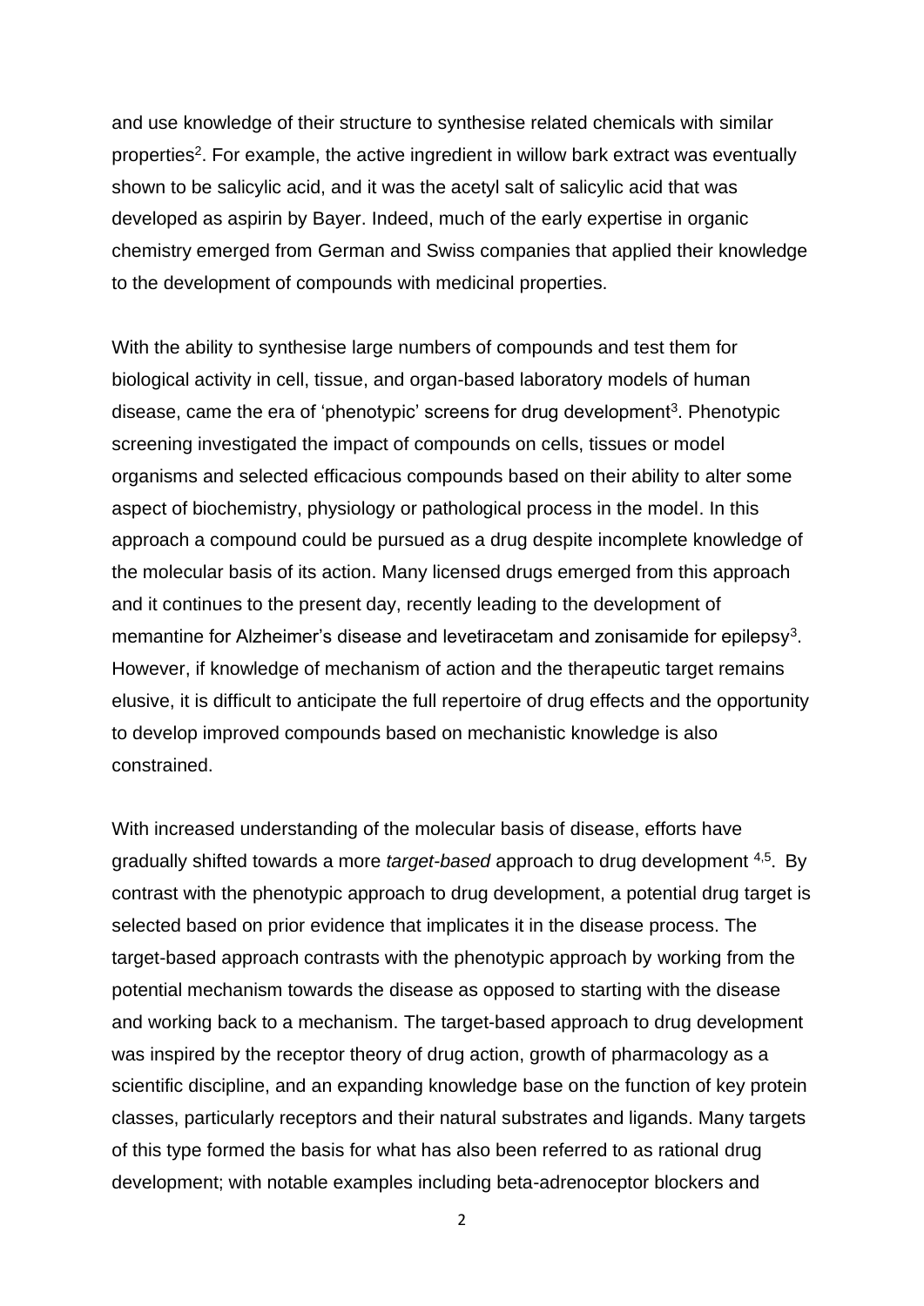and use knowledge of their structure to synthesise related chemicals with similar properties[2]. For example, the active ingredient in willow bark extract was eventually shown to be salicylic acid, and it was the acetyl salt of salicylic acid that was developed as aspirin by Bayer. Indeed, much of the early expertise in organic chemistry emerged from German and Swiss companies that applied their knowledge to the development of compounds with medicinal properties.

With the ability to synthesise large numbers of compounds and test them for biological activity in cell, tissue, and organ-based laboratory models of human disease, came the era of 'phenotypic' screens for drug development[3]. Phenotypic screening investigated the impact of compounds on cells, tissues or model organisms and selected efficacious compounds based on their ability to alter some aspect of biochemistry, physiology or pathological process in the model. In this approach a compound could be pursued as a drug despite incomplete knowledge of the molecular basis of its action. Many licensed drugs emerged from this approach and it continues to the present day, recently leading to the development of memantine for Alzheimer's disease and levetiracetam and zonisamide for epilepsy[3]. However, if knowledge of mechanism of action and the therapeutic target remains elusive, it is difficult to anticipate the full repertoire of drug effects and the opportunity to develop improved compounds based on mechanistic knowledge is also constrained.

With increased understanding of the molecular basis of disease, efforts have gradually shifted towards a more *target-based* approach to drug development [4,5]. By contrast with the phenotypic approach to drug development, a potential drug target is selected based on prior evidence that implicates it in the disease process. The target-based approach contrasts with the phenotypic approach by working from the potential mechanism towards the disease as opposed to starting with the disease and working back to a mechanism. The target-based approach to drug development was inspired by the receptor theory of drug action, growth of pharmacology as a scientific discipline, and an expanding knowledge base on the function of key protein classes, particularly receptors and their natural substrates and ligands. Many targets of this type formed the basis for what has also been referred to as rational drug development; with notable examples including beta-adrenoceptor blockers and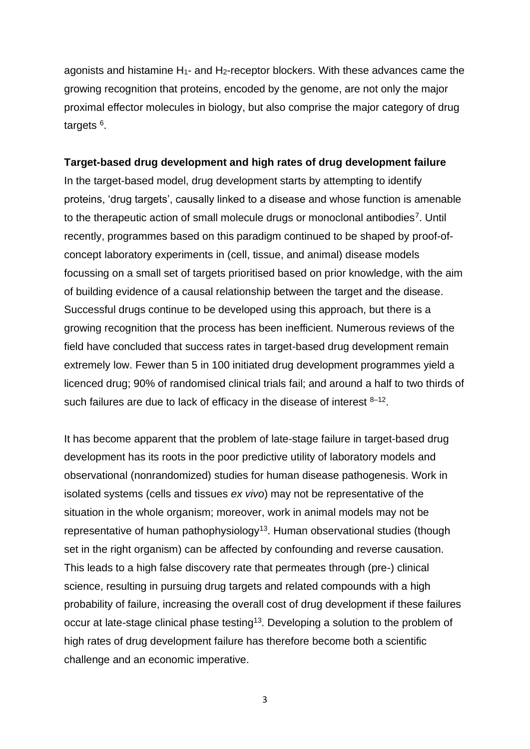agonists and histamine $H_1$- and $H_2$-receptor blockers. With these advances came the growing recognition that proteins, encoded by the genome, are not only the major proximal effector molecules in biology, but also comprise the major category of drug targets [6].

**Target-based drug development and high rates of drug development failure**

In the target-based model, drug development starts by attempting to identify proteins, 'drug targets', causally linked to a disease and whose function is amenable to the therapeutic action of small molecule drugs or monoclonal antibodies[7]. Until recently, programmes based on this paradigm continued to be shaped by proof-of-concept laboratory experiments in (cell, tissue, and animal) disease models focussing on a small set of targets prioritised based on prior knowledge, with the aim of building evidence of a causal relationship between the target and the disease. Successful drugs continue to be developed using this approach, but there is a growing recognition that the process has been inefficient. Numerous reviews of the field have concluded that success rates in target-based drug development remain extremely low. Fewer than 5 in 100 initiated drug development programmes yield a licenced drug; 90% of randomised clinical trials fail; and around a half to two thirds of such failures are due to lack of efficacy in the disease of interest [8–12].

It has become apparent that the problem of late-stage failure in target-based drug development has its roots in the poor predictive utility of laboratory models and observational (nonrandomized) studies for human disease pathogenesis. Work in isolated systems (cells and tissues *ex vivo*) may not be representative of the situation in the whole organism; moreover, work in animal models may not be representative of human pathophysiology[13]. Human observational studies (though set in the right organism) can be affected by confounding and reverse causation. This leads to a high false discovery rate that permeates through (pre-) clinical science, resulting in pursuing drug targets and related compounds with a high probability of failure, increasing the overall cost of drug development if these failures occur at late-stage clinical phase testing[13]. Developing a solution to the problem of high rates of drug development failure has therefore become both a scientific challenge and an economic imperative.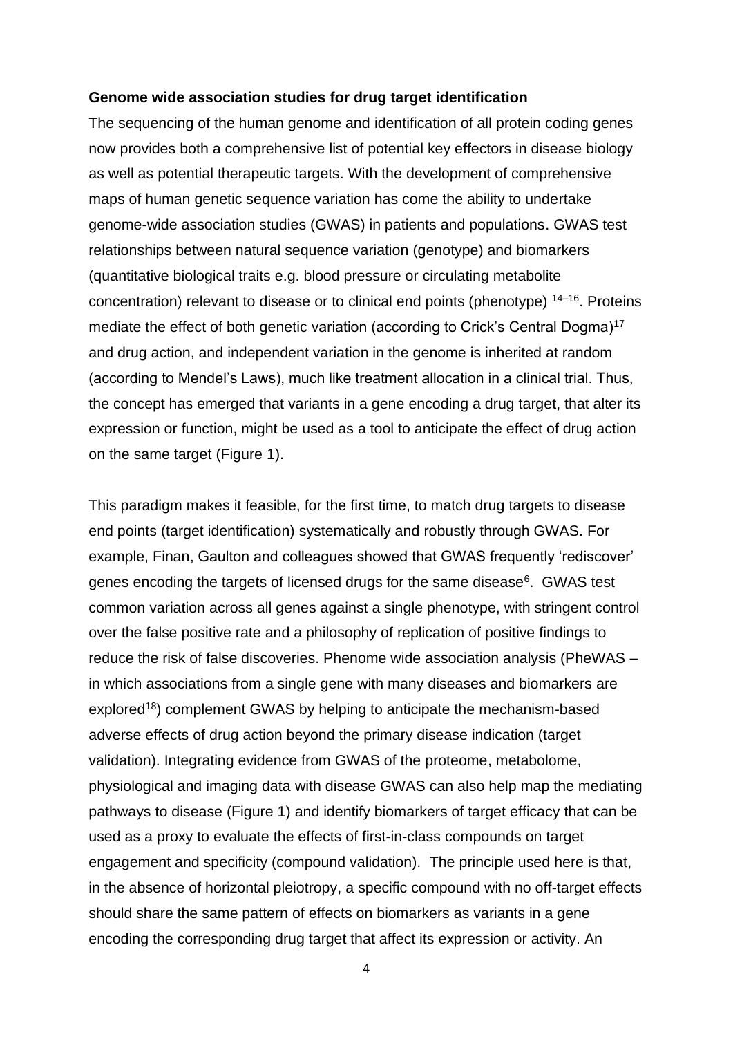**Genome wide association studies for drug target identification**

The sequencing of the human genome and identification of all protein coding genes now provides both a comprehensive list of potential key effectors in disease biology as well as potential therapeutic targets. With the development of comprehensive maps of human genetic sequence variation has come the ability to undertake genome-wide association studies (GWAS) in patients and populations. GWAS test relationships between natural sequence variation (genotype) and biomarkers (quantitative biological traits e.g. blood pressure or circulating metabolite concentration) relevant to disease or to clinical end points (phenotype) [14–16]. Proteins mediate the effect of both genetic variation (according to Crick's Central Dogma)[17] and drug action, and independent variation in the genome is inherited at random (according to Mendel's Laws), much like treatment allocation in a clinical trial. Thus, the concept has emerged that variants in a gene encoding a drug target, that alter its expression or function, might be used as a tool to anticipate the effect of drug action on the same target (Figure 1).

This paradigm makes it feasible, for the first time, to match drug targets to disease end points (target identification) systematically and robustly through GWAS. For example, Finan, Gaulton and colleagues showed that GWAS frequently 'rediscover' genes encoding the targets of licensed drugs for the same disease[6]. GWAS test common variation across all genes against a single phenotype, with stringent control over the false positive rate and a philosophy of replication of positive findings to reduce the risk of false discoveries. Phenome wide association analysis (PheWAS – in which associations from a single gene with many diseases and biomarkers are explored[18]) complement GWAS by helping to anticipate the mechanism-based adverse effects of drug action beyond the primary disease indication (target validation). Integrating evidence from GWAS of the proteome, metabolome, physiological and imaging data with disease GWAS can also help map the mediating pathways to disease (Figure 1) and identify biomarkers of target efficacy that can be used as a proxy to evaluate the effects of first-in-class compounds on target engagement and specificity (compound validation). The principle used here is that, in the absence of horizontal pleiotropy, a specific compound with no off-target effects should share the same pattern of effects on biomarkers as variants in a gene encoding the corresponding drug target that affect its expression or activity. An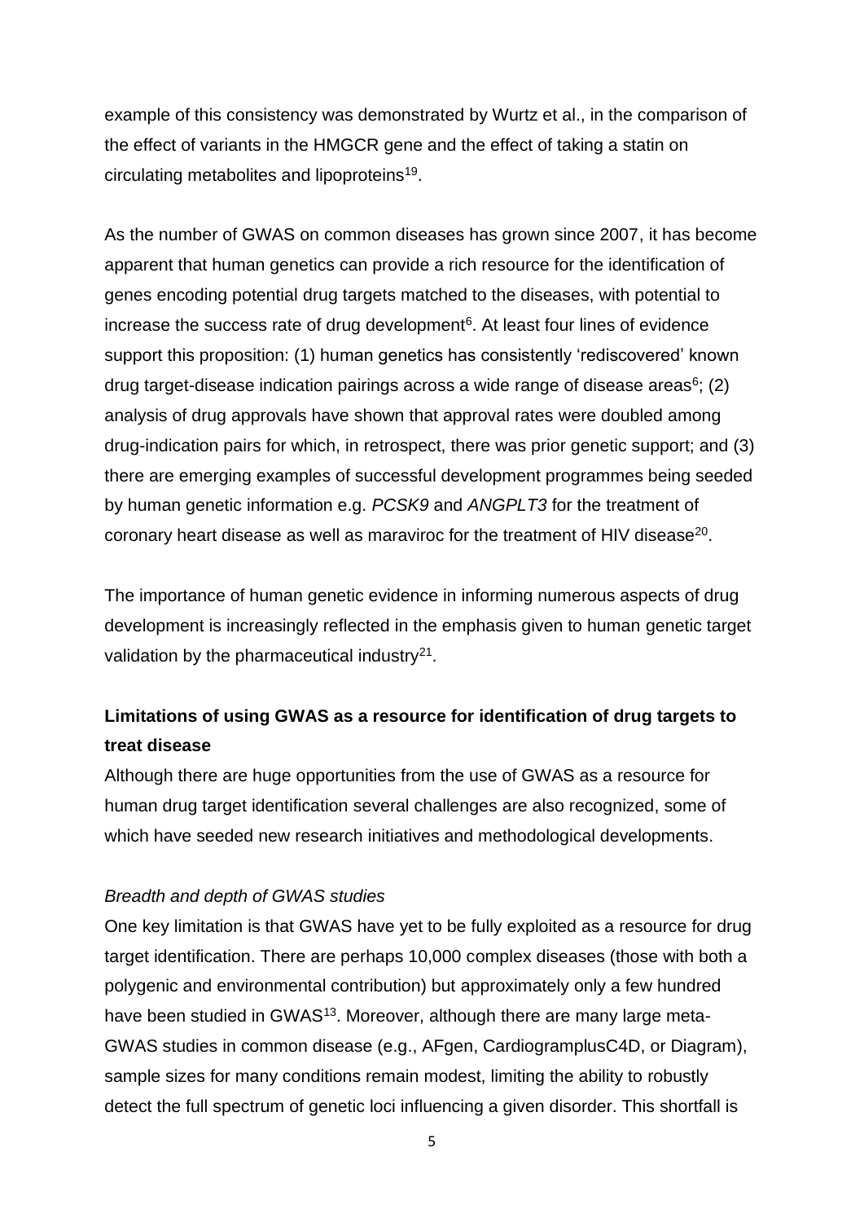example of this consistency was demonstrated by Wurtz et al., in the comparison of the effect of variants in the HMGCR gene and the effect of taking a statin on circulating metabolites and lipoproteins[19].

As the number of GWAS on common diseases has grown since 2007, it has become apparent that human genetics can provide a rich resource for the identification of genes encoding potential drug targets matched to the diseases, with potential to increase the success rate of drug development[6]. At least four lines of evidence support this proposition: (1) human genetics has consistently 'rediscovered' known drug target-disease indication pairings across a wide range of disease areas[6]; (2) analysis of drug approvals have shown that approval rates were doubled among drug-indication pairs for which, in retrospect, there was prior genetic support; and (3) there are emerging examples of successful development programmes being seeded by human genetic information e.g. *PCSK9* and *ANGPLT3* for the treatment of coronary heart disease as well as maraviroc for the treatment of HIV disease[20].

The importance of human genetic evidence in informing numerous aspects of drug development is increasingly reflected in the emphasis given to human genetic target validation by the pharmaceutical industry[21].

**Limitations of using GWAS as a resource for identification of drug targets to treat disease**

Although there are huge opportunities from the use of GWAS as a resource for human drug target identification several challenges are also recognized, some of which have seeded new research initiatives and methodological developments.

*Breadth and depth of GWAS studies*

One key limitation is that GWAS have yet to be fully exploited as a resource for drug target identification. There are perhaps 10,000 complex diseases (those with both a polygenic and environmental contribution) but approximately only a few hundred have been studied in GWAS[13]. Moreover, although there are many large meta-GWAS studies in common disease (e.g., AFgen, CardiogramplusC4D, or Diagram), sample sizes for many conditions remain modest, limiting the ability to robustly detect the full spectrum of genetic loci influencing a given disorder. This shortfall is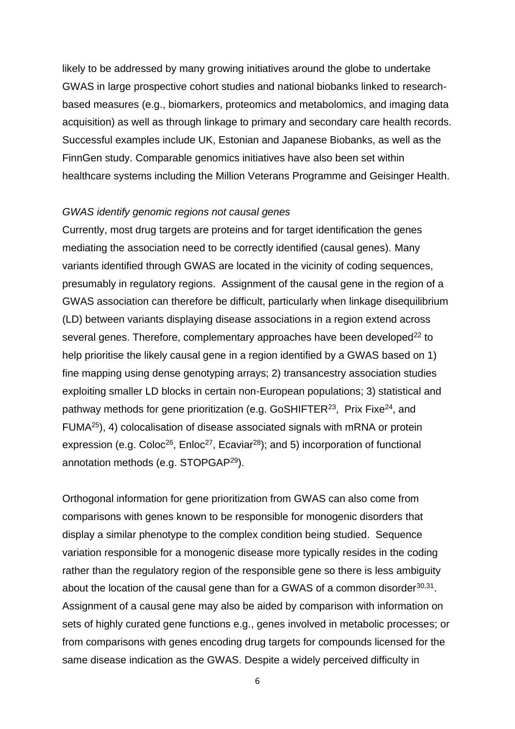likely to be addressed by many growing initiatives around the globe to undertake GWAS in large prospective cohort studies and national biobanks linked to research-based measures (e.g., biomarkers, proteomics and metabolomics, and imaging data acquisition) as well as through linkage to primary and secondary care health records. Successful examples include UK, Estonian and Japanese Biobanks, as well as the FinnGen study. Comparable genomics initiatives have also been set within healthcare systems including the Million Veterans Programme and Geisinger Health.

*GWAS identify genomic regions not causal genes*

Currently, most drug targets are proteins and for target identification the genes mediating the association need to be correctly identified (causal genes). Many variants identified through GWAS are located in the vicinity of coding sequences, presumably in regulatory regions. Assignment of the causal gene in the region of a GWAS association can therefore be difficult, particularly when linkage disequilibrium (LD) between variants displaying disease associations in a region extend across several genes. Therefore, complementary approaches have been developed[22] to help prioritise the likely causal gene in a region identified by a GWAS based on 1) fine mapping using dense genotyping arrays; 2) transancestry association studies exploiting smaller LD blocks in certain non-European populations; 3) statistical and pathway methods for gene prioritization (e.g. GoSHIFTER[23], Prix Fixe[24], and FUMA[25]), 4) colocalisation of disease associated signals with mRNA or protein expression (e.g. Coloc[26], Enloc[27], Ecaviar[28]); and 5) incorporation of functional annotation methods (e.g. STOPGAP[29]).

Orthogonal information for gene prioritization from GWAS can also come from comparisons with genes known to be responsible for monogenic disorders that display a similar phenotype to the complex condition being studied. Sequence variation responsible for a monogenic disease more typically resides in the coding rather than the regulatory region of the responsible gene so there is less ambiguity about the location of the causal gene than for a GWAS of a common disorder[30,31]. Assignment of a causal gene may also be aided by comparison with information on sets of highly curated gene functions e.g., genes involved in metabolic processes; or from comparisons with genes encoding drug targets for compounds licensed for the same disease indication as the GWAS. Despite a widely perceived difficulty in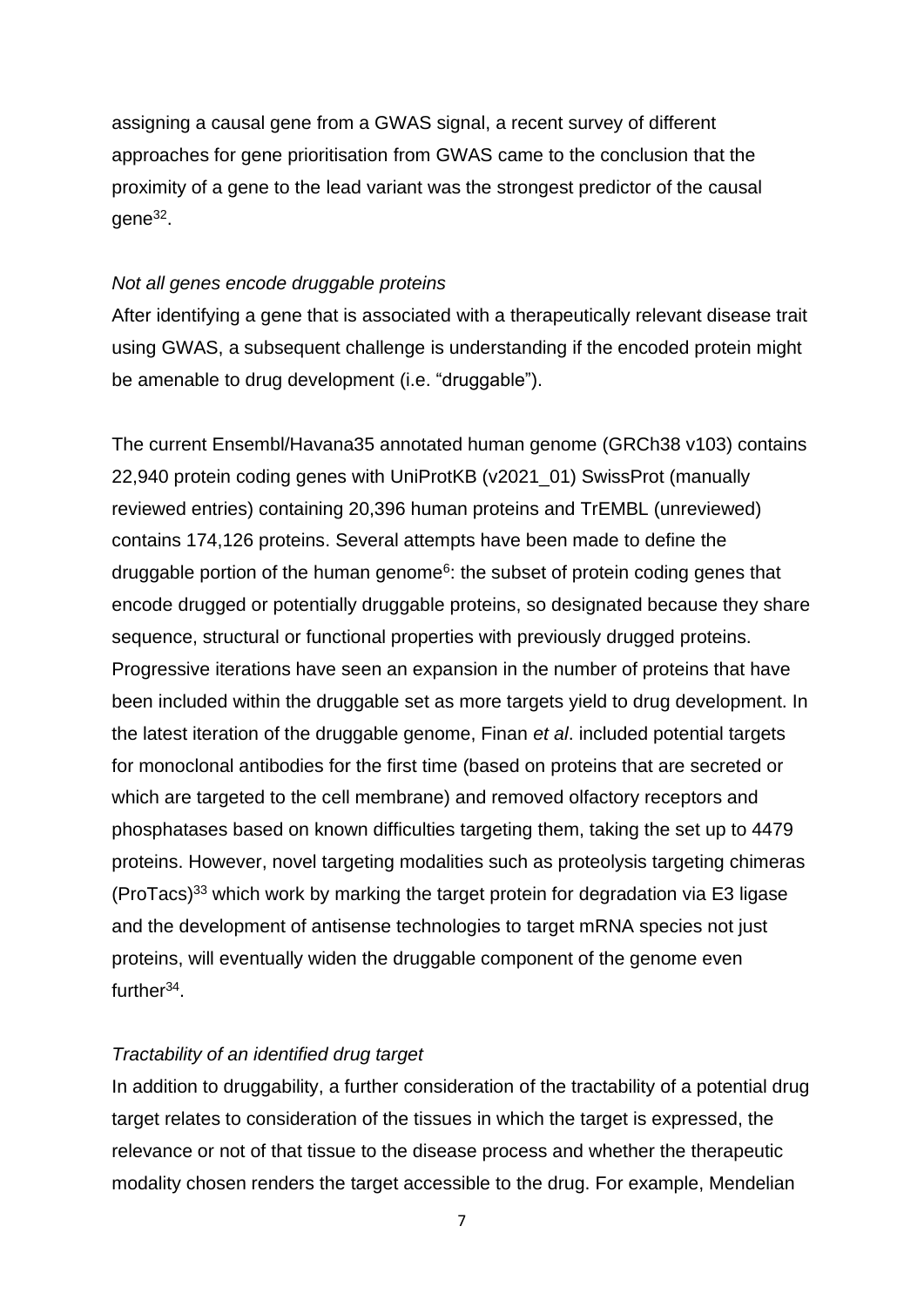assigning a causal gene from a GWAS signal, a recent survey of different approaches for gene prioritisation from GWAS came to the conclusion that the proximity of a gene to the lead variant was the strongest predictor of the causal gene[32].

*Not all genes encode druggable proteins*

After identifying a gene that is associated with a therapeutically relevant disease trait using GWAS, a subsequent challenge is understanding if the encoded protein might be amenable to drug development (i.e. "druggable").

The current Ensembl/Havana35 annotated human genome (GRCh38 v103) contains 22,940 protein coding genes with UniProtKB (v2021_01) SwissProt (manually reviewed entries) containing 20,396 human proteins and TrEMBL (unreviewed) contains 174,126 proteins. Several attempts have been made to define the druggable portion of the human genome[6]: the subset of protein coding genes that encode drugged or potentially druggable proteins, so designated because they share sequence, structural or functional properties with previously drugged proteins. Progressive iterations have seen an expansion in the number of proteins that have been included within the druggable set as more targets yield to drug development. In the latest iteration of the druggable genome, Finan *et al*. included potential targets for monoclonal antibodies for the first time (based on proteins that are secreted or which are targeted to the cell membrane) and removed olfactory receptors and phosphatases based on known difficulties targeting them, taking the set up to 4479 proteins. However, novel targeting modalities such as proteolysis targeting chimeras (ProTacs)[33] which work by marking the target protein for degradation via E3 ligase and the development of antisense technologies to target mRNA species not just proteins, will eventually widen the druggable component of the genome even further[34].

*Tractability of an identified drug target*

In addition to druggability, a further consideration of the tractability of a potential drug target relates to consideration of the tissues in which the target is expressed, the relevance or not of that tissue to the disease process and whether the therapeutic modality chosen renders the target accessible to the drug. For example, Mendelian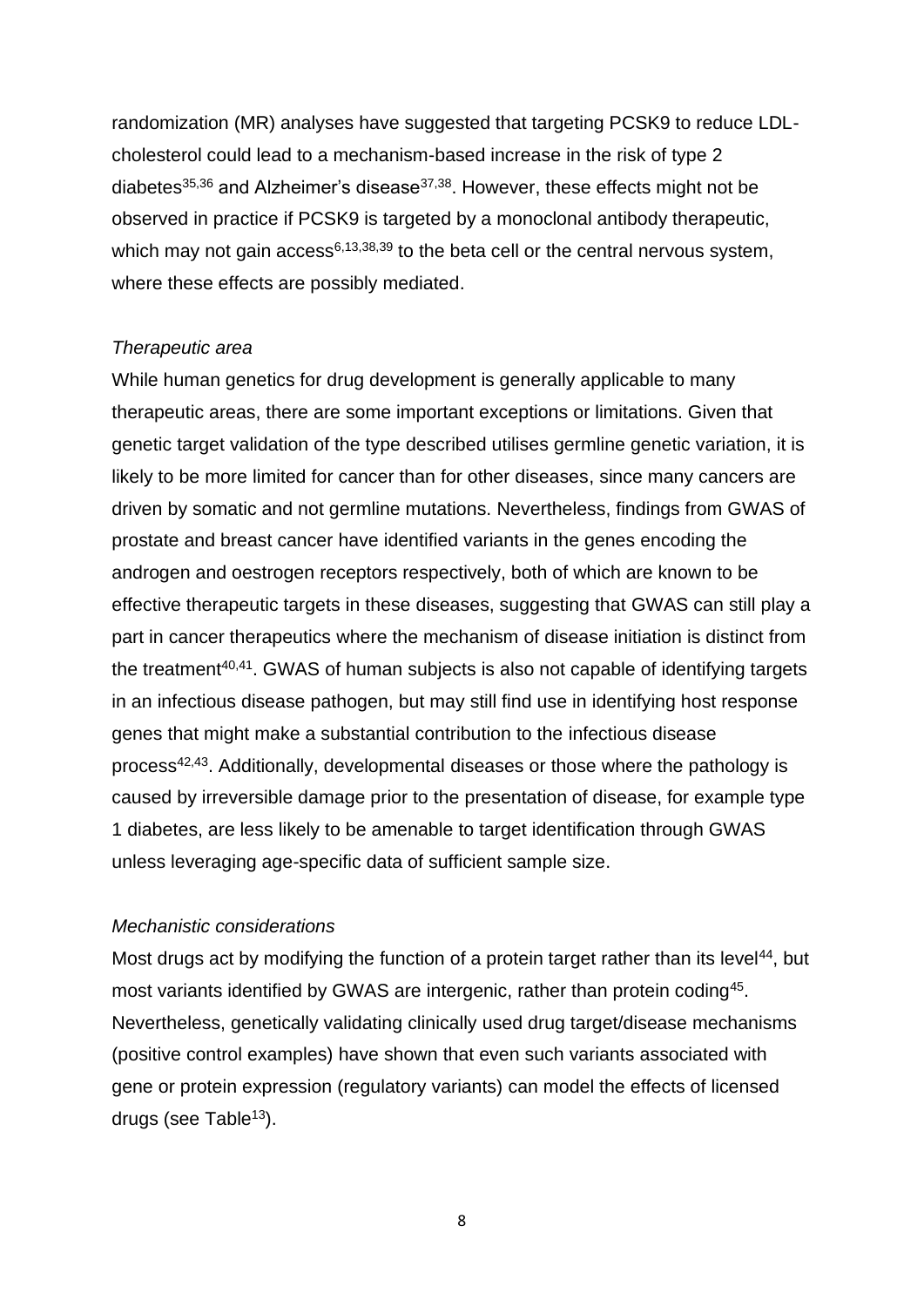randomization (MR) analyses have suggested that targeting PCSK9 to reduce LDL-cholesterol could lead to a mechanism-based increase in the risk of type 2 diabetes[35,36] and Alzheimer's disease[37,38]. However, these effects might not be observed in practice if PCSK9 is targeted by a monoclonal antibody therapeutic, which may not gain access[6,13,38,39] to the beta cell or the central nervous system, where these effects are possibly mediated.

*Therapeutic area*

While human genetics for drug development is generally applicable to many therapeutic areas, there are some important exceptions or limitations. Given that genetic target validation of the type described utilises germline genetic variation, it is likely to be more limited for cancer than for other diseases, since many cancers are driven by somatic and not germline mutations. Nevertheless, findings from GWAS of prostate and breast cancer have identified variants in the genes encoding the androgen and oestrogen receptors respectively, both of which are known to be effective therapeutic targets in these diseases, suggesting that GWAS can still play a part in cancer therapeutics where the mechanism of disease initiation is distinct from the treatment[40,41]. GWAS of human subjects is also not capable of identifying targets in an infectious disease pathogen, but may still find use in identifying host response genes that might make a substantial contribution to the infectious disease process[42,43]. Additionally, developmental diseases or those where the pathology is caused by irreversible damage prior to the presentation of disease, for example type 1 diabetes, are less likely to be amenable to target identification through GWAS unless leveraging age-specific data of sufficient sample size.

*Mechanistic considerations*

Most drugs act by modifying the function of a protein target rather than its level[44], but most variants identified by GWAS are intergenic, rather than protein coding[45]. Nevertheless, genetically validating clinically used drug target/disease mechanisms (positive control examples) have shown that even such variants associated with gene or protein expression (regulatory variants) can model the effects of licensed drugs (see Table[13]).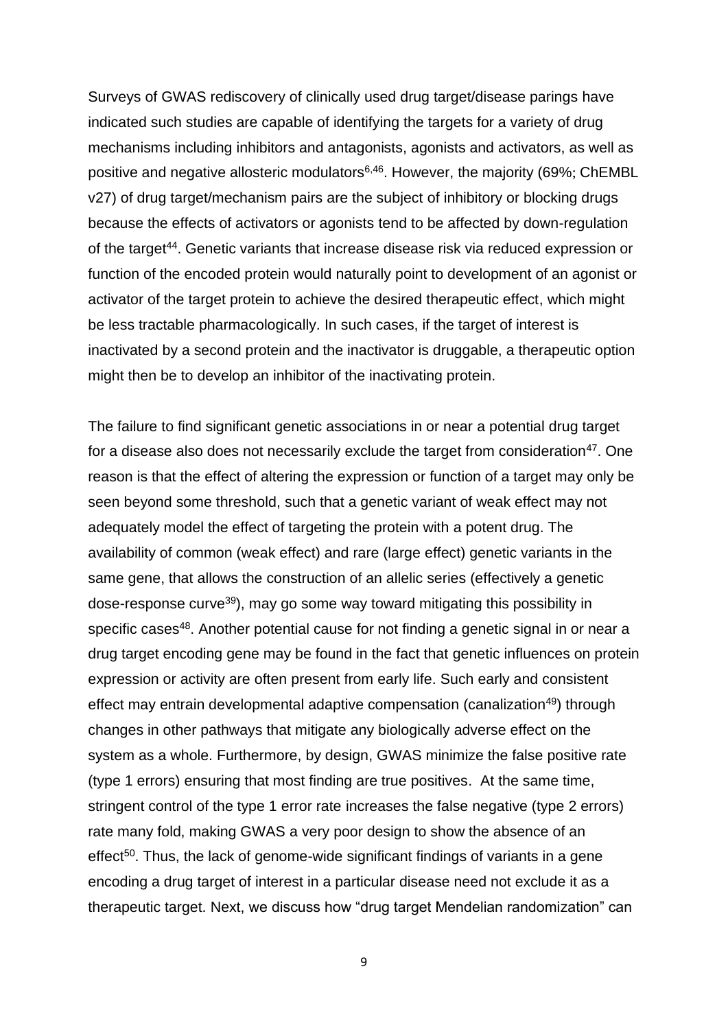Surveys of GWAS rediscovery of clinically used drug target/disease parings have indicated such studies are capable of identifying the targets for a variety of drug mechanisms including inhibitors and antagonists, agonists and activators, as well as positive and negative allosteric modulators[6,46]. However, the majority (69%; ChEMBL v27) of drug target/mechanism pairs are the subject of inhibitory or blocking drugs because the effects of activators or agonists tend to be affected by down-regulation of the target[44]. Genetic variants that increase disease risk via reduced expression or function of the encoded protein would naturally point to development of an agonist or activator of the target protein to achieve the desired therapeutic effect, which might be less tractable pharmacologically. In such cases, if the target of interest is inactivated by a second protein and the inactivator is druggable, a therapeutic option might then be to develop an inhibitor of the inactivating protein.

The failure to find significant genetic associations in or near a potential drug target for a disease also does not necessarily exclude the target from consideration[47]. One reason is that the effect of altering the expression or function of a target may only be seen beyond some threshold, such that a genetic variant of weak effect may not adequately model the effect of targeting the protein with a potent drug. The availability of common (weak effect) and rare (large effect) genetic variants in the same gene, that allows the construction of an allelic series (effectively a genetic dose-response curve[39]), may go some way toward mitigating this possibility in specific cases[48]. Another potential cause for not finding a genetic signal in or near a drug target encoding gene may be found in the fact that genetic influences on protein expression or activity are often present from early life. Such early and consistent effect may entrain developmental adaptive compensation (canalization[49]) through changes in other pathways that mitigate any biologically adverse effect on the system as a whole. Furthermore, by design, GWAS minimize the false positive rate (type 1 errors) ensuring that most finding are true positives. At the same time, stringent control of the type 1 error rate increases the false negative (type 2 errors) rate many fold, making GWAS a very poor design to show the absence of an effect[50]. Thus, the lack of genome-wide significant findings of variants in a gene encoding a drug target of interest in a particular disease need not exclude it as a therapeutic target. Next, we discuss how "drug target Mendelian randomization" can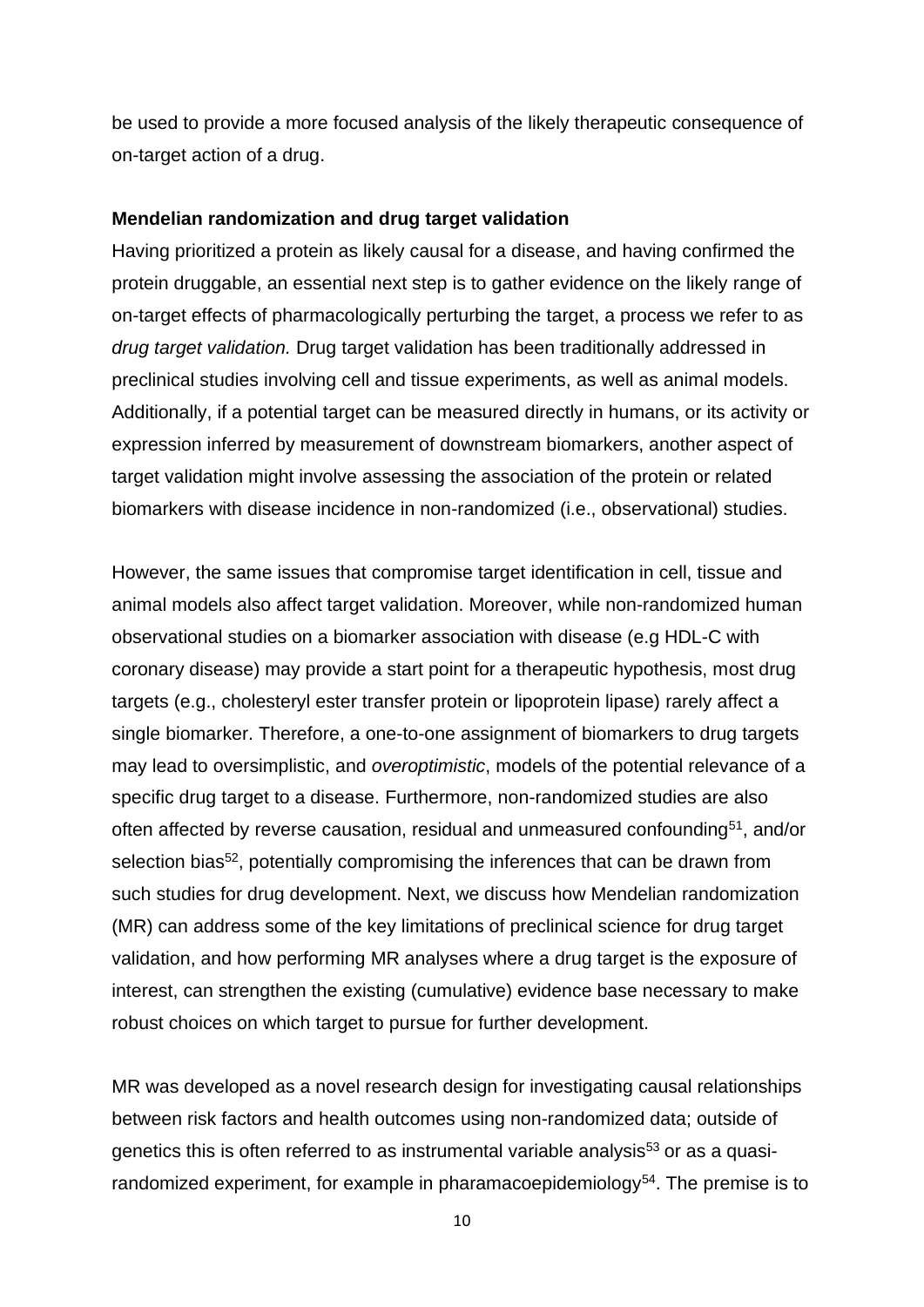be used to provide a more focused analysis of the likely therapeutic consequence of on-target action of a drug.

**Mendelian randomization and drug target validation**

Having prioritized a protein as likely causal for a disease, and having confirmed the protein druggable, an essential next step is to gather evidence on the likely range of on-target effects of pharmacologically perturbing the target, a process we refer to as *drug target validation.* Drug target validation has been traditionally addressed in preclinical studies involving cell and tissue experiments, as well as animal models. Additionally, if a potential target can be measured directly in humans, or its activity or expression inferred by measurement of downstream biomarkers, another aspect of target validation might involve assessing the association of the protein or related biomarkers with disease incidence in non-randomized (i.e., observational) studies.

However, the same issues that compromise target identification in cell, tissue and animal models also affect target validation. Moreover, while non-randomized human observational studies on a biomarker association with disease (e.g HDL-C with coronary disease) may provide a start point for a therapeutic hypothesis, most drug targets (e.g., cholesteryl ester transfer protein or lipoprotein lipase) rarely affect a single biomarker. Therefore, a one-to-one assignment of biomarkers to drug targets may lead to oversimplistic, and *overoptimistic*, models of the potential relevance of a specific drug target to a disease. Furthermore, non-randomized studies are also often affected by reverse causation, residual and unmeasured confounding[51], and/or selection bias[52], potentially compromising the inferences that can be drawn from such studies for drug development. Next, we discuss how Mendelian randomization (MR) can address some of the key limitations of preclinical science for drug target validation, and how performing MR analyses where a drug target is the exposure of interest, can strengthen the existing (cumulative) evidence base necessary to make robust choices on which target to pursue for further development.

MR was developed as a novel research design for investigating causal relationships between risk factors and health outcomes using non-randomized data; outside of genetics this is often referred to as instrumental variable analysis[53] or as a quasi-randomized experiment, for example in pharamacoepidemiology[54]. The premise is to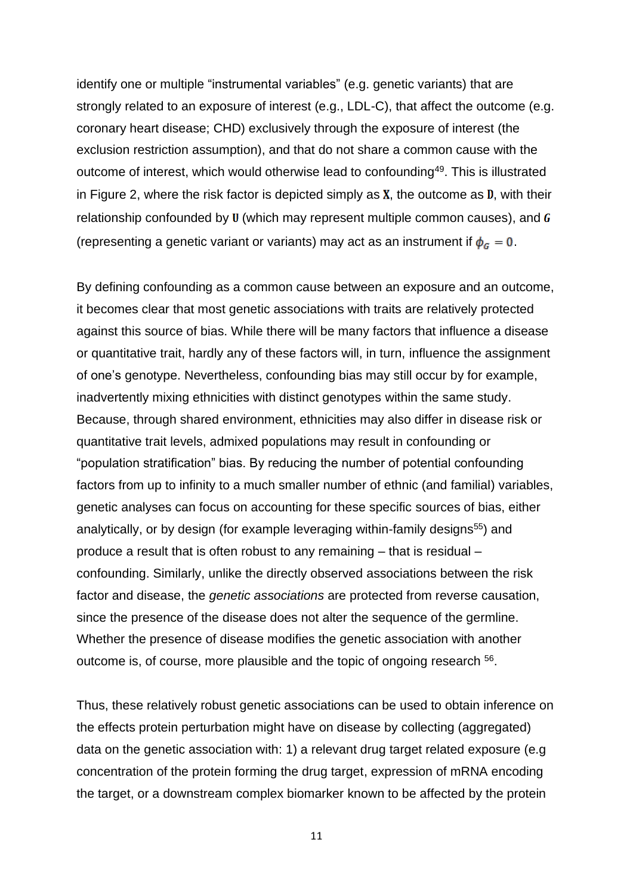identify one or multiple "instrumental variables" (e.g. genetic variants) that are strongly related to an exposure of interest (e.g., LDL-C), that affect the outcome (e.g. coronary heart disease; CHD) exclusively through the exposure of interest (the exclusion restriction assumption), and that do not share a common cause with the outcome of interest, which would otherwise lead to confounding[49]. This is illustrated in Figure 2, where the risk factor is depicted simply as $\mathbf{X}$, the outcome as $\mathbf{D}$, with their relationship confounded by $\mathbf{U}$ (which may represent multiple common causes), and $\boldsymbol{G}$ (representing a genetic variant or variants) may act as an instrument if $\phi_G = 0$.

By defining confounding as a common cause between an exposure and an outcome, it becomes clear that most genetic associations with traits are relatively protected against this source of bias. While there will be many factors that influence a disease or quantitative trait, hardly any of these factors will, in turn, influence the assignment of one's genotype. Nevertheless, confounding bias may still occur by for example, inadvertently mixing ethnicities with distinct genotypes within the same study. Because, through shared environment, ethnicities may also differ in disease risk or quantitative trait levels, admixed populations may result in confounding or "population stratification" bias. By reducing the number of potential confounding factors from up to infinity to a much smaller number of ethnic (and familial) variables, genetic analyses can focus on accounting for these specific sources of bias, either analytically, or by design (for example leveraging within-family designs[55]) and produce a result that is often robust to any remaining – that is residual – confounding. Similarly, unlike the directly observed associations between the risk factor and disease, the *genetic associations* are protected from reverse causation, since the presence of the disease does not alter the sequence of the germline. Whether the presence of disease modifies the genetic association with another outcome is, of course, more plausible and the topic of ongoing research [56].

Thus, these relatively robust genetic associations can be used to obtain inference on the effects protein perturbation might have on disease by collecting (aggregated) data on the genetic association with: 1) a relevant drug target related exposure (e.g concentration of the protein forming the drug target, expression of mRNA encoding the target, or a downstream complex biomarker known to be affected by the protein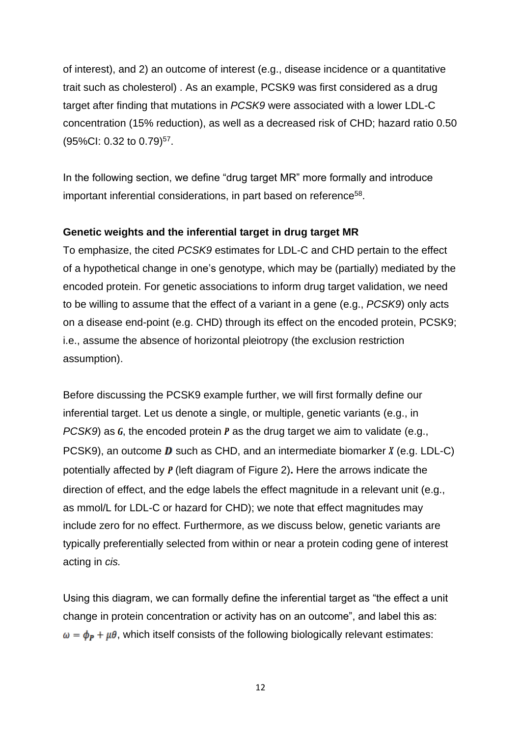of interest), and 2) an outcome of interest (e.g., disease incidence or a quantitative trait such as cholesterol) . As an example, PCSK9 was first considered as a drug target after finding that mutations in *PCSK9* were associated with a lower LDL-C concentration (15% reduction), as well as a decreased risk of CHD; hazard ratio 0.50 (95%CI: 0.32 to 0.79)[57].

In the following section, we define "drug target MR" more formally and introduce important inferential considerations, in part based on reference[58].

**Genetic weights and the inferential target in drug target MR**

To emphasize, the cited *PCSK9* estimates for LDL-C and CHD pertain to the effect of a hypothetical change in one's genotype, which may be (partially) mediated by the encoded protein. For genetic associations to inform drug target validation, we need to be willing to assume that the effect of a variant in a gene (e.g., *PCSK9*) only acts on a disease end-point (e.g. CHD) through its effect on the encoded protein, PCSK9; i.e., assume the absence of horizontal pleiotropy (the exclusion restriction assumption).

Before discussing the PCSK9 example further, we will first formally define our inferential target. Let us denote a single, or multiple, genetic variants (e.g., in *PCSK9*) as $G$, the encoded protein $P$ as the drug target we aim to validate (e.g., PCSK9), an outcome $D$ such as CHD, and an intermediate biomarker $X$ (e.g. LDL-C) potentially affected by $P$ (left diagram of Figure 2)**.** Here the arrows indicate the direction of effect, and the edge labels the effect magnitude in a relevant unit (e.g., as mmol/L for LDL-C or hazard for CHD); we note that effect magnitudes may include zero for no effect. Furthermore, as we discuss below, genetic variants are typically preferentially selected from within or near a protein coding gene of interest acting in *cis.*

Using this diagram, we can formally define the inferential target as "the effect a unit change in protein concentration or activity has on an outcome", and label this as: $\omega = \phi_P + \mu\theta$, which itself consists of the following biologically relevant estimates: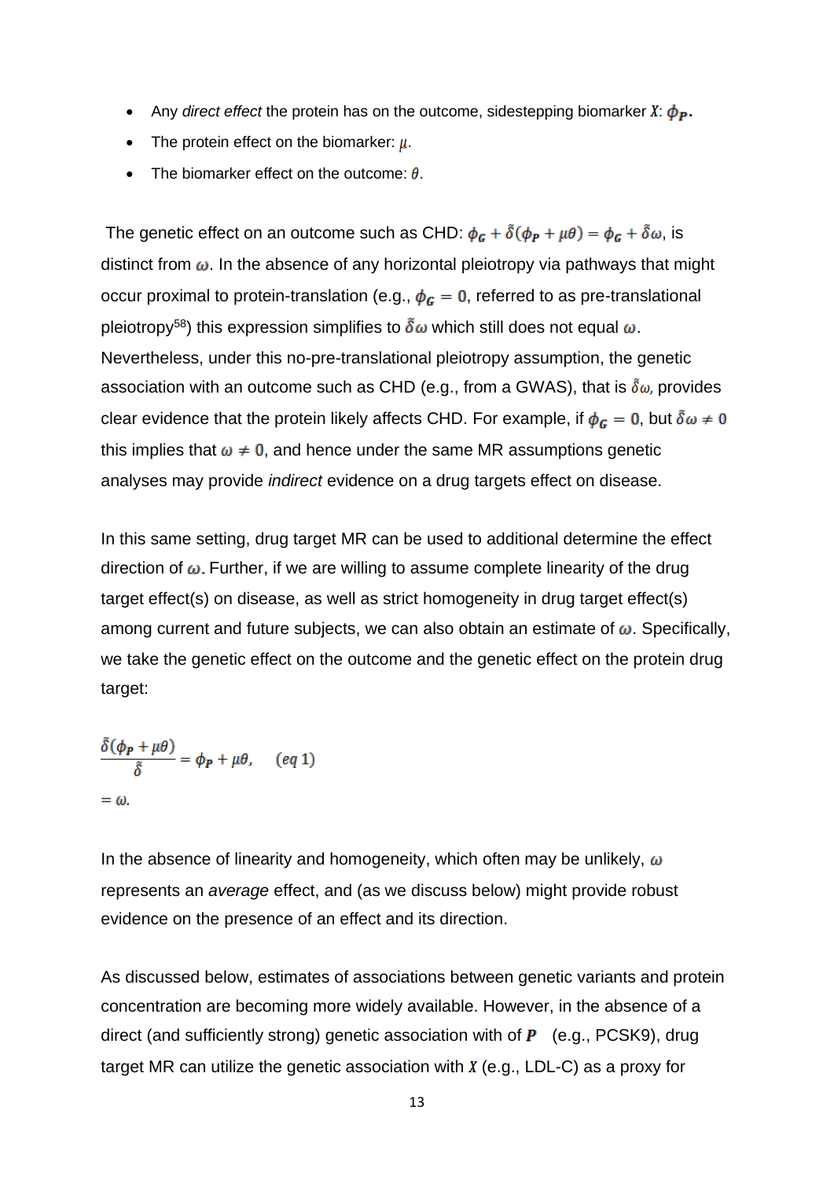- Any *direct effect* the protein has on the outcome, sidestepping biomarker $X$: $\phi_P$.
- The protein effect on the biomarker: $\mu$.
- The biomarker effect on the outcome: $\theta$.

The genetic effect on an outcome such as CHD: $\phi_G + \tilde{\delta}(\phi_P + \mu\theta) = \phi_G + \tilde{\delta}\omega$, is distinct from $\omega$. In the absence of any horizontal pleiotropy via pathways that might occur proximal to protein-translation (e.g., $\phi_G = 0$, referred to as pre-translational pleiotropy[58]) this expression simplifies to $\tilde{\delta}\omega$ which still does not equal $\omega$. Nevertheless, under this no-pre-translational pleiotropy assumption, the genetic association with an outcome such as CHD (e.g., from a GWAS), that is $\tilde{\delta}\omega$, provides clear evidence that the protein likely affects CHD. For example, if $\phi_G = 0$, but $\tilde{\delta}\omega \neq 0$ this implies that $\omega \neq 0$, and hence under the same MR assumptions genetic analyses may provide *indirect* evidence on a drug targets effect on disease.

In this same setting, drug target MR can be used to additional determine the effect direction of $\omega$. Further, if we are willing to assume complete linearity of the drug target effect(s) on disease, as well as strict homogeneity in drug target effect(s) among current and future subjects, we can also obtain an estimate of $\omega$. Specifically, we take the genetic effect on the outcome and the genetic effect on the protein drug target:

$$\frac{\tilde{\delta}(\phi_P + \mu\theta)}{\tilde{\delta}} = \phi_P + \mu\theta, \quad (eq\ 1)$$

$$= \omega.$$

In the absence of linearity and homogeneity, which often may be unlikely, $\omega$ represents an *average* effect, and (as we discuss below) might provide robust evidence on the presence of an effect and its direction.

As discussed below, estimates of associations between genetic variants and protein concentration are becoming more widely available. However, in the absence of a direct (and sufficiently strong) genetic association with of $P$ (e.g., PCSK9), drug target MR can utilize the genetic association with $X$ (e.g., LDL-C) as a proxy for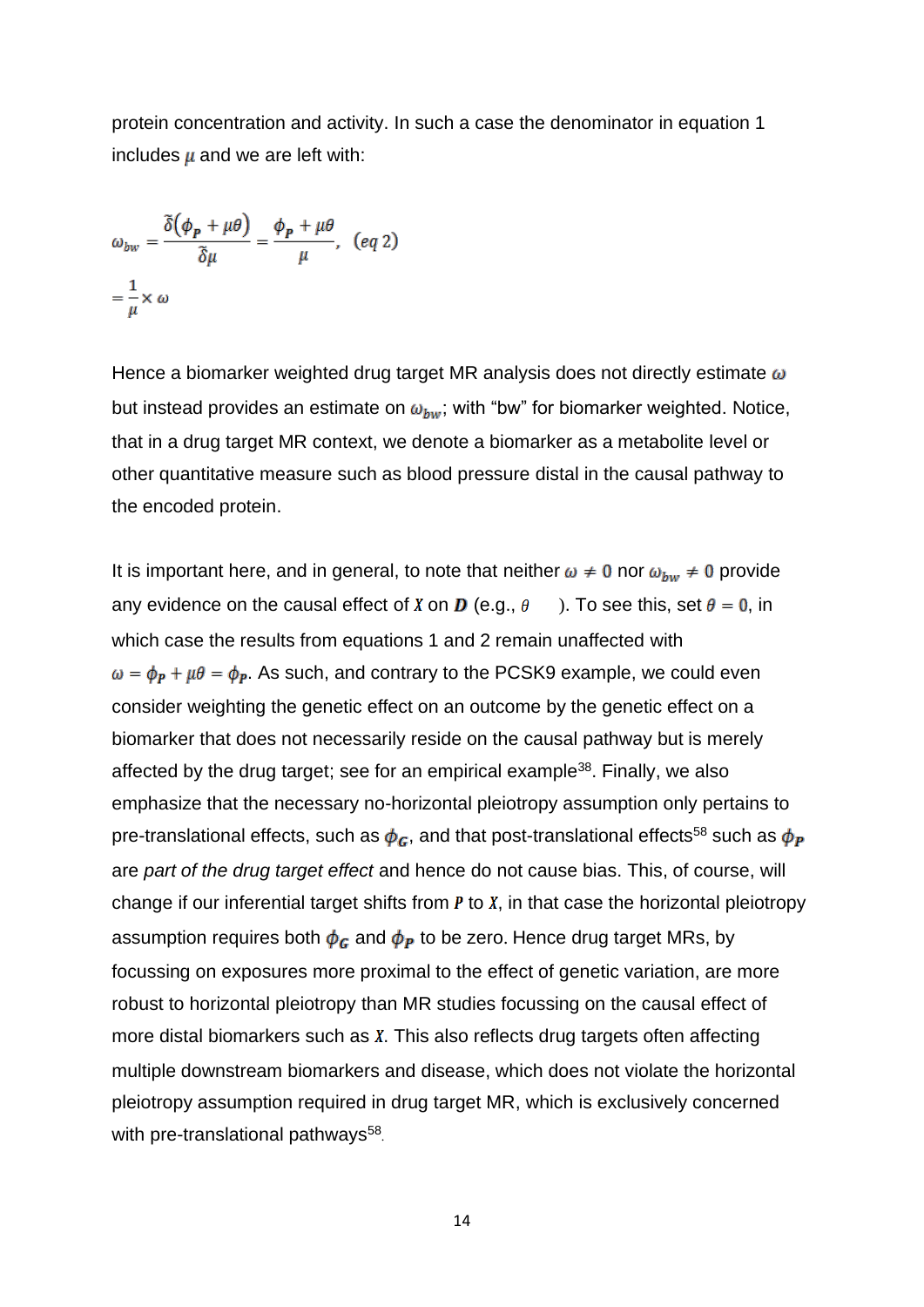protein concentration and activity. In such a case the denominator in equation 1 includes $\mu$ and we are left with:

$$\omega_{bw} = \frac{\tilde{\delta}(\phi_P + \mu\theta)}{\tilde{\delta}\mu} = \frac{\phi_P + \mu\theta}{\mu}, \quad (eq\ 2)$$

$$= \frac{1}{\mu} \times \omega$$

Hence a biomarker weighted drug target MR analysis does not directly estimate $\omega$ but instead provides an estimate on $\omega_{bw}$; with "bw" for biomarker weighted. Notice, that in a drug target MR context, we denote a biomarker as a metabolite level or other quantitative measure such as blood pressure distal in the causal pathway to the encoded protein.

It is important here, and in general, to note that neither $\omega \neq 0$ nor $\omega_{bw} \neq 0$ provide any evidence on the causal effect of $X$ on $D$ (e.g., $\theta$ ). To see this, set $\theta = 0$, in which case the results from equations 1 and 2 remain unaffected with $\omega = \phi_P + \mu\theta = \phi_P$. As such, and contrary to the PCSK9 example, we could even consider weighting the genetic effect on an outcome by the genetic effect on a biomarker that does not necessarily reside on the causal pathway but is merely affected by the drug target; see for an empirical example[38]. Finally, we also emphasize that the necessary no-horizontal pleiotropy assumption only pertains to pre-translational effects, such as $\phi_G$, and that post-translational effects[58] such as $\phi_P$ are *part of the drug target effect* and hence do not cause bias. This, of course, will change if our inferential target shifts from $P$ to $X$, in that case the horizontal pleiotropy assumption requires both $\phi_G$ and $\phi_P$ to be zero. Hence drug target MRs, by focussing on exposures more proximal to the effect of genetic variation, are more robust to horizontal pleiotropy than MR studies focussing on the causal effect of more distal biomarkers such as $X$. This also reflects drug targets often affecting multiple downstream biomarkers and disease, which does not violate the horizontal pleiotropy assumption required in drug target MR, which is exclusively concerned with pre-translational pathways[58].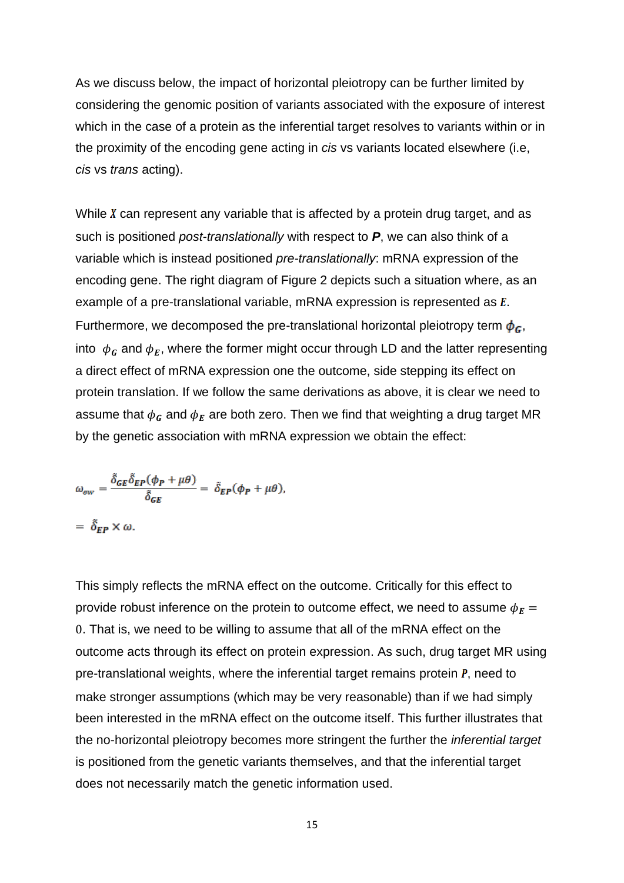As we discuss below, the impact of horizontal pleiotropy can be further limited by considering the genomic position of variants associated with the exposure of interest which in the case of a protein as the inferential target resolves to variants within or in the proximity of the encoding gene acting in *cis* vs variants located elsewhere (i.e, *cis* vs *trans* acting).

While $X$ can represent any variable that is affected by a protein drug target, and as such is positioned *post-translationally* with respect to ***P***, we can also think of a variable which is instead positioned *pre-translationally*: mRNA expression of the encoding gene. The right diagram of Figure 2 depicts such a situation where, as an example of a pre-translational variable, mRNA expression is represented as $E$. Furthermore, we decomposed the pre-translational horizontal pleiotropy term $\boldsymbol{\phi_G}$, into $\phi_G$ and $\phi_E$, where the former might occur through LD and the latter representing a direct effect of mRNA expression one the outcome, side stepping its effect on protein translation. If we follow the same derivations as above, it is clear we need to assume that $\phi_G$ and $\phi_E$ are both zero. Then we find that weighting a drug target MR by the genetic association with mRNA expression we obtain the effect:

$$\omega_{ew} = \frac{\tilde{\delta}_{GE}\tilde{\delta}_{EP}(\phi_P + \mu\theta)}{\tilde{\delta}_{GE}} = \tilde{\delta}_{EP}(\phi_P + \mu\theta),$$

$$= \tilde{\delta}_{EP} \times \omega.$$

This simply reflects the mRNA effect on the outcome. Critically for this effect to provide robust inference on the protein to outcome effect, we need to assume $\phi_E = 0$. That is, we need to be willing to assume that all of the mRNA effect on the outcome acts through its effect on protein expression. As such, drug target MR using pre-translational weights, where the inferential target remains protein $P$, need to make stronger assumptions (which may be very reasonable) than if we had simply been interested in the mRNA effect on the outcome itself. This further illustrates that the no-horizontal pleiotropy becomes more stringent the further the *inferential target* is positioned from the genetic variants themselves, and that the inferential target does not necessarily match the genetic information used.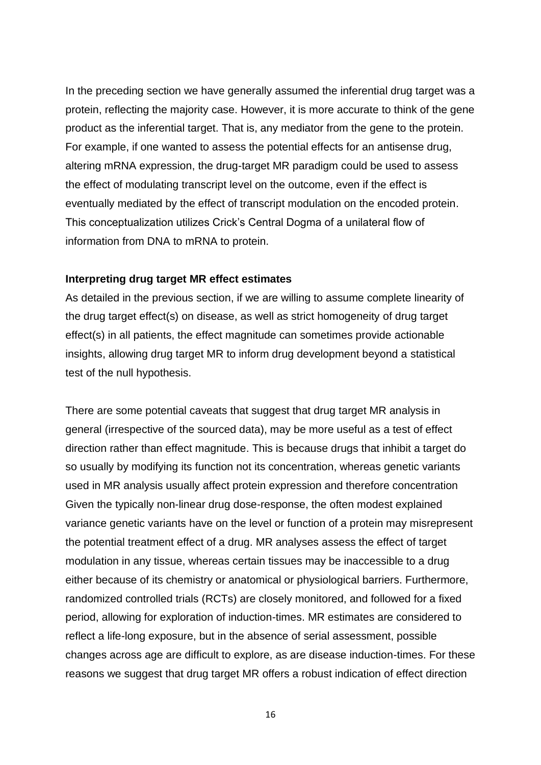In the preceding section we have generally assumed the inferential drug target was a protein, reflecting the majority case. However, it is more accurate to think of the gene product as the inferential target. That is, any mediator from the gene to the protein. For example, if one wanted to assess the potential effects for an antisense drug, altering mRNA expression, the drug-target MR paradigm could be used to assess the effect of modulating transcript level on the outcome, even if the effect is eventually mediated by the effect of transcript modulation on the encoded protein. This conceptualization utilizes Crick's Central Dogma of a unilateral flow of information from DNA to mRNA to protein.

**Interpreting drug target MR effect estimates**

As detailed in the previous section, if we are willing to assume complete linearity of the drug target effect(s) on disease, as well as strict homogeneity of drug target effect(s) in all patients, the effect magnitude can sometimes provide actionable insights, allowing drug target MR to inform drug development beyond a statistical test of the null hypothesis.

There are some potential caveats that suggest that drug target MR analysis in general (irrespective of the sourced data), may be more useful as a test of effect direction rather than effect magnitude. This is because drugs that inhibit a target do so usually by modifying its function not its concentration, whereas genetic variants used in MR analysis usually affect protein expression and therefore concentration Given the typically non-linear drug dose-response, the often modest explained variance genetic variants have on the level or function of a protein may misrepresent the potential treatment effect of a drug. MR analyses assess the effect of target modulation in any tissue, whereas certain tissues may be inaccessible to a drug either because of its chemistry or anatomical or physiological barriers. Furthermore, randomized controlled trials (RCTs) are closely monitored, and followed for a fixed period, allowing for exploration of induction-times. MR estimates are considered to reflect a life-long exposure, but in the absence of serial assessment, possible changes across age are difficult to explore, as are disease induction-times. For these reasons we suggest that drug target MR offers a robust indication of effect direction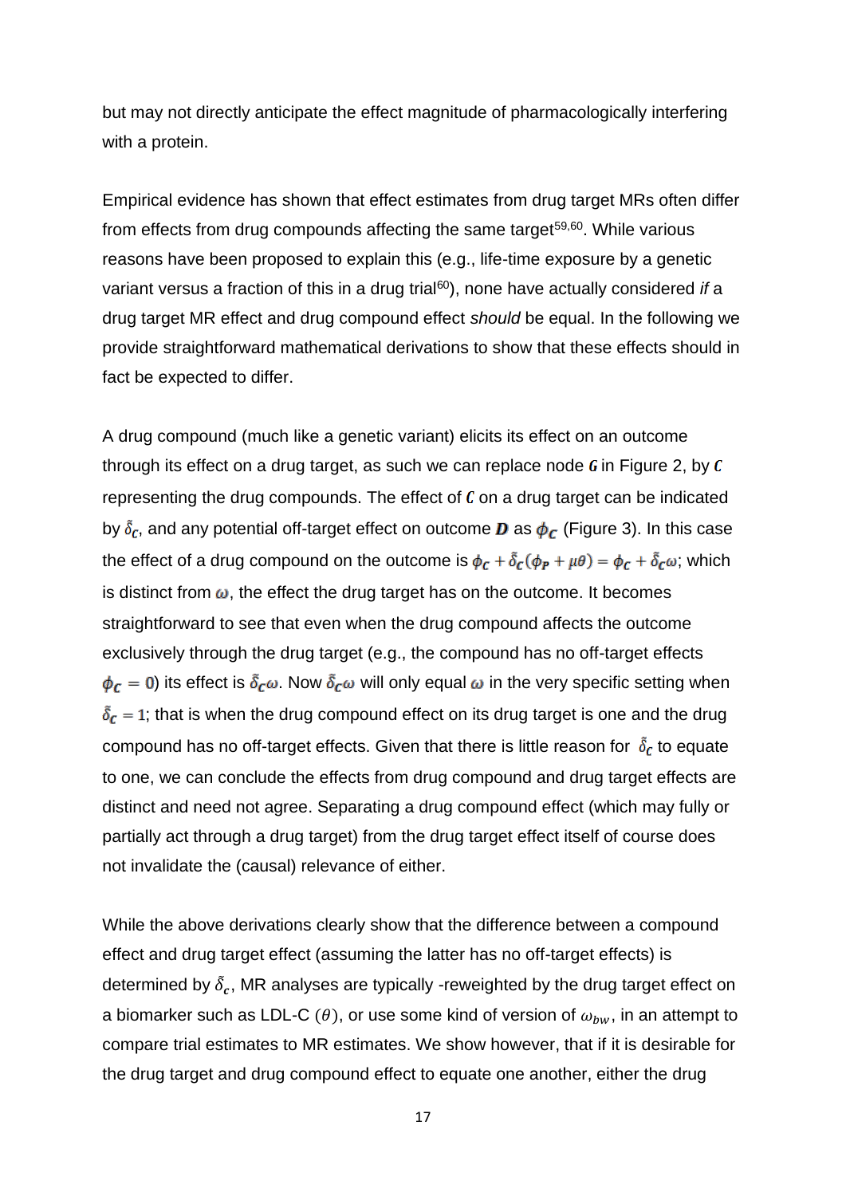but may not directly anticipate the effect magnitude of pharmacologically interfering with a protein.

Empirical evidence has shown that effect estimates from drug target MRs often differ from effects from drug compounds affecting the same target[59,60]. While various reasons have been proposed to explain this (e.g., life-time exposure by a genetic variant versus a fraction of this in a drug trial[60]), none have actually considered *if* a drug target MR effect and drug compound effect *should* be equal. In the following we provide straightforward mathematical derivations to show that these effects should in fact be expected to differ.

A drug compound (much like a genetic variant) elicits its effect on an outcome through its effect on a drug target, as such we can replace node $\boldsymbol{G}$ in Figure 2, by $\boldsymbol{C}$ representing the drug compounds. The effect of $\boldsymbol{C}$ on a drug target can be indicated by $\tilde{\delta}_C$, and any potential off-target effect on outcome $\boldsymbol{D}$ as $\boldsymbol{\phi_C}$ (Figure 3). In this case the effect of a drug compound on the outcome is $\phi_C + \tilde{\delta}_C(\phi_P + \mu\theta) = \phi_C + \tilde{\delta}_C\omega$; which is distinct from $\omega$, the effect the drug target has on the outcome. It becomes straightforward to see that even when the drug compound affects the outcome exclusively through the drug target (e.g., the compound has no off-target effects $\phi_C = 0$) its effect is $\tilde{\delta}_C\omega$. Now $\tilde{\delta}_C\omega$ will only equal $\omega$ in the very specific setting when $\tilde{\delta}_C = 1$; that is when the drug compound effect on its drug target is one and the drug compound has no off-target effects. Given that there is little reason for $\tilde{\delta}_C$ to equate to one, we can conclude the effects from drug compound and drug target effects are distinct and need not agree. Separating a drug compound effect (which may fully or partially act through a drug target) from the drug target effect itself of course does not invalidate the (causal) relevance of either.

While the above derivations clearly show that the difference between a compound effect and drug target effect (assuming the latter has no off-target effects) is determined by $\tilde{\delta}_c$, MR analyses are typically -reweighted by the drug target effect on a biomarker such as LDL-C $(\theta)$, or use some kind of version of $\omega_{bw}$, in an attempt to compare trial estimates to MR estimates. We show however, that if it is desirable for the drug target and drug compound effect to equate one another, either the drug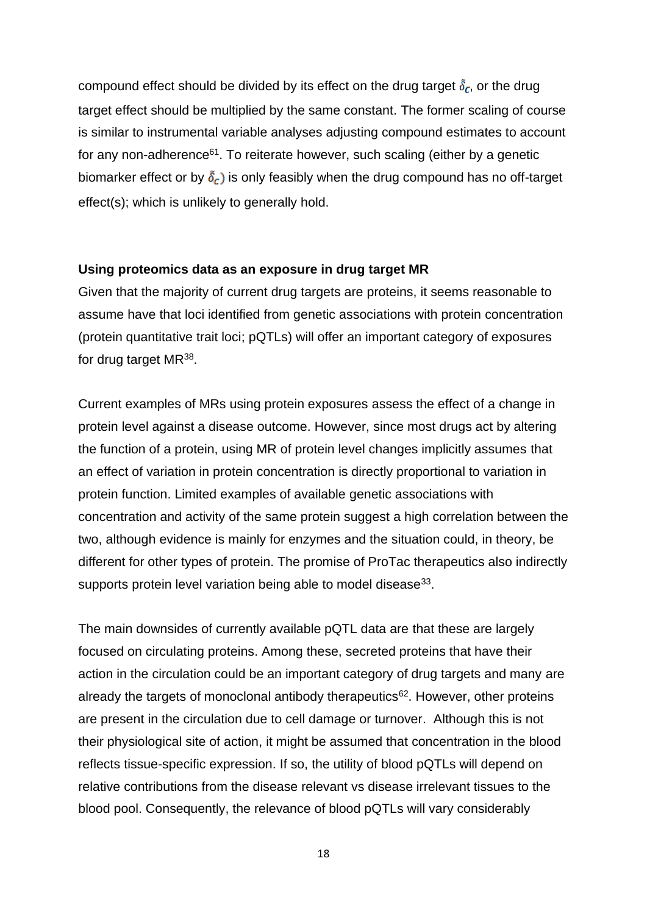compound effect should be divided by its effect on the drug target $\tilde{\delta}_c$, or the drug target effect should be multiplied by the same constant. The former scaling of course is similar to instrumental variable analyses adjusting compound estimates to account for any non-adherence[61]. To reiterate however, such scaling (either by a genetic biomarker effect or by $\tilde{\delta}_c$) is only feasibly when the drug compound has no off-target effect(s); which is unlikely to generally hold.

**Using proteomics data as an exposure in drug target MR**

Given that the majority of current drug targets are proteins, it seems reasonable to assume have that loci identified from genetic associations with protein concentration (protein quantitative trait loci; pQTLs) will offer an important category of exposures for drug target MR[38].

Current examples of MRs using protein exposures assess the effect of a change in protein level against a disease outcome. However, since most drugs act by altering the function of a protein, using MR of protein level changes implicitly assumes that an effect of variation in protein concentration is directly proportional to variation in protein function. Limited examples of available genetic associations with concentration and activity of the same protein suggest a high correlation between the two, although evidence is mainly for enzymes and the situation could, in theory, be different for other types of protein. The promise of ProTac therapeutics also indirectly supports protein level variation being able to model disease[33].

The main downsides of currently available pQTL data are that these are largely focused on circulating proteins. Among these, secreted proteins that have their action in the circulation could be an important category of drug targets and many are already the targets of monoclonal antibody therapeutics[62]. However, other proteins are present in the circulation due to cell damage or turnover. Although this is not their physiological site of action, it might be assumed that concentration in the blood reflects tissue-specific expression. If so, the utility of blood pQTLs will depend on relative contributions from the disease relevant vs disease irrelevant tissues to the blood pool. Consequently, the relevance of blood pQTLs will vary considerably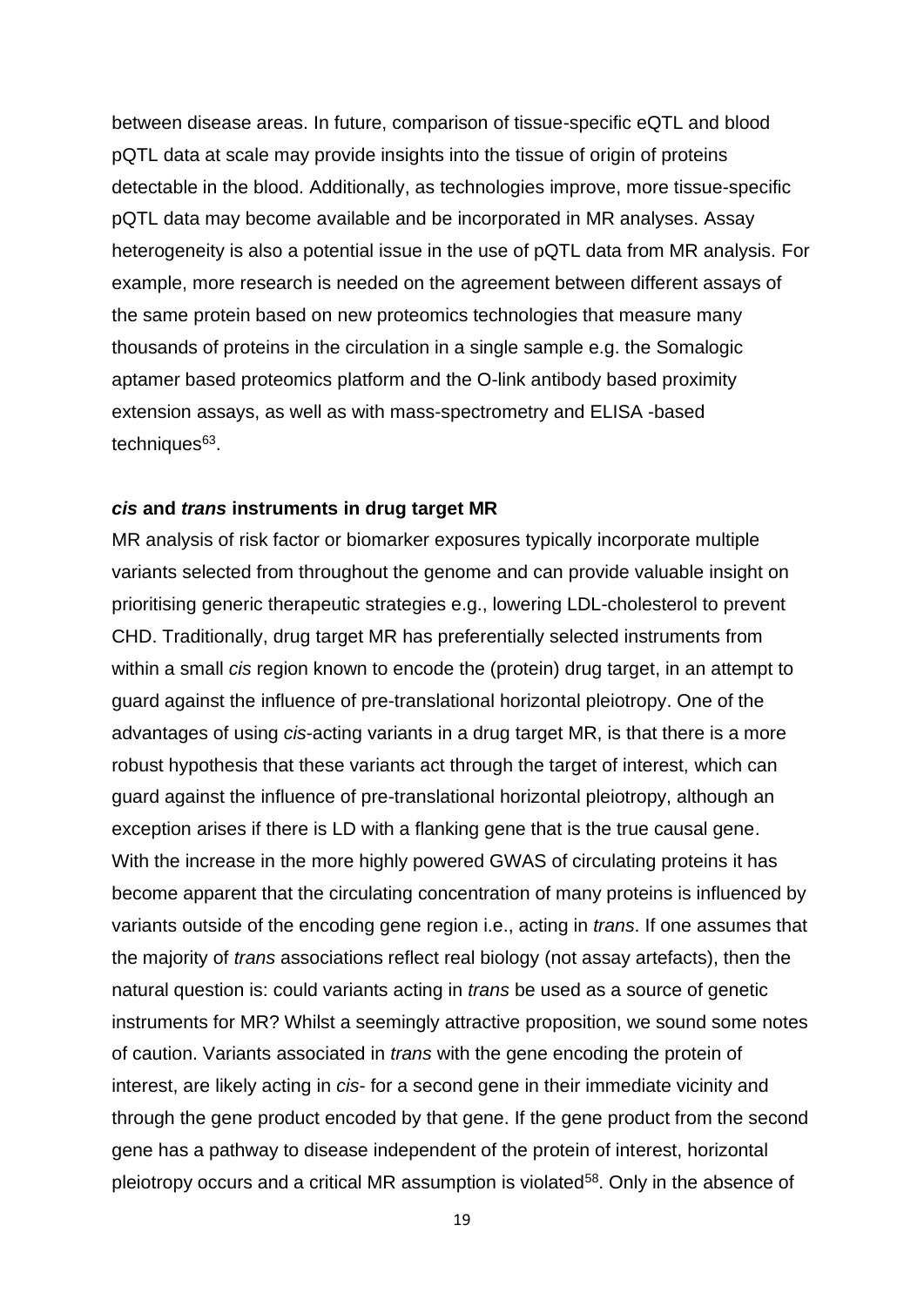between disease areas. In future, comparison of tissue-specific eQTL and blood pQTL data at scale may provide insights into the tissue of origin of proteins detectable in the blood. Additionally, as technologies improve, more tissue-specific pQTL data may become available and be incorporated in MR analyses. Assay heterogeneity is also a potential issue in the use of pQTL data from MR analysis. For example, more research is needed on the agreement between different assays of the same protein based on new proteomics technologies that measure many thousands of proteins in the circulation in a single sample e.g. the Somalogic aptamer based proteomics platform and the O-link antibody based proximity extension assays, as well as with mass-spectrometry and ELISA -based techniques[63].

### ***cis* and *trans* instruments in drug target MR**

MR analysis of risk factor or biomarker exposures typically incorporate multiple variants selected from throughout the genome and can provide valuable insight on prioritising generic therapeutic strategies e.g., lowering LDL-cholesterol to prevent CHD. Traditionally, drug target MR has preferentially selected instruments from within a small *cis* region known to encode the (protein) drug target, in an attempt to guard against the influence of pre-translational horizontal pleiotropy. One of the advantages of using *cis*-acting variants in a drug target MR, is that there is a more robust hypothesis that these variants act through the target of interest, which can guard against the influence of pre-translational horizontal pleiotropy, although an exception arises if there is LD with a flanking gene that is the true causal gene. With the increase in the more highly powered GWAS of circulating proteins it has become apparent that the circulating concentration of many proteins is influenced by variants outside of the encoding gene region i.e., acting in *trans*. If one assumes that the majority of *trans* associations reflect real biology (not assay artefacts), then the natural question is: could variants acting in *trans* be used as a source of genetic instruments for MR? Whilst a seemingly attractive proposition, we sound some notes of caution. Variants associated in *trans* with the gene encoding the protein of interest, are likely acting in *cis*- for a second gene in their immediate vicinity and through the gene product encoded by that gene. If the gene product from the second gene has a pathway to disease independent of the protein of interest, horizontal pleiotropy occurs and a critical MR assumption is violated[58]. Only in the absence of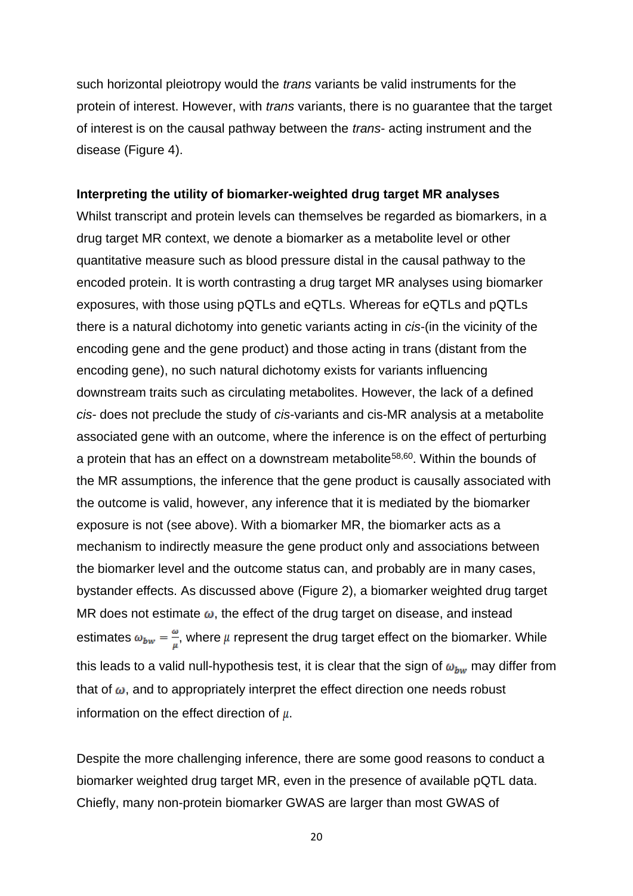such horizontal pleiotropy would the *trans* variants be valid instruments for the protein of interest. However, with *trans* variants, there is no guarantee that the target of interest is on the causal pathway between the *trans*- acting instrument and the disease (Figure 4).

**Interpreting the utility of biomarker-weighted drug target MR analyses**

Whilst transcript and protein levels can themselves be regarded as biomarkers, in a drug target MR context, we denote a biomarker as a metabolite level or other quantitative measure such as blood pressure distal in the causal pathway to the encoded protein. It is worth contrasting a drug target MR analyses using biomarker exposures, with those using pQTLs and eQTLs. Whereas for eQTLs and pQTLs there is a natural dichotomy into genetic variants acting in *cis*-(in the vicinity of the encoding gene and the gene product) and those acting in trans (distant from the encoding gene), no such natural dichotomy exists for variants influencing downstream traits such as circulating metabolites. However, the lack of a defined *cis*- does not preclude the study of *cis*-variants and cis-MR analysis at a metabolite associated gene with an outcome, where the inference is on the effect of perturbing a protein that has an effect on a downstream metabolite[58,60]. Within the bounds of the MR assumptions, the inference that the gene product is causally associated with the outcome is valid, however, any inference that it is mediated by the biomarker exposure is not (see above). With a biomarker MR, the biomarker acts as a mechanism to indirectly measure the gene product only and associations between the biomarker level and the outcome status can, and probably are in many cases, bystander effects. As discussed above (Figure 2), a biomarker weighted drug target MR does not estimate $\omega$, the effect of the drug target on disease, and instead estimates $\omega_{bw} = \frac{\omega}{\mu}$, where $\mu$ represent the drug target effect on the biomarker. While this leads to a valid null-hypothesis test, it is clear that the sign of $\omega_{bw}$ may differ from that of $\omega$, and to appropriately interpret the effect direction one needs robust information on the effect direction of $\mu$.

Despite the more challenging inference, there are some good reasons to conduct a biomarker weighted drug target MR, even in the presence of available pQTL data. Chiefly, many non-protein biomarker GWAS are larger than most GWAS of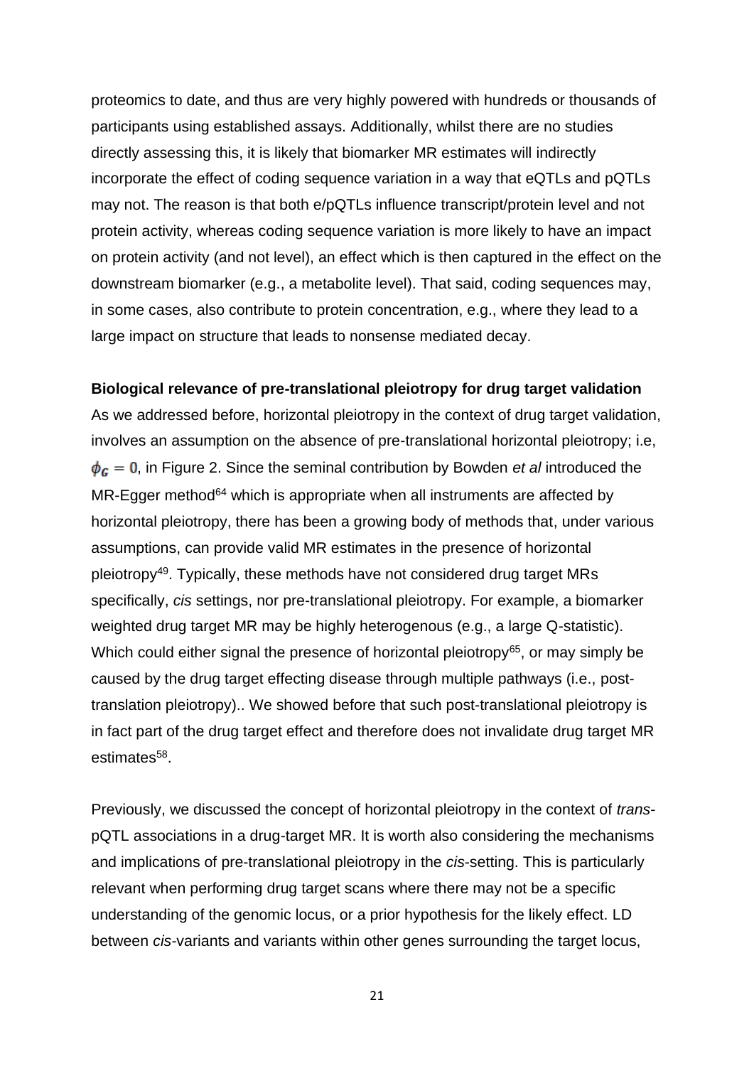proteomics to date, and thus are very highly powered with hundreds or thousands of participants using established assays. Additionally, whilst there are no studies directly assessing this, it is likely that biomarker MR estimates will indirectly incorporate the effect of coding sequence variation in a way that eQTLs and pQTLs may not. The reason is that both e/pQTLs influence transcript/protein level and not protein activity, whereas coding sequence variation is more likely to have an impact on protein activity (and not level), an effect which is then captured in the effect on the downstream biomarker (e.g., a metabolite level). That said, coding sequences may, in some cases, also contribute to protein concentration, e.g., where they lead to a large impact on structure that leads to nonsense mediated decay.

**Biological relevance of pre-translational pleiotropy for drug target validation**

As we addressed before, horizontal pleiotropy in the context of drug target validation, involves an assumption on the absence of pre-translational horizontal pleiotropy; i.e, $\phi_G = 0$, in Figure 2. Since the seminal contribution by Bowden *et al* introduced the MR-Egger method[64] which is appropriate when all instruments are affected by horizontal pleiotropy, there has been a growing body of methods that, under various assumptions, can provide valid MR estimates in the presence of horizontal pleiotropy[49]. Typically, these methods have not considered drug target MRs specifically, *cis* settings, nor pre-translational pleiotropy. For example, a biomarker weighted drug target MR may be highly heterogenous (e.g., a large Q-statistic). Which could either signal the presence of horizontal pleiotropy[65], or may simply be caused by the drug target effecting disease through multiple pathways (i.e., post-translation pleiotropy).. We showed before that such post-translational pleiotropy is in fact part of the drug target effect and therefore does not invalidate drug target MR estimates[58].

Previously, we discussed the concept of horizontal pleiotropy in the context of *trans*-pQTL associations in a drug-target MR. It is worth also considering the mechanisms and implications of pre-translational pleiotropy in the *cis*-setting. This is particularly relevant when performing drug target scans where there may not be a specific understanding of the genomic locus, or a prior hypothesis for the likely effect. LD between *cis*-variants and variants within other genes surrounding the target locus,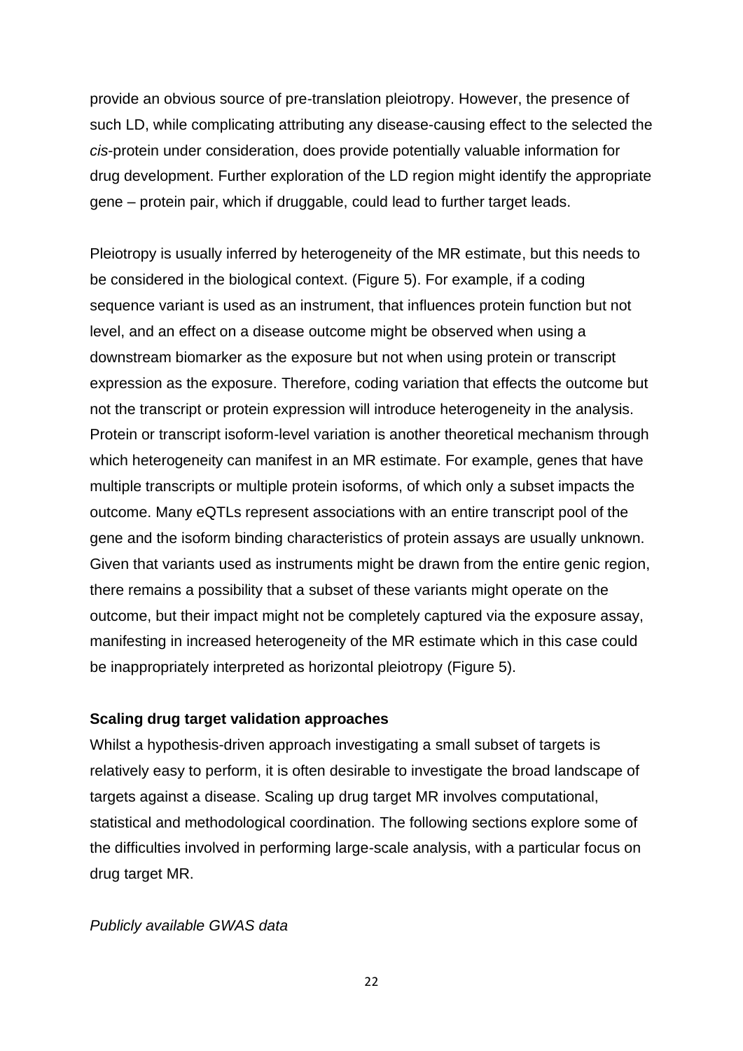provide an obvious source of pre-translation pleiotropy. However, the presence of such LD, while complicating attributing any disease-causing effect to the selected the *cis*-protein under consideration, does provide potentially valuable information for drug development. Further exploration of the LD region might identify the appropriate gene – protein pair, which if druggable, could lead to further target leads.

Pleiotropy is usually inferred by heterogeneity of the MR estimate, but this needs to be considered in the biological context. (Figure 5). For example, if a coding sequence variant is used as an instrument, that influences protein function but not level, and an effect on a disease outcome might be observed when using a downstream biomarker as the exposure but not when using protein or transcript expression as the exposure. Therefore, coding variation that effects the outcome but not the transcript or protein expression will introduce heterogeneity in the analysis. Protein or transcript isoform-level variation is another theoretical mechanism through which heterogeneity can manifest in an MR estimate. For example, genes that have multiple transcripts or multiple protein isoforms, of which only a subset impacts the outcome. Many eQTLs represent associations with an entire transcript pool of the gene and the isoform binding characteristics of protein assays are usually unknown. Given that variants used as instruments might be drawn from the entire genic region, there remains a possibility that a subset of these variants might operate on the outcome, but their impact might not be completely captured via the exposure assay, manifesting in increased heterogeneity of the MR estimate which in this case could be inappropriately interpreted as horizontal pleiotropy (Figure 5).

**Scaling drug target validation approaches**

Whilst a hypothesis-driven approach investigating a small subset of targets is relatively easy to perform, it is often desirable to investigate the broad landscape of targets against a disease. Scaling up drug target MR involves computational, statistical and methodological coordination. The following sections explore some of the difficulties involved in performing large-scale analysis, with a particular focus on drug target MR.

*Publicly available GWAS data*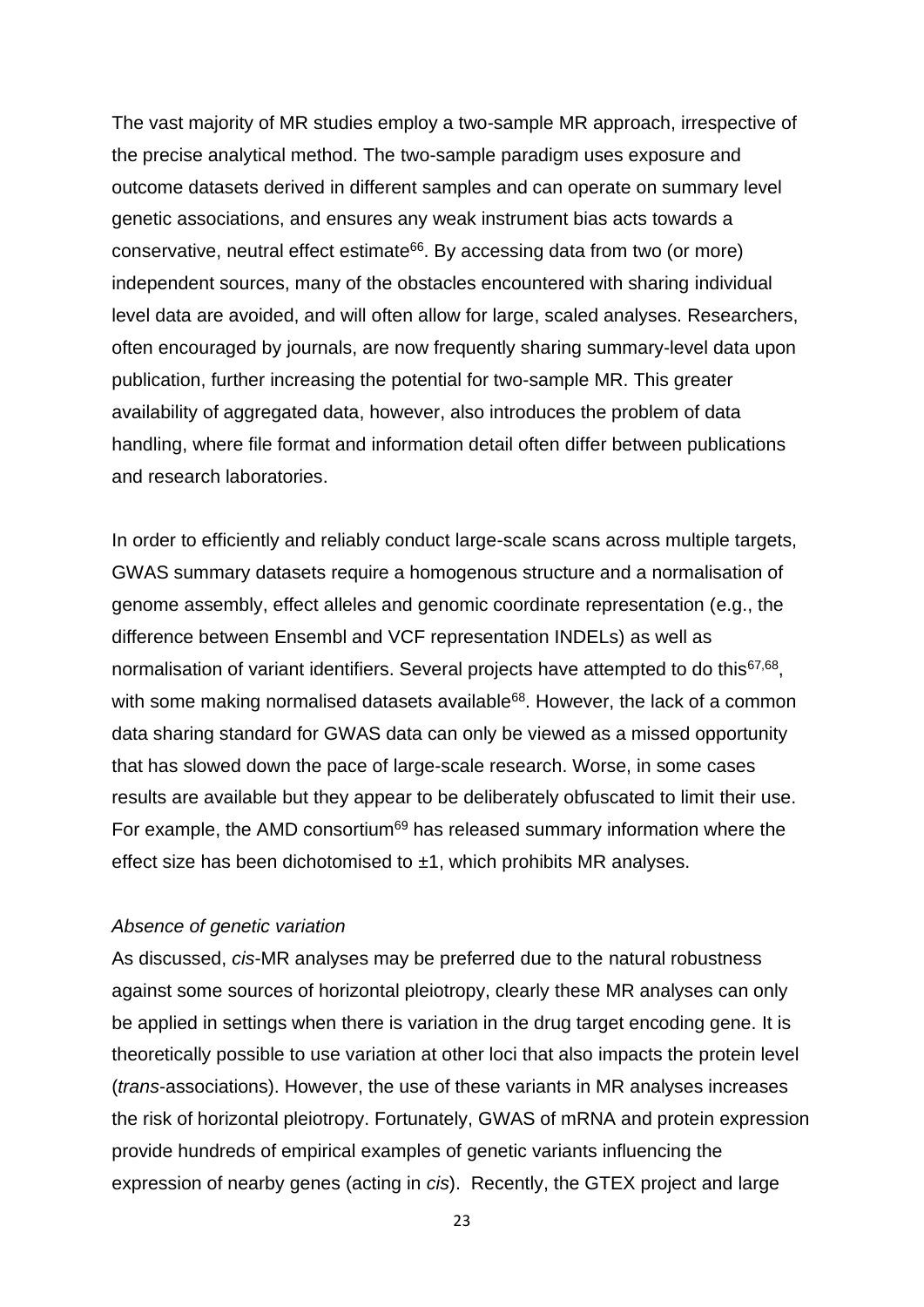The vast majority of MR studies employ a two-sample MR approach, irrespective of the precise analytical method. The two-sample paradigm uses exposure and outcome datasets derived in different samples and can operate on summary level genetic associations, and ensures any weak instrument bias acts towards a conservative, neutral effect estimate[66]. By accessing data from two (or more) independent sources, many of the obstacles encountered with sharing individual level data are avoided, and will often allow for large, scaled analyses. Researchers, often encouraged by journals, are now frequently sharing summary-level data upon publication, further increasing the potential for two-sample MR. This greater availability of aggregated data, however, also introduces the problem of data handling, where file format and information detail often differ between publications and research laboratories.

In order to efficiently and reliably conduct large-scale scans across multiple targets, GWAS summary datasets require a homogenous structure and a normalisation of genome assembly, effect alleles and genomic coordinate representation (e.g., the difference between Ensembl and VCF representation INDELs) as well as normalisation of variant identifiers. Several projects have attempted to do this[67,68], with some making normalised datasets available[68]. However, the lack of a common data sharing standard for GWAS data can only be viewed as a missed opportunity that has slowed down the pace of large-scale research. Worse, in some cases results are available but they appear to be deliberately obfuscated to limit their use. For example, the AMD consortium[69] has released summary information where the effect size has been dichotomised to $\pm 1$, which prohibits MR analyses.

*Absence of genetic variation*

As discussed, *cis*-MR analyses may be preferred due to the natural robustness against some sources of horizontal pleiotropy, clearly these MR analyses can only be applied in settings when there is variation in the drug target encoding gene. It is theoretically possible to use variation at other loci that also impacts the protein level (*trans*-associations). However, the use of these variants in MR analyses increases the risk of horizontal pleiotropy. Fortunately, GWAS of mRNA and protein expression provide hundreds of empirical examples of genetic variants influencing the expression of nearby genes (acting in *cis*). Recently, the GTEX project and large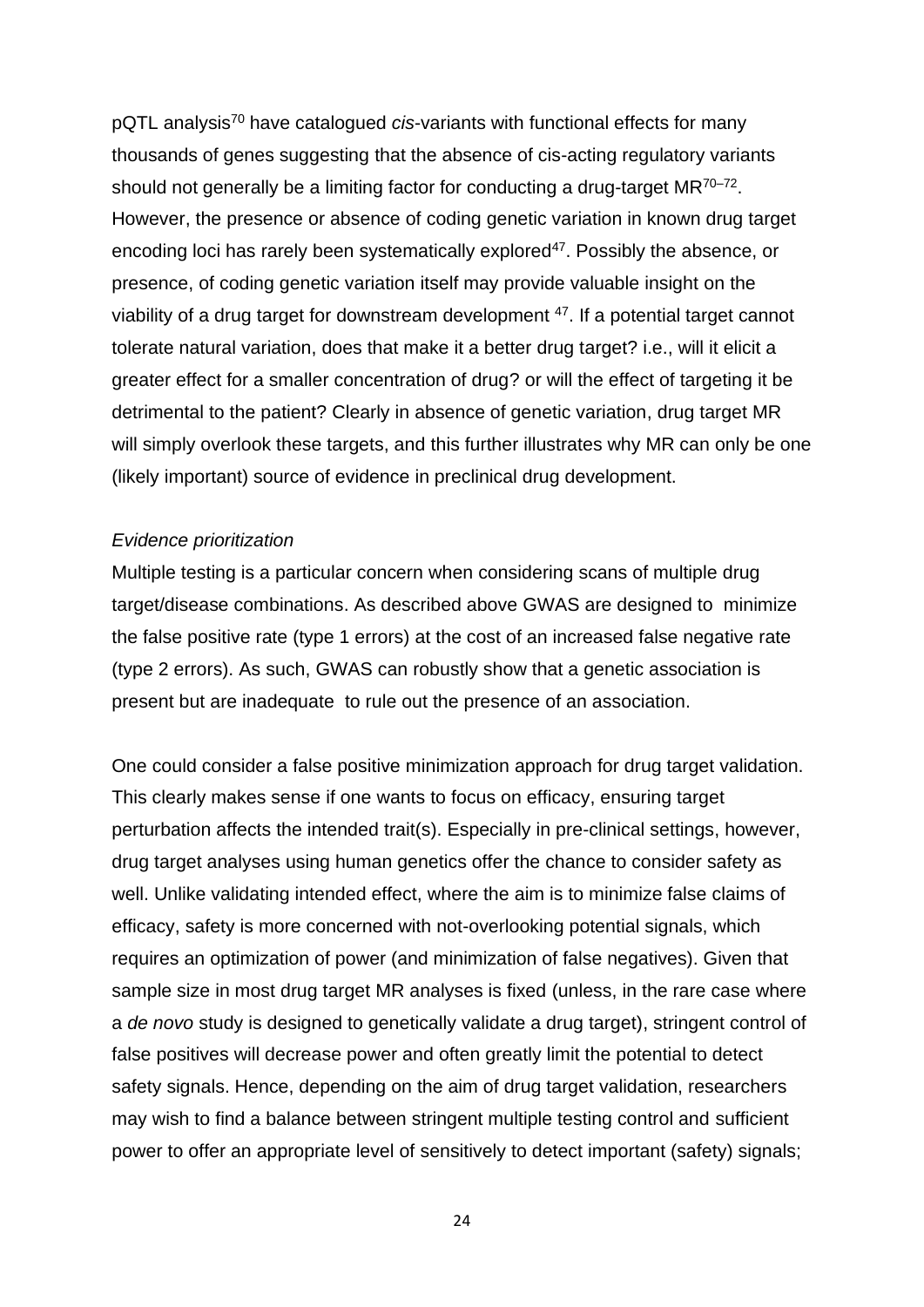pQTL analysis[70] have catalogued *cis*-variants with functional effects for many thousands of genes suggesting that the absence of cis-acting regulatory variants should not generally be a limiting factor for conducting a drug-target MR[70–72]. However, the presence or absence of coding genetic variation in known drug target encoding loci has rarely been systematically explored[47]. Possibly the absence, or presence, of coding genetic variation itself may provide valuable insight on the viability of a drug target for downstream development [47]. If a potential target cannot tolerate natural variation, does that make it a better drug target? i.e., will it elicit a greater effect for a smaller concentration of drug? or will the effect of targeting it be detrimental to the patient? Clearly in absence of genetic variation, drug target MR will simply overlook these targets, and this further illustrates why MR can only be one (likely important) source of evidence in preclinical drug development.

*Evidence prioritization*

Multiple testing is a particular concern when considering scans of multiple drug target/disease combinations. As described above GWAS are designed to minimize the false positive rate (type 1 errors) at the cost of an increased false negative rate (type 2 errors). As such, GWAS can robustly show that a genetic association is present but are inadequate to rule out the presence of an association.

One could consider a false positive minimization approach for drug target validation. This clearly makes sense if one wants to focus on efficacy, ensuring target perturbation affects the intended trait(s). Especially in pre-clinical settings, however, drug target analyses using human genetics offer the chance to consider safety as well. Unlike validating intended effect, where the aim is to minimize false claims of efficacy, safety is more concerned with not-overlooking potential signals, which requires an optimization of power (and minimization of false negatives). Given that sample size in most drug target MR analyses is fixed (unless, in the rare case where a *de novo* study is designed to genetically validate a drug target), stringent control of false positives will decrease power and often greatly limit the potential to detect safety signals. Hence, depending on the aim of drug target validation, researchers may wish to find a balance between stringent multiple testing control and sufficient power to offer an appropriate level of sensitively to detect important (safety) signals;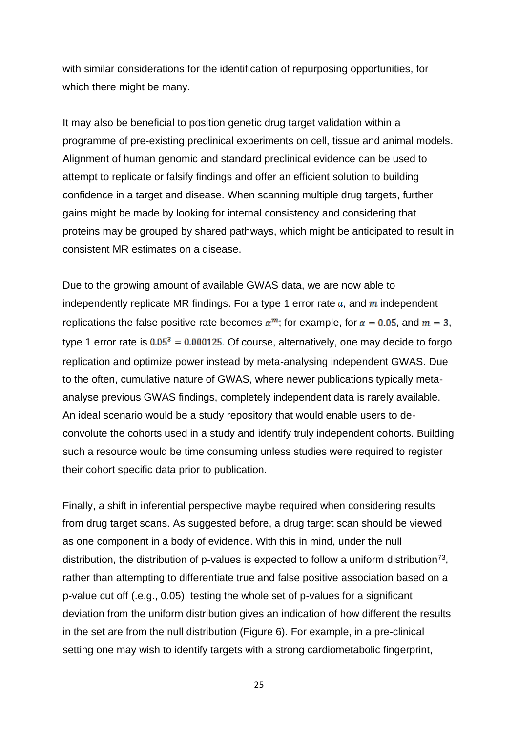with similar considerations for the identification of repurposing opportunities, for which there might be many.

It may also be beneficial to position genetic drug target validation within a programme of pre-existing preclinical experiments on cell, tissue and animal models. Alignment of human genomic and standard preclinical evidence can be used to attempt to replicate or falsify findings and offer an efficient solution to building confidence in a target and disease. When scanning multiple drug targets, further gains might be made by looking for internal consistency and considering that proteins may be grouped by shared pathways, which might be anticipated to result in consistent MR estimates on a disease.

Due to the growing amount of available GWAS data, we are now able to independently replicate MR findings. For a type 1 error rate $\alpha$, and $m$ independent replications the false positive rate becomes $\alpha^m$; for example, for $\alpha = 0.05$, and $m = 3$, type 1 error rate is $0.05^3 = 0.000125$. Of course, alternatively, one may decide to forgo replication and optimize power instead by meta-analysing independent GWAS. Due to the often, cumulative nature of GWAS, where newer publications typically meta-analyse previous GWAS findings, completely independent data is rarely available. An ideal scenario would be a study repository that would enable users to de-convolute the cohorts used in a study and identify truly independent cohorts. Building such a resource would be time consuming unless studies were required to register their cohort specific data prior to publication.

Finally, a shift in inferential perspective maybe required when considering results from drug target scans. As suggested before, a drug target scan should be viewed as one component in a body of evidence. With this in mind, under the null distribution, the distribution of p-values is expected to follow a uniform distribution[73], rather than attempting to differentiate true and false positive association based on a p-value cut off (.e.g., 0.05), testing the whole set of p-values for a significant deviation from the uniform distribution gives an indication of how different the results in the set are from the null distribution (Figure 6). For example, in a pre-clinical setting one may wish to identify targets with a strong cardiometabolic fingerprint,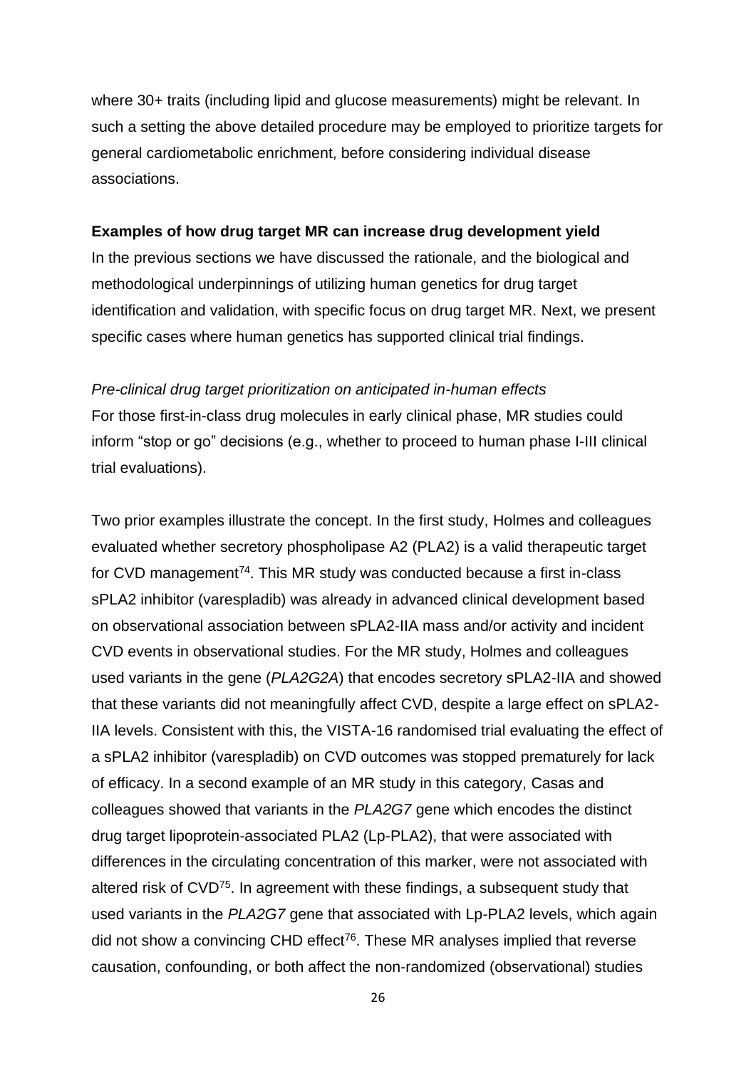where 30+ traits (including lipid and glucose measurements) might be relevant. In such a setting the above detailed procedure may be employed to prioritize targets for general cardiometabolic enrichment, before considering individual disease associations.

**Examples of how drug target MR can increase drug development yield**

In the previous sections we have discussed the rationale, and the biological and methodological underpinnings of utilizing human genetics for drug target identification and validation, with specific focus on drug target MR. Next, we present specific cases where human genetics has supported clinical trial findings.

*Pre-clinical drug target prioritization on anticipated in-human effects*

For those first-in-class drug molecules in early clinical phase, MR studies could inform "stop or go" decisions (e.g., whether to proceed to human phase I-III clinical trial evaluations).

Two prior examples illustrate the concept. In the first study, Holmes and colleagues evaluated whether secretory phospholipase A2 (PLA2) is a valid therapeutic target for CVD management[74]. This MR study was conducted because a first in-class sPLA2 inhibitor (varespladib) was already in advanced clinical development based on observational association between sPLA2-IIA mass and/or activity and incident CVD events in observational studies. For the MR study, Holmes and colleagues used variants in the gene (*PLA2G2A*) that encodes secretory sPLA2-IIA and showed that these variants did not meaningfully affect CVD, despite a large effect on sPLA2-IIA levels. Consistent with this, the VISTA-16 randomised trial evaluating the effect of a sPLA2 inhibitor (varespladib) on CVD outcomes was stopped prematurely for lack of efficacy. In a second example of an MR study in this category, Casas and colleagues showed that variants in the *PLA2G7* gene which encodes the distinct drug target lipoprotein-associated PLA2 (Lp-PLA2), that were associated with differences in the circulating concentration of this marker, were not associated with altered risk of CVD[75]. In agreement with these findings, a subsequent study that used variants in the *PLA2G7* gene that associated with Lp-PLA2 levels, which again did not show a convincing CHD effect[76]. These MR analyses implied that reverse causation, confounding, or both affect the non-randomized (observational) studies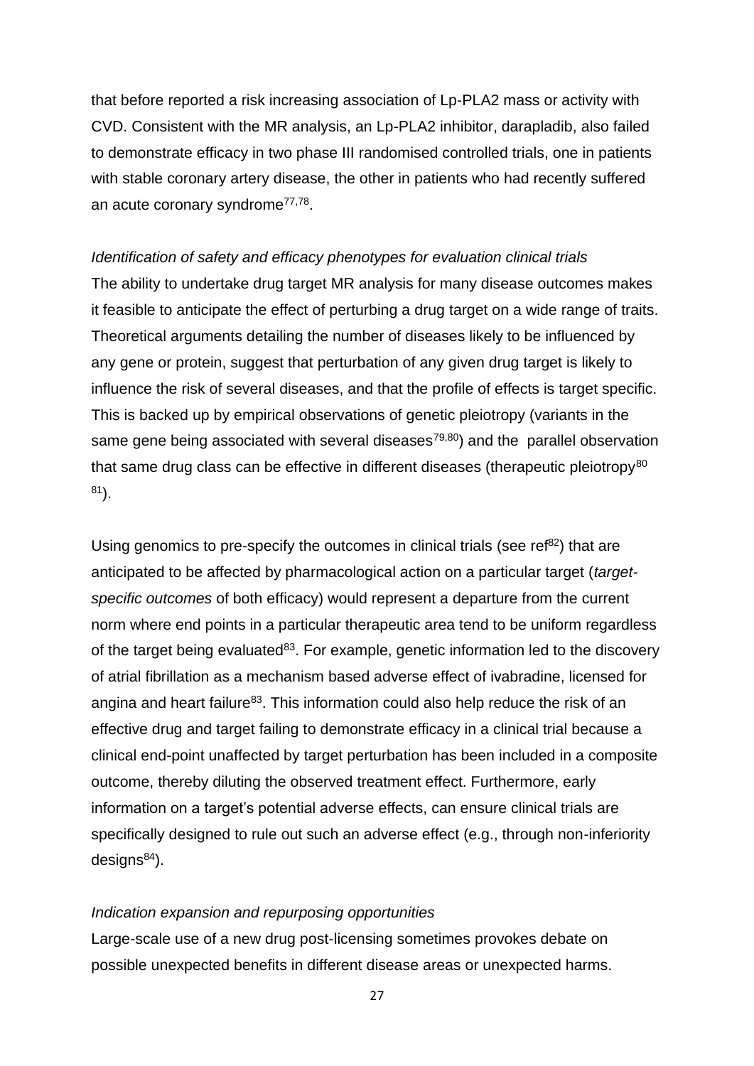that before reported a risk increasing association of Lp-PLA2 mass or activity with CVD. Consistent with the MR analysis, an Lp-PLA2 inhibitor, darapladib, also failed to demonstrate efficacy in two phase III randomised controlled trials, one in patients with stable coronary artery disease, the other in patients who had recently suffered an acute coronary syndrome[77,78].

*Identification of safety and efficacy phenotypes for evaluation clinical trials*

The ability to undertake drug target MR analysis for many disease outcomes makes it feasible to anticipate the effect of perturbing a drug target on a wide range of traits. Theoretical arguments detailing the number of diseases likely to be influenced by any gene or protein, suggest that perturbation of any given drug target is likely to influence the risk of several diseases, and that the profile of effects is target specific. This is backed up by empirical observations of genetic pleiotropy (variants in the same gene being associated with several diseases[79,80]) and the parallel observation that same drug class can be effective in different diseases (therapeutic pleiotropy[80] [81]).

Using genomics to pre-specify the outcomes in clinical trials (see ref[82]) that are anticipated to be affected by pharmacological action on a particular target (*target-specific outcomes* of both efficacy) would represent a departure from the current norm where end points in a particular therapeutic area tend to be uniform regardless of the target being evaluated[83]. For example, genetic information led to the discovery of atrial fibrillation as a mechanism based adverse effect of ivabradine, licensed for angina and heart failure[83]. This information could also help reduce the risk of an effective drug and target failing to demonstrate efficacy in a clinical trial because a clinical end-point unaffected by target perturbation has been included in a composite outcome, thereby diluting the observed treatment effect. Furthermore, early information on a target's potential adverse effects, can ensure clinical trials are specifically designed to rule out such an adverse effect (e.g., through non-inferiority designs[84]).

*Indication expansion and repurposing opportunities*

Large-scale use of a new drug post-licensing sometimes provokes debate on possible unexpected benefits in different disease areas or unexpected harms.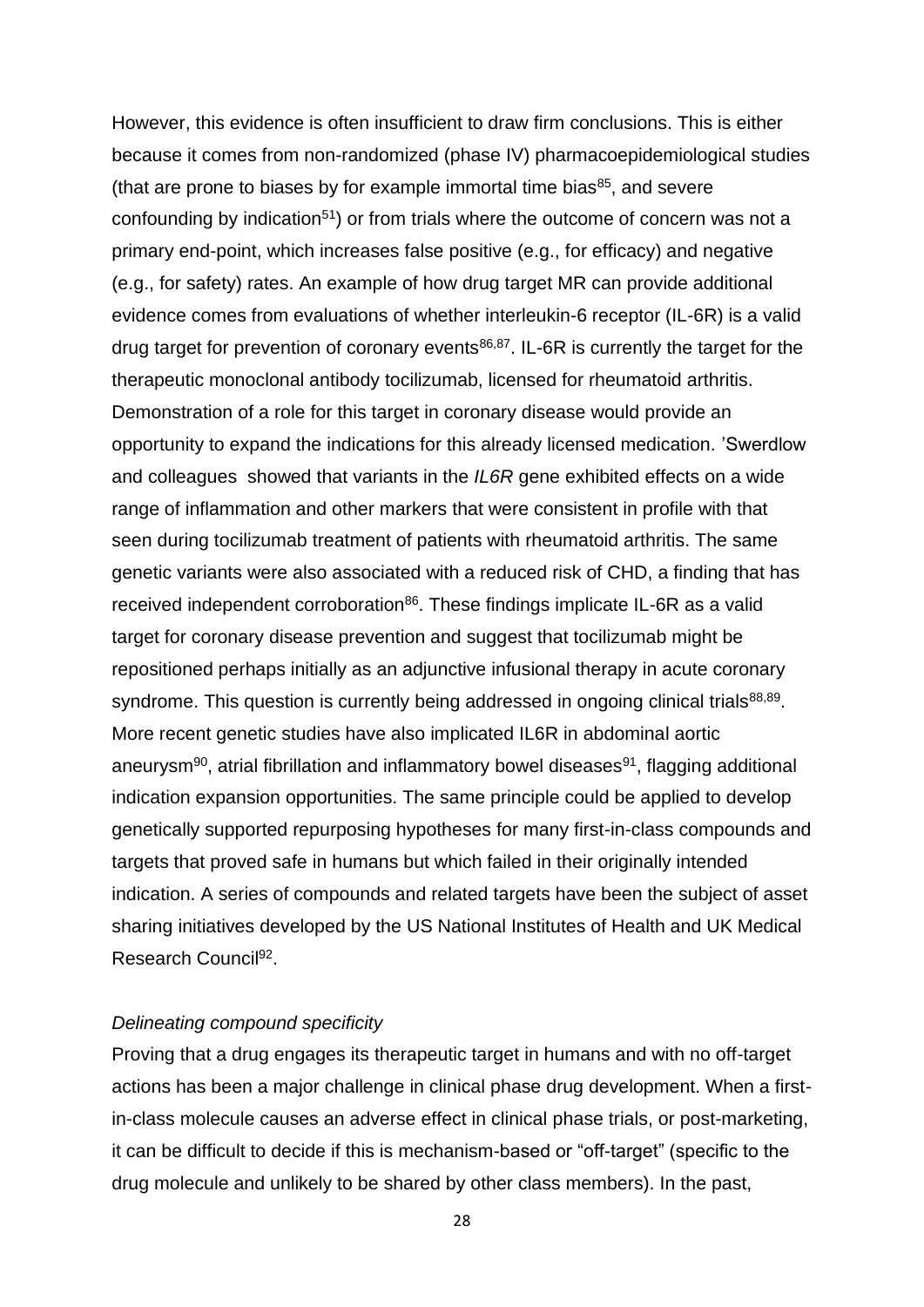However, this evidence is often insufficient to draw firm conclusions. This is either because it comes from non-randomized (phase IV) pharmacoepidemiological studies (that are prone to biases by for example immortal time bias[85], and severe confounding by indication[51]) or from trials where the outcome of concern was not a primary end-point, which increases false positive (e.g., for efficacy) and negative (e.g., for safety) rates. An example of how drug target MR can provide additional evidence comes from evaluations of whether interleukin-6 receptor (IL-6R) is a valid drug target for prevention of coronary events[86,87]. IL-6R is currently the target for the therapeutic monoclonal antibody tocilizumab, licensed for rheumatoid arthritis. Demonstration of a role for this target in coronary disease would provide an opportunity to expand the indications for this already licensed medication. 'Swerdlow and colleagues showed that variants in the *IL6R* gene exhibited effects on a wide range of inflammation and other markers that were consistent in profile with that seen during tocilizumab treatment of patients with rheumatoid arthritis. The same genetic variants were also associated with a reduced risk of CHD, a finding that has received independent corroboration[86]. These findings implicate IL-6R as a valid target for coronary disease prevention and suggest that tocilizumab might be repositioned perhaps initially as an adjunctive infusional therapy in acute coronary syndrome. This question is currently being addressed in ongoing clinical trials[88,89]. More recent genetic studies have also implicated IL6R in abdominal aortic aneurysm[90], atrial fibrillation and inflammatory bowel diseases[91], flagging additional indication expansion opportunities. The same principle could be applied to develop genetically supported repurposing hypotheses for many first-in-class compounds and targets that proved safe in humans but which failed in their originally intended indication. A series of compounds and related targets have been the subject of asset sharing initiatives developed by the US National Institutes of Health and UK Medical Research Council[92].

*Delineating compound specificity*

Proving that a drug engages its therapeutic target in humans and with no off-target actions has been a major challenge in clinical phase drug development. When a first-in-class molecule causes an adverse effect in clinical phase trials, or post-marketing, it can be difficult to decide if this is mechanism-based or "off-target" (specific to the drug molecule and unlikely to be shared by other class members). In the past,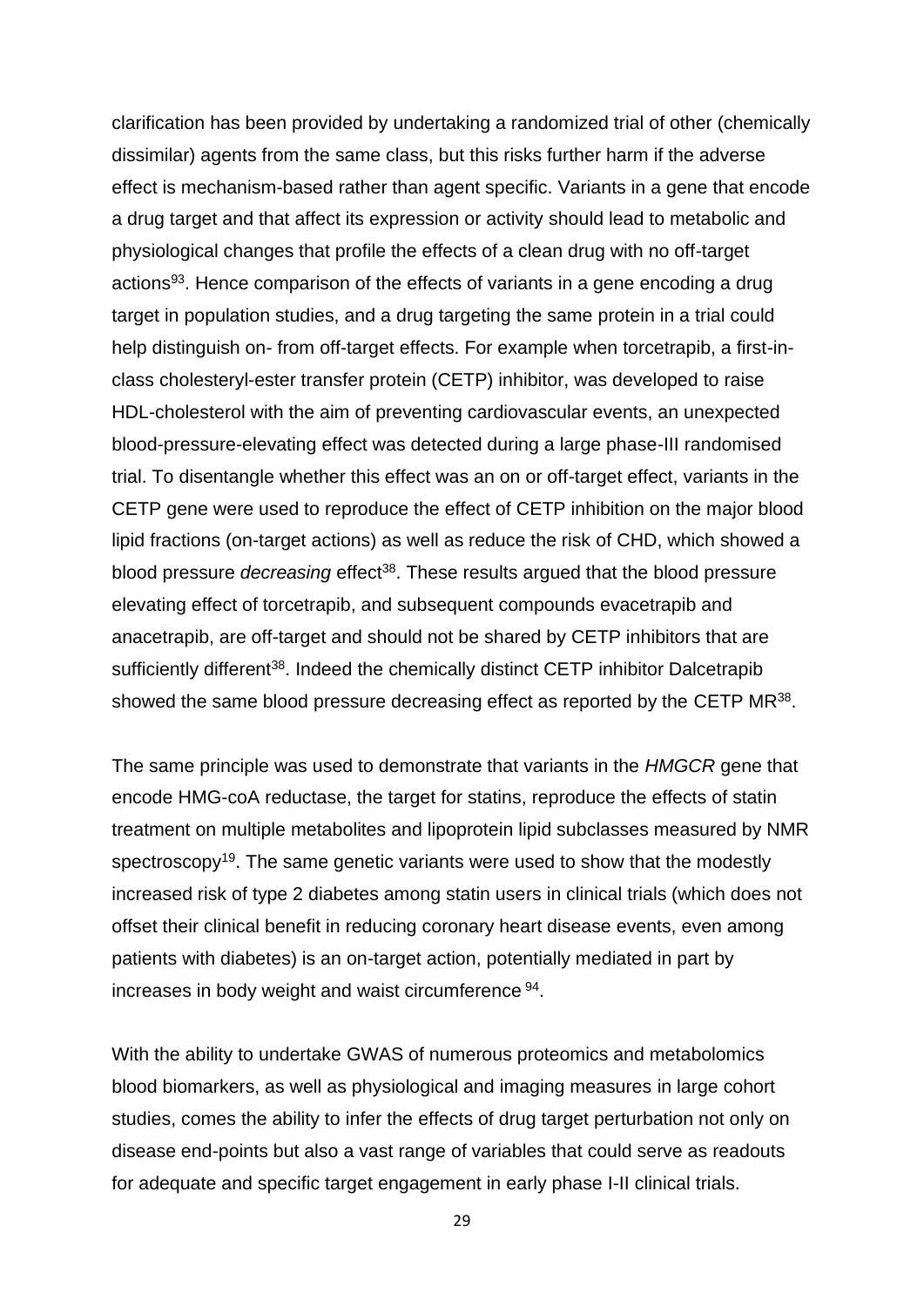clarification has been provided by undertaking a randomized trial of other (chemically dissimilar) agents from the same class, but this risks further harm if the adverse effect is mechanism-based rather than agent specific. Variants in a gene that encode a drug target and that affect its expression or activity should lead to metabolic and physiological changes that profile the effects of a clean drug with no off-target actions[93]. Hence comparison of the effects of variants in a gene encoding a drug target in population studies, and a drug targeting the same protein in a trial could help distinguish on- from off-target effects. For example when torcetrapib, a first-in-class cholesteryl-ester transfer protein (CETP) inhibitor, was developed to raise HDL-cholesterol with the aim of preventing cardiovascular events, an unexpected blood-pressure-elevating effect was detected during a large phase-III randomised trial. To disentangle whether this effect was an on or off-target effect, variants in the CETP gene were used to reproduce the effect of CETP inhibition on the major blood lipid fractions (on-target actions) as well as reduce the risk of CHD, which showed a blood pressure *decreasing* effect[38]. These results argued that the blood pressure elevating effect of torcetrapib, and subsequent compounds evacetrapib and anacetrapib, are off-target and should not be shared by CETP inhibitors that are sufficiently different[38]. Indeed the chemically distinct CETP inhibitor Dalcetrapib showed the same blood pressure decreasing effect as reported by the CETP MR[38].

The same principle was used to demonstrate that variants in the *HMGCR* gene that encode HMG-coA reductase, the target for statins, reproduce the effects of statin treatment on multiple metabolites and lipoprotein lipid subclasses measured by NMR spectroscopy[19]. The same genetic variants were used to show that the modestly increased risk of type 2 diabetes among statin users in clinical trials (which does not offset their clinical benefit in reducing coronary heart disease events, even among patients with diabetes) is an on-target action, potentially mediated in part by increases in body weight and waist circumference [94].

With the ability to undertake GWAS of numerous proteomics and metabolomics blood biomarkers, as well as physiological and imaging measures in large cohort studies, comes the ability to infer the effects of drug target perturbation not only on disease end-points but also a vast range of variables that could serve as readouts for adequate and specific target engagement in early phase I-II clinical trials.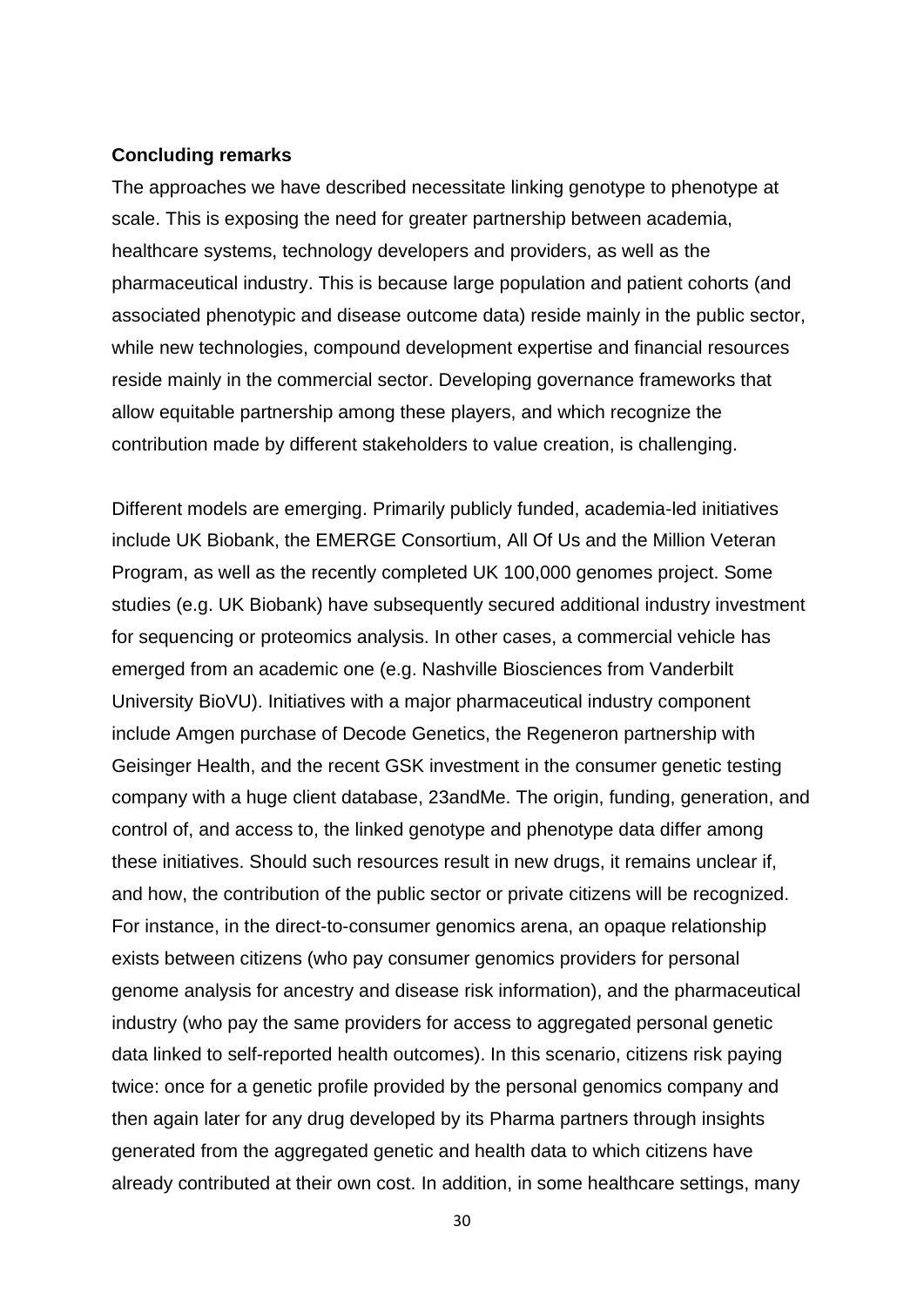**Concluding remarks**

The approaches we have described necessitate linking genotype to phenotype at scale. This is exposing the need for greater partnership between academia, healthcare systems, technology developers and providers, as well as the pharmaceutical industry. This is because large population and patient cohorts (and associated phenotypic and disease outcome data) reside mainly in the public sector, while new technologies, compound development expertise and financial resources reside mainly in the commercial sector. Developing governance frameworks that allow equitable partnership among these players, and which recognize the contribution made by different stakeholders to value creation, is challenging.

Different models are emerging. Primarily publicly funded, academia-led initiatives include UK Biobank, the EMERGE Consortium, All Of Us and the Million Veteran Program, as well as the recently completed UK 100,000 genomes project. Some studies (e.g. UK Biobank) have subsequently secured additional industry investment for sequencing or proteomics analysis. In other cases, a commercial vehicle has emerged from an academic one (e.g. Nashville Biosciences from Vanderbilt University BioVU). Initiatives with a major pharmaceutical industry component include Amgen purchase of Decode Genetics, the Regeneron partnership with Geisinger Health, and the recent GSK investment in the consumer genetic testing company with a huge client database, 23andMe. The origin, funding, generation, and control of, and access to, the linked genotype and phenotype data differ among these initiatives. Should such resources result in new drugs, it remains unclear if, and how, the contribution of the public sector or private citizens will be recognized. For instance, in the direct-to-consumer genomics arena, an opaque relationship exists between citizens (who pay consumer genomics providers for personal genome analysis for ancestry and disease risk information), and the pharmaceutical industry (who pay the same providers for access to aggregated personal genetic data linked to self-reported health outcomes). In this scenario, citizens risk paying twice: once for a genetic profile provided by the personal genomics company and then again later for any drug developed by its Pharma partners through insights generated from the aggregated genetic and health data to which citizens have already contributed at their own cost. In addition, in some healthcare settings, many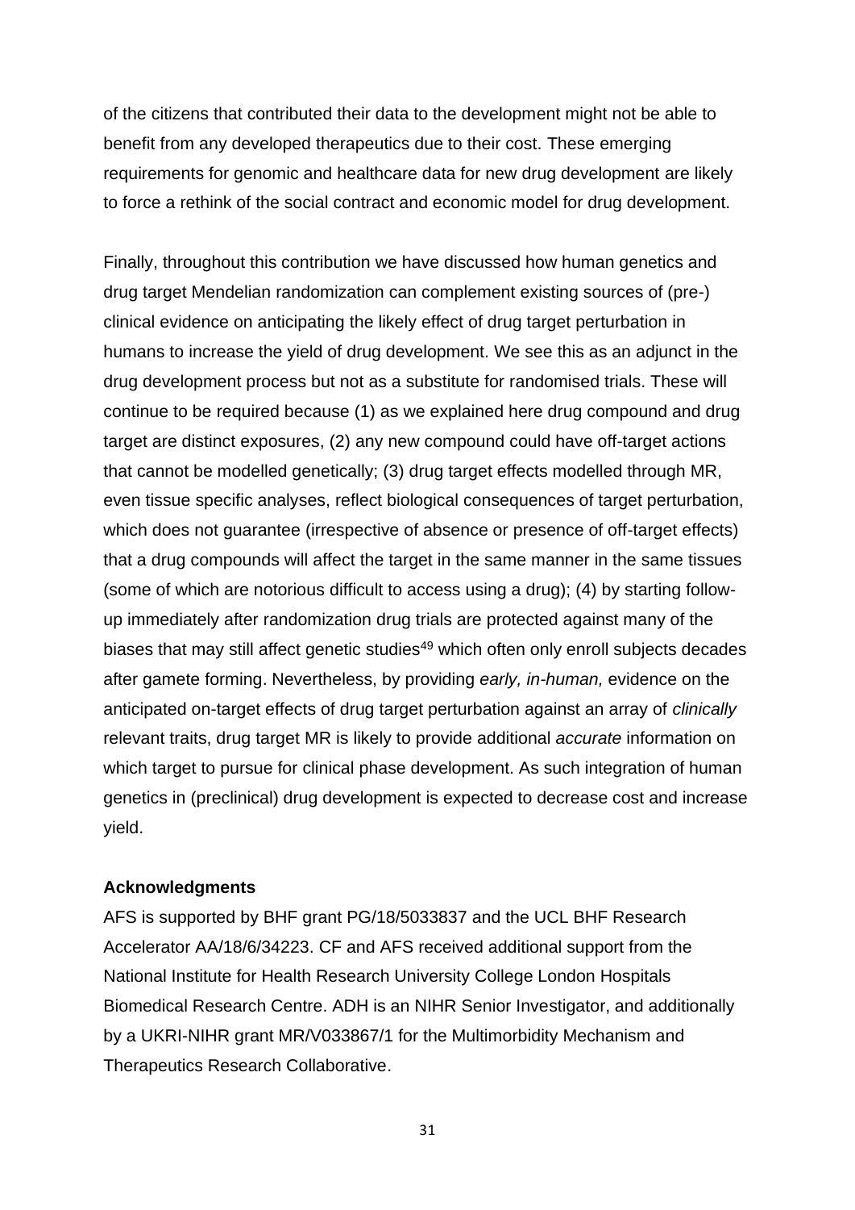of the citizens that contributed their data to the development might not be able to benefit from any developed therapeutics due to their cost. These emerging requirements for genomic and healthcare data for new drug development are likely to force a rethink of the social contract and economic model for drug development.

Finally, throughout this contribution we have discussed how human genetics and drug target Mendelian randomization can complement existing sources of (pre-) clinical evidence on anticipating the likely effect of drug target perturbation in humans to increase the yield of drug development. We see this as an adjunct in the drug development process but not as a substitute for randomised trials. These will continue to be required because (1) as we explained here drug compound and drug target are distinct exposures, (2) any new compound could have off-target actions that cannot be modelled genetically; (3) drug target effects modelled through MR, even tissue specific analyses, reflect biological consequences of target perturbation, which does not guarantee (irrespective of absence or presence of off-target effects) that a drug compounds will affect the target in the same manner in the same tissues (some of which are notorious difficult to access using a drug); (4) by starting follow-up immediately after randomization drug trials are protected against many of the biases that may still affect genetic studies[49] which often only enroll subjects decades after gamete forming. Nevertheless, by providing *early, in-human,* evidence on the anticipated on-target effects of drug target perturbation against an array of *clinically* relevant traits, drug target MR is likely to provide additional *accurate* information on which target to pursue for clinical phase development. As such integration of human genetics in (preclinical) drug development is expected to decrease cost and increase yield.

**Acknowledgments**

AFS is supported by BHF grant PG/18/5033837 and the UCL BHF Research Accelerator AA/18/6/34223. CF and AFS received additional support from the National Institute for Health Research University College London Hospitals Biomedical Research Centre. ADH is an NIHR Senior Investigator, and additionally by a UKRI-NIHR grant MR/V033867/1 for the Multimorbidity Mechanism and Therapeutics Research Collaborative.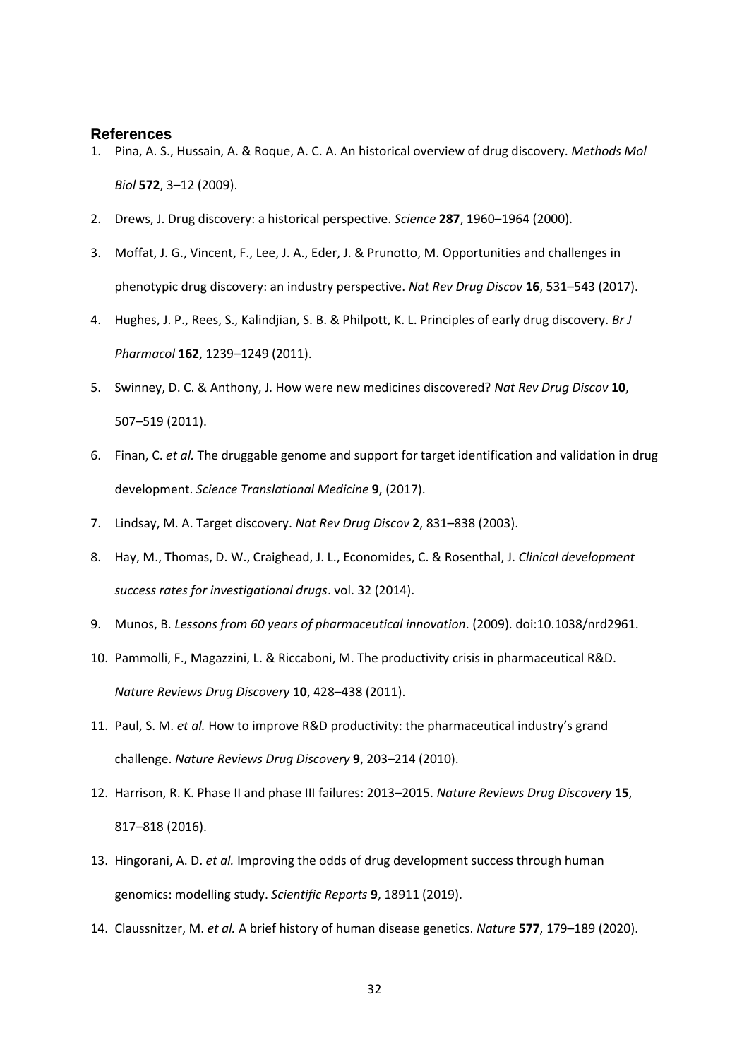## References

1. Pina, A. S., Hussain, A. & Roque, A. C. A. An historical overview of drug discovery. *Methods Mol Biol* **572**, 3–12 (2009).
2. Drews, J. Drug discovery: a historical perspective. *Science* **287**, 1960–1964 (2000).
3. Moffat, J. G., Vincent, F., Lee, J. A., Eder, J. & Prunotto, M. Opportunities and challenges in phenotypic drug discovery: an industry perspective. *Nat Rev Drug Discov* **16**, 531–543 (2017).
4. Hughes, J. P., Rees, S., Kalindjian, S. B. & Philpott, K. L. Principles of early drug discovery. *Br J Pharmacol* **162**, 1239–1249 (2011).
5. Swinney, D. C. & Anthony, J. How were new medicines discovered? *Nat Rev Drug Discov* **10**, 507–519 (2011).
6. Finan, C. *et al.* The druggable genome and support for target identification and validation in drug development. *Science Translational Medicine* **9**, (2017).
7. Lindsay, M. A. Target discovery. *Nat Rev Drug Discov* **2**, 831–838 (2003).
8. Hay, M., Thomas, D. W., Craighead, J. L., Economides, C. & Rosenthal, J. *Clinical development success rates for investigational drugs*. vol. 32 (2014).
9. Munos, B. *Lessons from 60 years of pharmaceutical innovation*. (2009). doi:10.1038/nrd2961.
10. Pammolli, F., Magazzini, L. & Riccaboni, M. The productivity crisis in pharmaceutical R&D. *Nature Reviews Drug Discovery* **10**, 428–438 (2011).
11. Paul, S. M. *et al.* How to improve R&D productivity: the pharmaceutical industry's grand challenge. *Nature Reviews Drug Discovery* **9**, 203–214 (2010).
12. Harrison, R. K. Phase II and phase III failures: 2013–2015. *Nature Reviews Drug Discovery* **15**, 817–818 (2016).
13. Hingorani, A. D. *et al.* Improving the odds of drug development success through human genomics: modelling study. *Scientific Reports* **9**, 18911 (2019).
14. Claussnitzer, M. *et al.* A brief history of human disease genetics. *Nature* **577**, 179–189 (2020).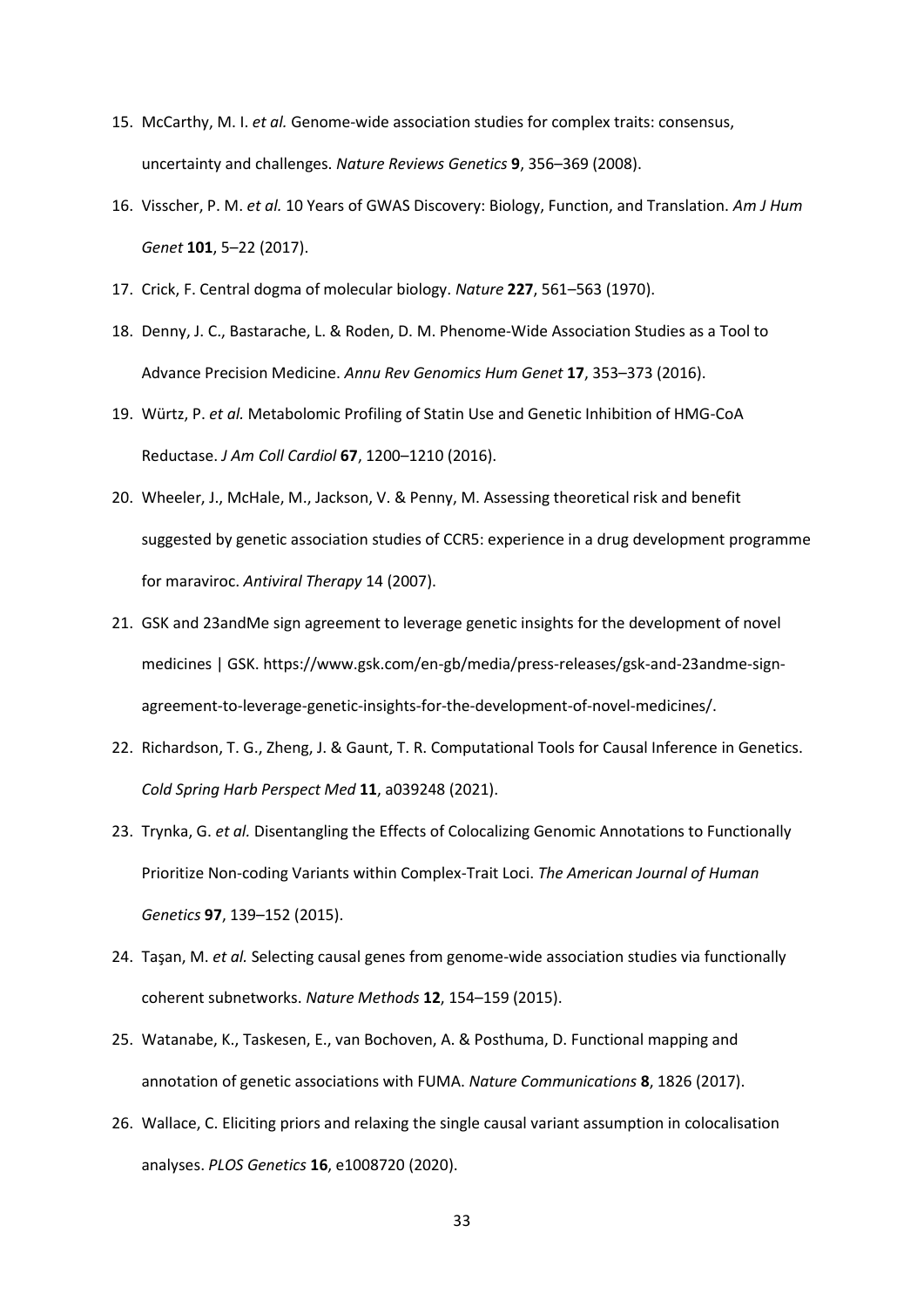15. McCarthy, M. I. *et al.* Genome-wide association studies for complex traits: consensus, uncertainty and challenges. *Nature Reviews Genetics* **9**, 356–369 (2008).
16. Visscher, P. M. *et al.* 10 Years of GWAS Discovery: Biology, Function, and Translation. *Am J Hum Genet* **101**, 5–22 (2017).
17. Crick, F. Central dogma of molecular biology. *Nature* **227**, 561–563 (1970).
18. Denny, J. C., Bastarache, L. & Roden, D. M. Phenome-Wide Association Studies as a Tool to Advance Precision Medicine. *Annu Rev Genomics Hum Genet* **17**, 353–373 (2016).
19. Würtz, P. *et al.* Metabolomic Profiling of Statin Use and Genetic Inhibition of HMG-CoA Reductase. *J Am Coll Cardiol* **67**, 1200–1210 (2016).
20. Wheeler, J., McHale, M., Jackson, V. & Penny, M. Assessing theoretical risk and benefit suggested by genetic association studies of CCR5: experience in a drug development programme for maraviroc. *Antiviral Therapy* 14 (2007).
21. GSK and 23andMe sign agreement to leverage genetic insights for the development of novel medicines | GSK. https://www.gsk.com/en-gb/media/press-releases/gsk-and-23andme-sign-agreement-to-leverage-genetic-insights-for-the-development-of-novel-medicines/.
22. Richardson, T. G., Zheng, J. & Gaunt, T. R. Computational Tools for Causal Inference in Genetics. *Cold Spring Harb Perspect Med* **11**, a039248 (2021).
23. Trynka, G. *et al.* Disentangling the Effects of Colocalizing Genomic Annotations to Functionally Prioritize Non-coding Variants within Complex-Trait Loci. *The American Journal of Human Genetics* **97**, 139–152 (2015).
24. Taşan, M. *et al.* Selecting causal genes from genome-wide association studies via functionally coherent subnetworks. *Nature Methods* **12**, 154–159 (2015).
25. Watanabe, K., Taskesen, E., van Bochoven, A. & Posthuma, D. Functional mapping and annotation of genetic associations with FUMA. *Nature Communications* **8**, 1826 (2017).
26. Wallace, C. Eliciting priors and relaxing the single causal variant assumption in colocalisation analyses. *PLOS Genetics* **16**, e1008720 (2020).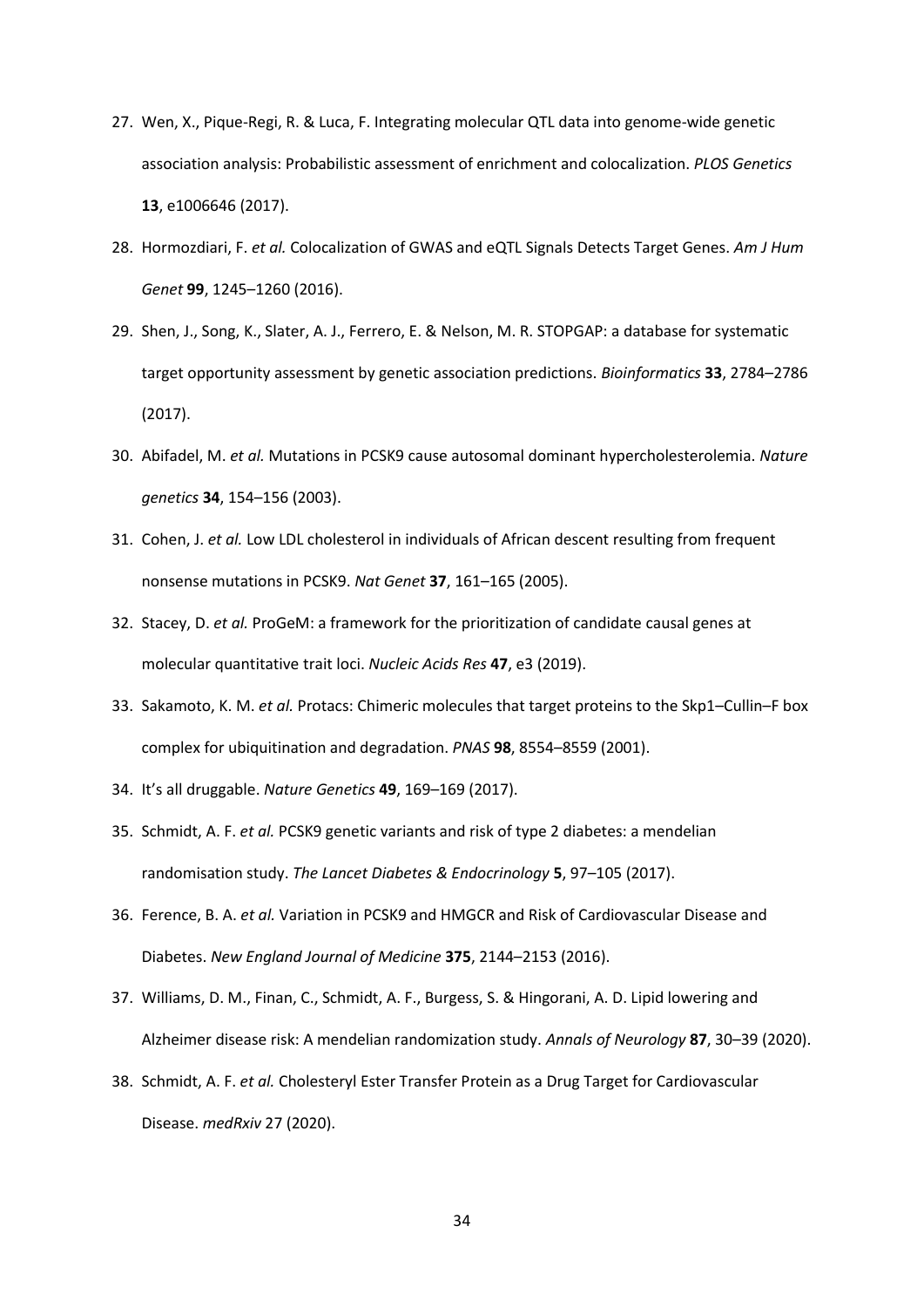27. Wen, X., Pique-Regi, R. & Luca, F. Integrating molecular QTL data into genome-wide genetic association analysis: Probabilistic assessment of enrichment and colocalization. *PLOS Genetics* **13**, e1006646 (2017).
28. Hormozdiari, F. *et al.* Colocalization of GWAS and eQTL Signals Detects Target Genes. *Am J Hum Genet* **99**, 1245–1260 (2016).
29. Shen, J., Song, K., Slater, A. J., Ferrero, E. & Nelson, M. R. STOPGAP: a database for systematic target opportunity assessment by genetic association predictions. *Bioinformatics* **33**, 2784–2786 (2017).
30. Abifadel, M. *et al.* Mutations in PCSK9 cause autosomal dominant hypercholesterolemia. *Nature genetics* **34**, 154–156 (2003).
31. Cohen, J. *et al.* Low LDL cholesterol in individuals of African descent resulting from frequent nonsense mutations in PCSK9. *Nat Genet* **37**, 161–165 (2005).
32. Stacey, D. *et al.* ProGeM: a framework for the prioritization of candidate causal genes at molecular quantitative trait loci. *Nucleic Acids Res* **47**, e3 (2019).
33. Sakamoto, K. M. *et al.* Protacs: Chimeric molecules that target proteins to the Skp1–Cullin–F box complex for ubiquitination and degradation. *PNAS* **98**, 8554–8559 (2001).
34. It's all druggable. *Nature Genetics* **49**, 169–169 (2017).
35. Schmidt, A. F. *et al.* PCSK9 genetic variants and risk of type 2 diabetes: a mendelian randomisation study. *The Lancet Diabetes & Endocrinology* **5**, 97–105 (2017).
36. Ference, B. A. *et al.* Variation in PCSK9 and HMGCR and Risk of Cardiovascular Disease and Diabetes. *New England Journal of Medicine* **375**, 2144–2153 (2016).
37. Williams, D. M., Finan, C., Schmidt, A. F., Burgess, S. & Hingorani, A. D. Lipid lowering and Alzheimer disease risk: A mendelian randomization study. *Annals of Neurology* **87**, 30–39 (2020).
38. Schmidt, A. F. *et al.* Cholesteryl Ester Transfer Protein as a Drug Target for Cardiovascular Disease. *medRxiv* 27 (2020).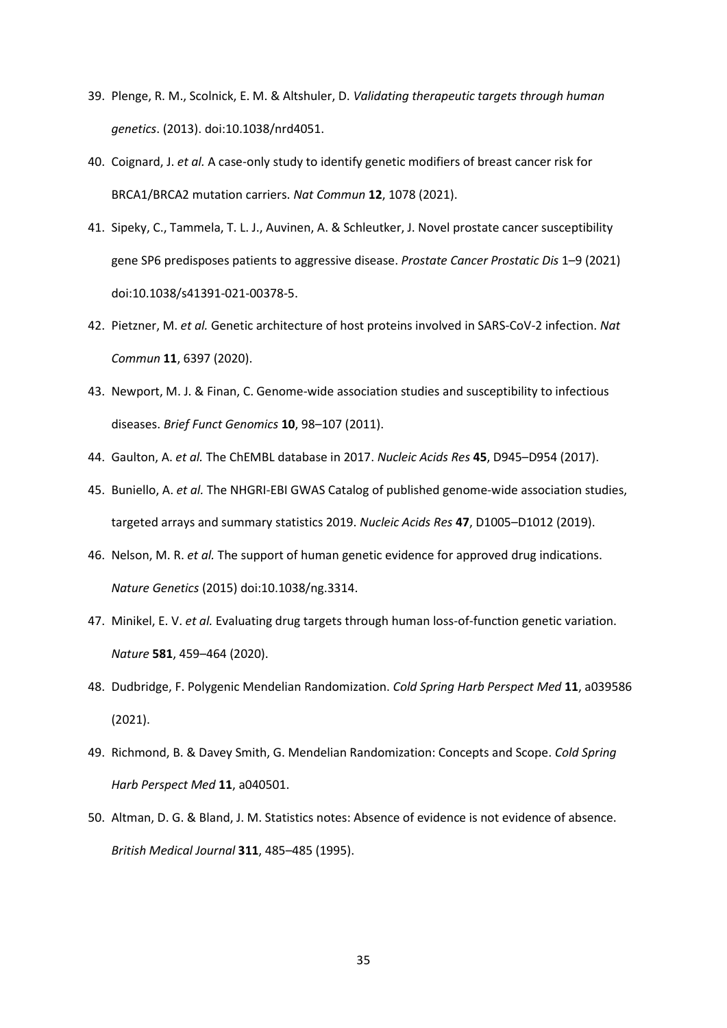39. Plenge, R. M., Scolnick, E. M. & Altshuler, D. *Validating therapeutic targets through human genetics*. (2013). doi:10.1038/nrd4051.
40. Coignard, J. *et al.* A case-only study to identify genetic modifiers of breast cancer risk for BRCA1/BRCA2 mutation carriers. *Nat Commun* **12**, 1078 (2021).
41. Sipeky, C., Tammela, T. L. J., Auvinen, A. & Schleutker, J. Novel prostate cancer susceptibility gene SP6 predisposes patients to aggressive disease. *Prostate Cancer Prostatic Dis* 1–9 (2021) doi:10.1038/s41391-021-00378-5.
42. Pietzner, M. *et al.* Genetic architecture of host proteins involved in SARS-CoV-2 infection. *Nat Commun* **11**, 6397 (2020).
43. Newport, M. J. & Finan, C. Genome-wide association studies and susceptibility to infectious diseases. *Brief Funct Genomics* **10**, 98–107 (2011).
44. Gaulton, A. *et al.* The ChEMBL database in 2017. *Nucleic Acids Res* **45**, D945–D954 (2017).
45. Buniello, A. *et al.* The NHGRI-EBI GWAS Catalog of published genome-wide association studies, targeted arrays and summary statistics 2019. *Nucleic Acids Res* **47**, D1005–D1012 (2019).
46. Nelson, M. R. *et al.* The support of human genetic evidence for approved drug indications. *Nature Genetics* (2015) doi:10.1038/ng.3314.
47. Minikel, E. V. *et al.* Evaluating drug targets through human loss-of-function genetic variation. *Nature* **581**, 459–464 (2020).
48. Dudbridge, F. Polygenic Mendelian Randomization. *Cold Spring Harb Perspect Med* **11**, a039586 (2021).
49. Richmond, B. & Davey Smith, G. Mendelian Randomization: Concepts and Scope. *Cold Spring Harb Perspect Med* **11**, a040501.
50. Altman, D. G. & Bland, J. M. Statistics notes: Absence of evidence is not evidence of absence. *British Medical Journal* **311**, 485–485 (1995).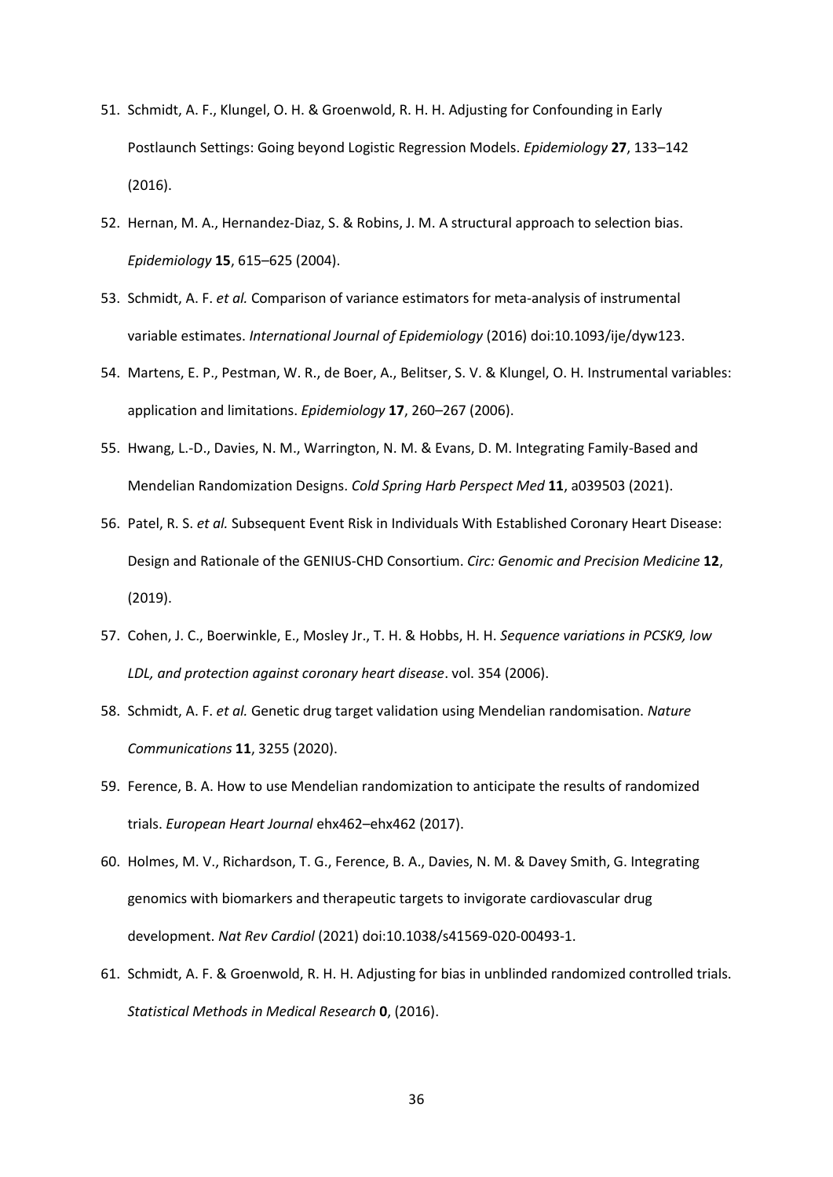51. Schmidt, A. F., Klungel, O. H. & Groenwold, R. H. H. Adjusting for Confounding in Early Postlaunch Settings: Going beyond Logistic Regression Models. *Epidemiology* **27**, 133–142 (2016).
52. Hernan, M. A., Hernandez-Diaz, S. & Robins, J. M. A structural approach to selection bias. *Epidemiology* **15**, 615–625 (2004).
53. Schmidt, A. F. *et al.* Comparison of variance estimators for meta-analysis of instrumental variable estimates. *International Journal of Epidemiology* (2016) doi:10.1093/ije/dyw123.
54. Martens, E. P., Pestman, W. R., de Boer, A., Belitser, S. V. & Klungel, O. H. Instrumental variables: application and limitations. *Epidemiology* **17**, 260–267 (2006).
55. Hwang, L.-D., Davies, N. M., Warrington, N. M. & Evans, D. M. Integrating Family-Based and Mendelian Randomization Designs. *Cold Spring Harb Perspect Med* **11**, a039503 (2021).
56. Patel, R. S. *et al.* Subsequent Event Risk in Individuals With Established Coronary Heart Disease: Design and Rationale of the GENIUS-CHD Consortium. *Circ: Genomic and Precision Medicine* **12**, (2019).
57. Cohen, J. C., Boerwinkle, E., Mosley Jr., T. H. & Hobbs, H. H. *Sequence variations in PCSK9, low LDL, and protection against coronary heart disease*. vol. 354 (2006).
58. Schmidt, A. F. *et al.* Genetic drug target validation using Mendelian randomisation. *Nature Communications* **11**, 3255 (2020).
59. Ference, B. A. How to use Mendelian randomization to anticipate the results of randomized trials. *European Heart Journal* ehx462–ehx462 (2017).
60. Holmes, M. V., Richardson, T. G., Ference, B. A., Davies, N. M. & Davey Smith, G. Integrating genomics with biomarkers and therapeutic targets to invigorate cardiovascular drug development. *Nat Rev Cardiol* (2021) doi:10.1038/s41569-020-00493-1.
61. Schmidt, A. F. & Groenwold, R. H. H. Adjusting for bias in unblinded randomized controlled trials. *Statistical Methods in Medical Research* **0**, (2016).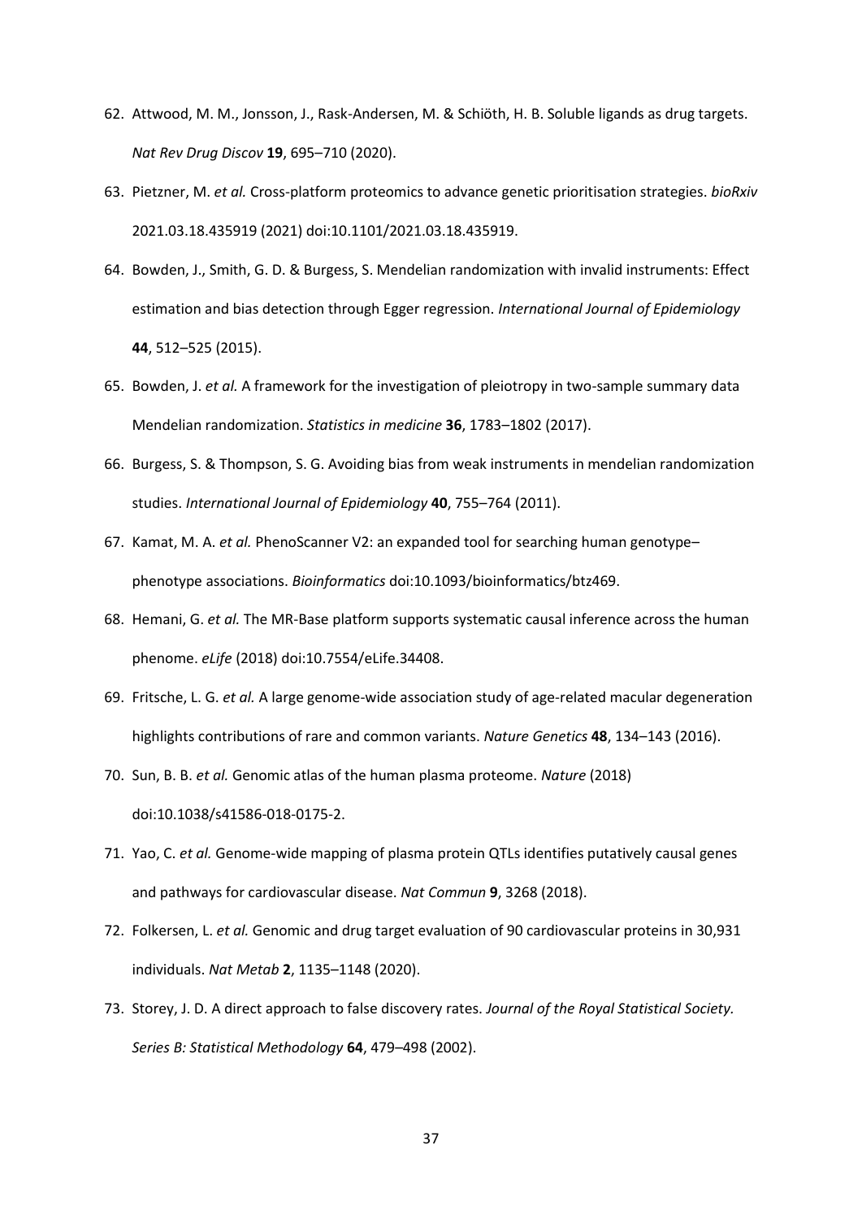62. Attwood, M. M., Jonsson, J., Rask-Andersen, M. & Schiöth, H. B. Soluble ligands as drug targets. *Nat Rev Drug Discov* **19**, 695–710 (2020).
63. Pietzner, M. *et al.* Cross-platform proteomics to advance genetic prioritisation strategies. *bioRxiv* 2021.03.18.435919 (2021) doi:10.1101/2021.03.18.435919.
64. Bowden, J., Smith, G. D. & Burgess, S. Mendelian randomization with invalid instruments: Effect estimation and bias detection through Egger regression. *International Journal of Epidemiology* **44**, 512–525 (2015).
65. Bowden, J. *et al.* A framework for the investigation of pleiotropy in two-sample summary data Mendelian randomization. *Statistics in medicine* **36**, 1783–1802 (2017).
66. Burgess, S. & Thompson, S. G. Avoiding bias from weak instruments in mendelian randomization studies. *International Journal of Epidemiology* **40**, 755–764 (2011).
67. Kamat, M. A. *et al.* PhenoScanner V2: an expanded tool for searching human genotype–phenotype associations. *Bioinformatics* doi:10.1093/bioinformatics/btz469.
68. Hemani, G. *et al.* The MR-Base platform supports systematic causal inference across the human phenome. *eLife* (2018) doi:10.7554/eLife.34408.
69. Fritsche, L. G. *et al.* A large genome-wide association study of age-related macular degeneration highlights contributions of rare and common variants. *Nature Genetics* **48**, 134–143 (2016).
70. Sun, B. B. *et al.* Genomic atlas of the human plasma proteome. *Nature* (2018) doi:10.1038/s41586-018-0175-2.
71. Yao, C. *et al.* Genome-wide mapping of plasma protein QTLs identifies putatively causal genes and pathways for cardiovascular disease. *Nat Commun* **9**, 3268 (2018).
72. Folkersen, L. *et al.* Genomic and drug target evaluation of 90 cardiovascular proteins in 30,931 individuals. *Nat Metab* **2**, 1135–1148 (2020).
73. Storey, J. D. A direct approach to false discovery rates. *Journal of the Royal Statistical Society. Series B: Statistical Methodology* **64**, 479–498 (2002).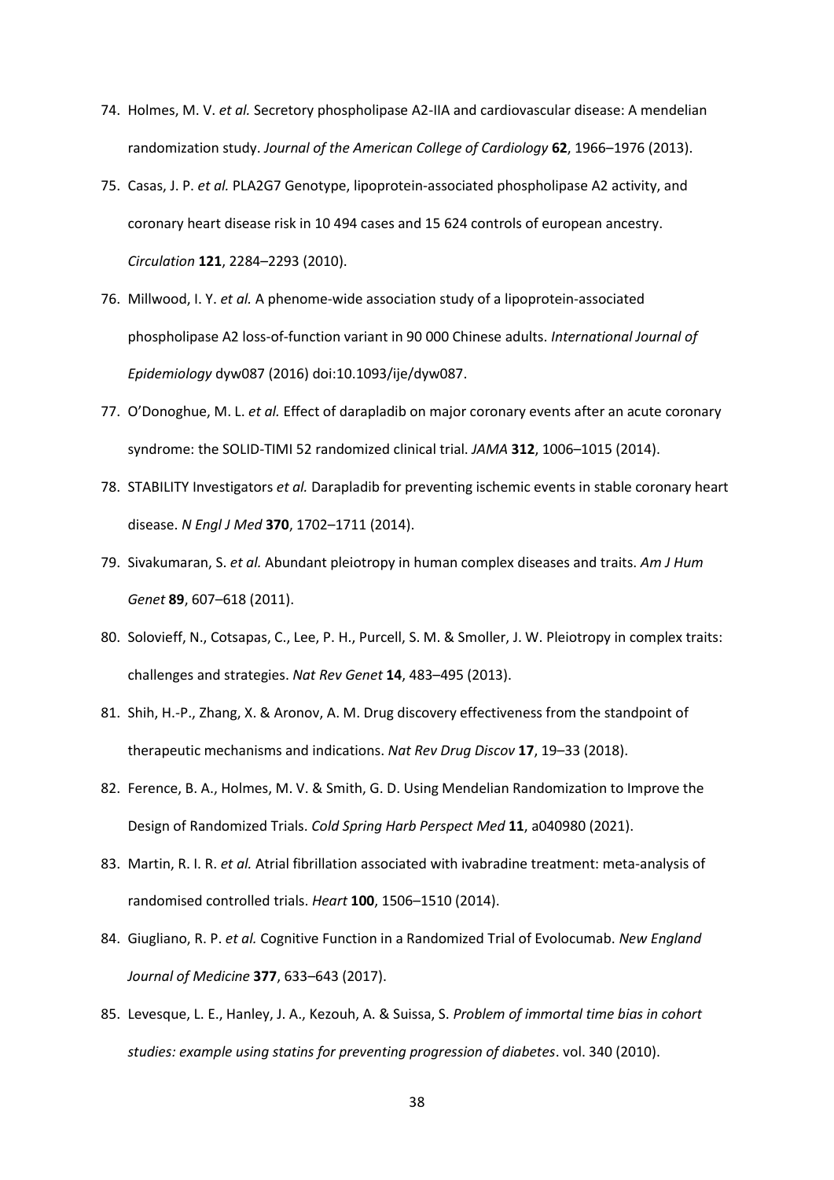74. Holmes, M. V. *et al.* Secretory phospholipase A2-IIA and cardiovascular disease: A mendelian randomization study. *Journal of the American College of Cardiology* **62**, 1966–1976 (2013).
75. Casas, J. P. *et al.* PLA2G7 Genotype, lipoprotein-associated phospholipase A2 activity, and coronary heart disease risk in 10 494 cases and 15 624 controls of european ancestry. *Circulation* **121**, 2284–2293 (2010).
76. Millwood, I. Y. *et al.* A phenome-wide association study of a lipoprotein-associated phospholipase A2 loss-of-function variant in 90 000 Chinese adults. *International Journal of Epidemiology* dyw087 (2016) doi:10.1093/ije/dyw087.
77. O'Donoghue, M. L. *et al.* Effect of darapladib on major coronary events after an acute coronary syndrome: the SOLID-TIMI 52 randomized clinical trial. *JAMA* **312**, 1006–1015 (2014).
78. STABILITY Investigators *et al.* Darapladib for preventing ischemic events in stable coronary heart disease. *N Engl J Med* **370**, 1702–1711 (2014).
79. Sivakumaran, S. *et al.* Abundant pleiotropy in human complex diseases and traits. *Am J Hum Genet* **89**, 607–618 (2011).
80. Solovieff, N., Cotsapas, C., Lee, P. H., Purcell, S. M. & Smoller, J. W. Pleiotropy in complex traits: challenges and strategies. *Nat Rev Genet* **14**, 483–495 (2013).
81. Shih, H.-P., Zhang, X. & Aronov, A. M. Drug discovery effectiveness from the standpoint of therapeutic mechanisms and indications. *Nat Rev Drug Discov* **17**, 19–33 (2018).
82. Ference, B. A., Holmes, M. V. & Smith, G. D. Using Mendelian Randomization to Improve the Design of Randomized Trials. *Cold Spring Harb Perspect Med* **11**, a040980 (2021).
83. Martin, R. I. R. *et al.* Atrial fibrillation associated with ivabradine treatment: meta-analysis of randomised controlled trials. *Heart* **100**, 1506–1510 (2014).
84. Giugliano, R. P. *et al.* Cognitive Function in a Randomized Trial of Evolocumab. *New England Journal of Medicine* **377**, 633–643 (2017).
85. Levesque, L. E., Hanley, J. A., Kezouh, A. & Suissa, S. *Problem of immortal time bias in cohort studies: example using statins for preventing progression of diabetes*. vol. 340 (2010).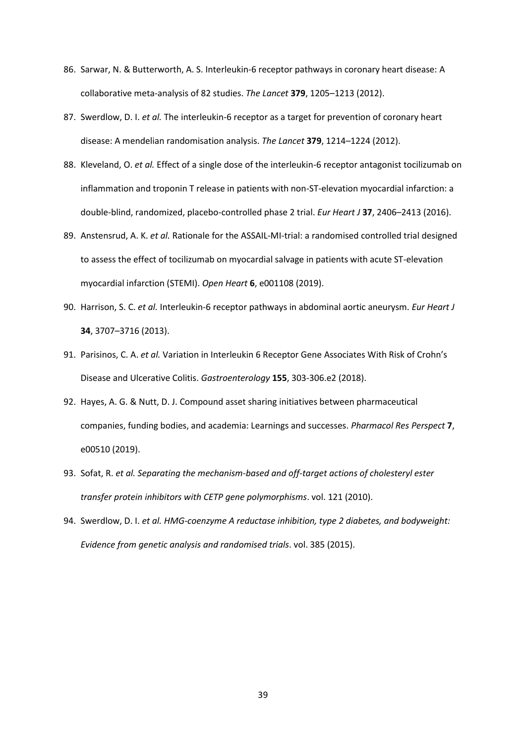86. Sarwar, N. & Butterworth, A. S. Interleukin-6 receptor pathways in coronary heart disease: A collaborative meta-analysis of 82 studies. *The Lancet* **379**, 1205–1213 (2012).
87. Swerdlow, D. I. *et al.* The interleukin-6 receptor as a target for prevention of coronary heart disease: A mendelian randomisation analysis. *The Lancet* **379**, 1214–1224 (2012).
88. Kleveland, O. *et al.* Effect of a single dose of the interleukin-6 receptor antagonist tocilizumab on inflammation and troponin T release in patients with non-ST-elevation myocardial infarction: a double-blind, randomized, placebo-controlled phase 2 trial. *Eur Heart J* **37**, 2406–2413 (2016).
89. Anstensrud, A. K. *et al.* Rationale for the ASSAIL-MI-trial: a randomised controlled trial designed to assess the effect of tocilizumab on myocardial salvage in patients with acute ST-elevation myocardial infarction (STEMI). *Open Heart* **6**, e001108 (2019).
90. Harrison, S. C. *et al.* Interleukin-6 receptor pathways in abdominal aortic aneurysm. *Eur Heart J* **34**, 3707–3716 (2013).
91. Parisinos, C. A. *et al.* Variation in Interleukin 6 Receptor Gene Associates With Risk of Crohn's Disease and Ulcerative Colitis. *Gastroenterology* **155**, 303-306.e2 (2018).
92. Hayes, A. G. & Nutt, D. J. Compound asset sharing initiatives between pharmaceutical companies, funding bodies, and academia: Learnings and successes. *Pharmacol Res Perspect* **7**, e00510 (2019).
93. Sofat, R. *et al. Separating the mechanism-based and off-target actions of cholesteryl ester transfer protein inhibitors with CETP gene polymorphisms*. vol. 121 (2010).
94. Swerdlow, D. I. *et al. HMG-coenzyme A reductase inhibition, type 2 diabetes, and bodyweight: Evidence from genetic analysis and randomised trials*. vol. 385 (2015).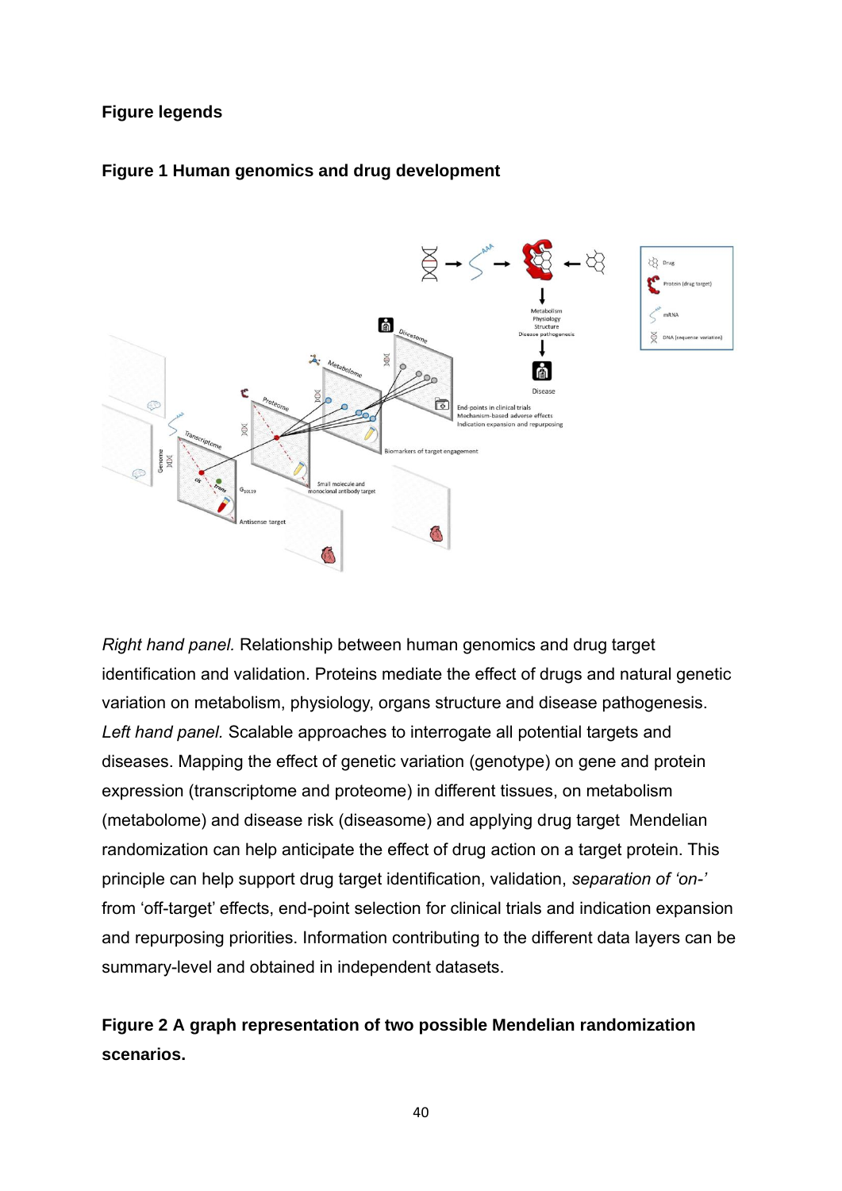## Figure legends

### Figure 1 Human genomics and drug development

*Right hand panel.* Relationship between human genomics and drug target identification and validation. Proteins mediate the effect of drugs and natural genetic variation on metabolism, physiology, organs structure and disease pathogenesis. *Left hand panel.* Scalable approaches to interrogate all potential targets and diseases. Mapping the effect of genetic variation (genotype) on gene and protein expression (transcriptome and proteome) in different tissues, on metabolism (metabolome) and disease risk (diseasome) and applying drug target Mendelian randomization can help anticipate the effect of drug action on a target protein. This principle can help support drug target identification, validation, *separation of 'on-'* from 'off-target' effects, end-point selection for clinical trials and indication expansion and repurposing priorities. Information contributing to the different data layers can be summary-level and obtained in independent datasets.

### Figure 2 A graph representation of two possible Mendelian randomization scenarios.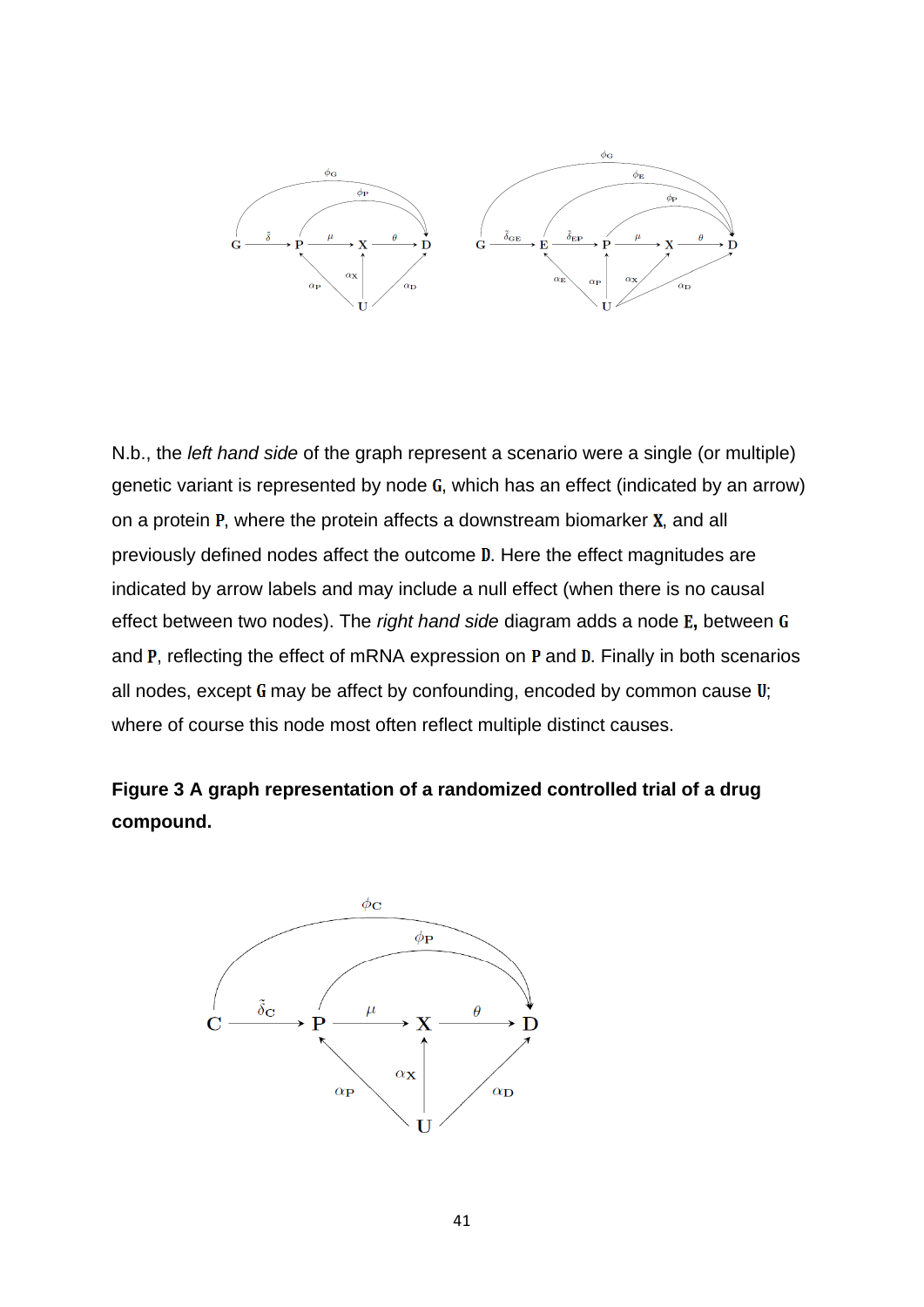N.b., the *left hand side* of the graph represent a scenario were a single (or multiple) genetic variant is represented by node **G**, which has an effect (indicated by an arrow) on a protein **P**, where the protein affects a downstream biomarker **X**, and all previously defined nodes affect the outcome **D**. Here the effect magnitudes are indicated by arrow labels and may include a null effect (when there is no causal effect between two nodes). The *right hand side* diagram adds a node **E,** between **G** and **P**, reflecting the effect of mRNA expression on **P** and **D**. Finally in both scenarios all nodes, except **G** may be affect by confounding, encoded by common cause **U**; where of course this node most often reflect multiple distinct causes.

**Figure 3 A graph representation of a randomized controlled trial of a drug compound.**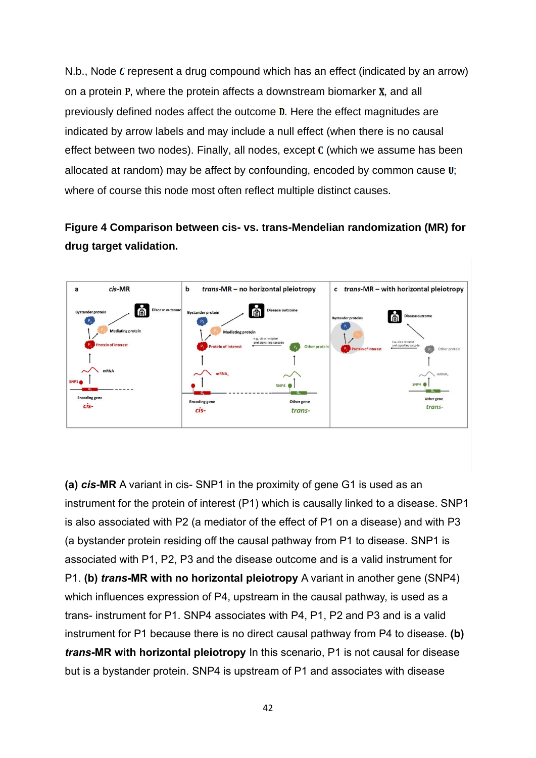N.b., Node $C$ represent a drug compound which has an effect (indicated by an arrow) on a protein $\mathbf{P}$, where the protein affects a downstream biomarker $\mathbf{X}$, and all previously defined nodes affect the outcome $\mathbf{D}$. Here the effect magnitudes are indicated by arrow labels and may include a null effect (when there is no causal effect between two nodes). Finally, all nodes, except $C$ (which we assume has been allocated at random) may be affect by confounding, encoded by common cause $\mathbf{U}$; where of course this node most often reflect multiple distinct causes.

**Figure 4 Comparison between cis- vs. trans-Mendelian randomization (MR) for drug target validation.**

**(a) *cis*-MR** A variant in cis- SNP1 in the proximity of gene G1 is used as an instrument for the protein of interest (P1) which is causally linked to a disease. SNP1 is also associated with P2 (a mediator of the effect of P1 on a disease) and with P3 (a bystander protein residing off the causal pathway from P1 to disease. SNP1 is associated with P1, P2, P3 and the disease outcome and is a valid instrument for P1. **(b) *trans*-MR with no horizontal pleiotropy** A variant in another gene (SNP4) which influences expression of P4, upstream in the causal pathway, is used as a trans- instrument for P1. SNP4 associates with P4, P1, P2 and P3 and is a valid instrument for P1 because there is no direct causal pathway from P4 to disease. **(b) *trans*-MR with horizontal pleiotropy** In this scenario, P1 is not causal for disease but is a bystander protein. SNP4 is upstream of P1 and associates with disease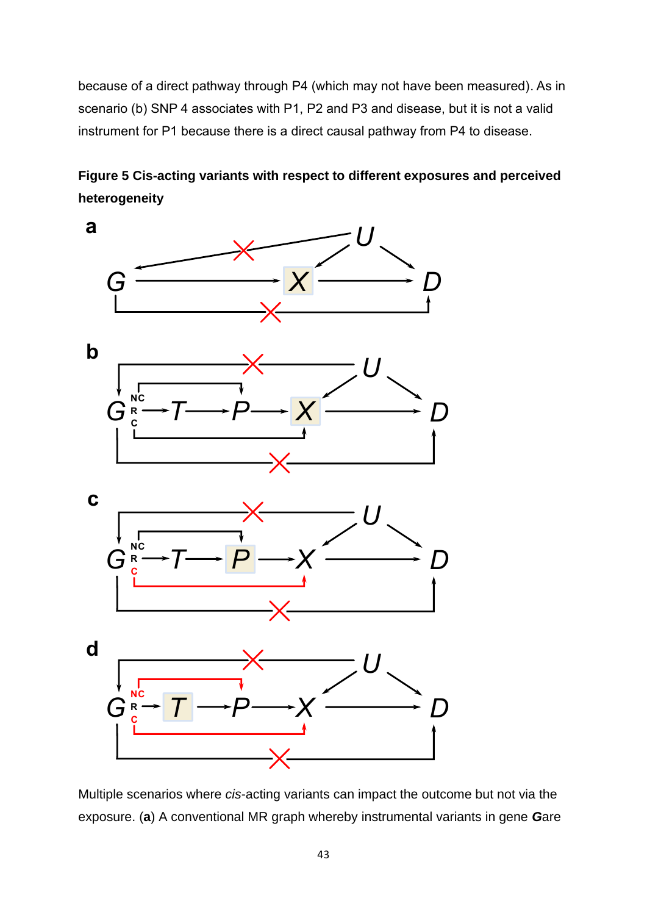because of a direct pathway through P4 (which may not have been measured). As in scenario (b) SNP 4 associates with P1, P2 and P3 and disease, but it is not a valid instrument for P1 because there is a direct causal pathway from P4 to disease.

**Figure 5 Cis-acting variants with respect to different exposures and perceived heterogeneity**

Multiple scenarios where *cis*-acting variants can impact the outcome but not via the exposure. (**a**) A conventional MR graph whereby instrumental variants in gene **G**are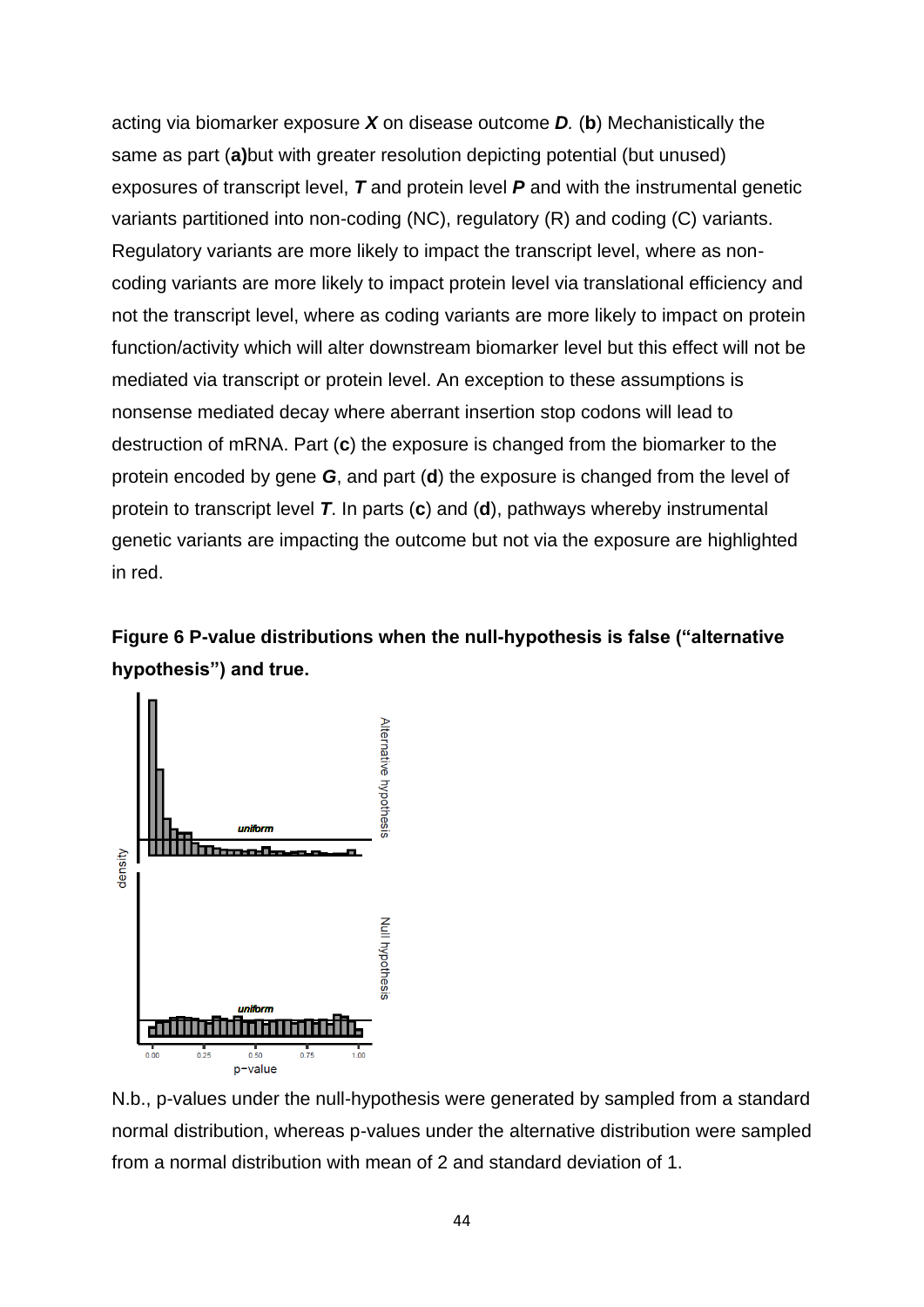acting via biomarker exposure ***X*** on disease outcome ***D***. (**b**) Mechanistically the same as part (**a)**but with greater resolution depicting potential (but unused) exposures of transcript level, ***T*** and protein level ***P*** and with the instrumental genetic variants partitioned into non-coding (NC), regulatory (R) and coding (C) variants. Regulatory variants are more likely to impact the transcript level, where as non-coding variants are more likely to impact protein level via translational efficiency and not the transcript level, where as coding variants are more likely to impact on protein function/activity which will alter downstream biomarker level but this effect will not be mediated via transcript or protein level. An exception to these assumptions is nonsense mediated decay where aberrant insertion stop codons will lead to destruction of mRNA. Part (**c**) the exposure is changed from the biomarker to the protein encoded by gene ***G***, and part (**d**) the exposure is changed from the level of protein to transcript level ***T***. In parts (**c**) and (**d**), pathways whereby instrumental genetic variants are impacting the outcome but not via the exposure are highlighted in red.

**Figure 6 P-value distributions when the null-hypothesis is false ("alternative hypothesis") and true.**

N.b., p-values under the null-hypothesis were generated by sampled from a standard normal distribution, whereas p-values under the alternative distribution were sampled from a normal distribution with mean of 2 and standard deviation of 1.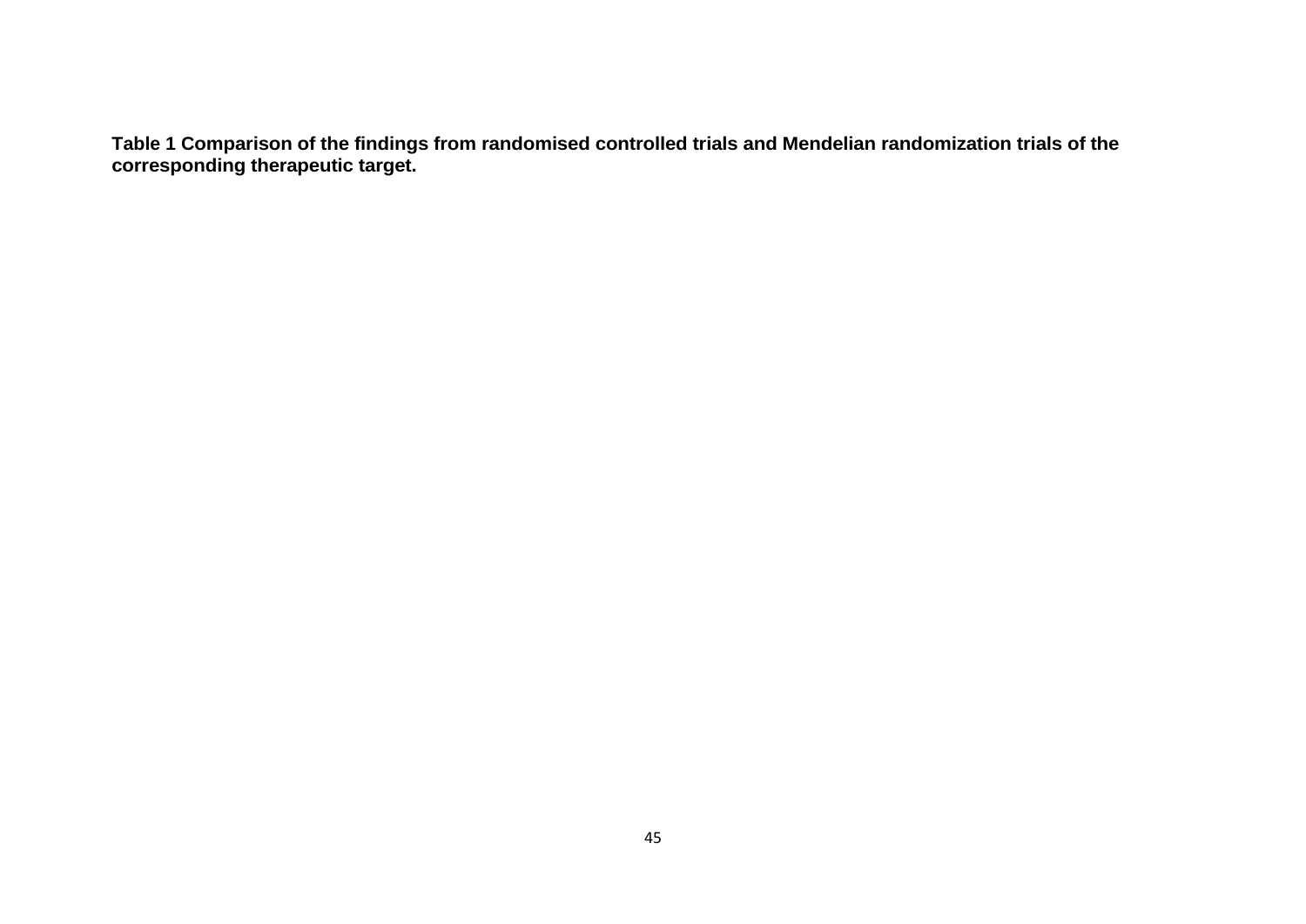**Table 1 Comparison of the findings from randomised controlled trials and Mendelian randomization trials of the corresponding therapeutic target.**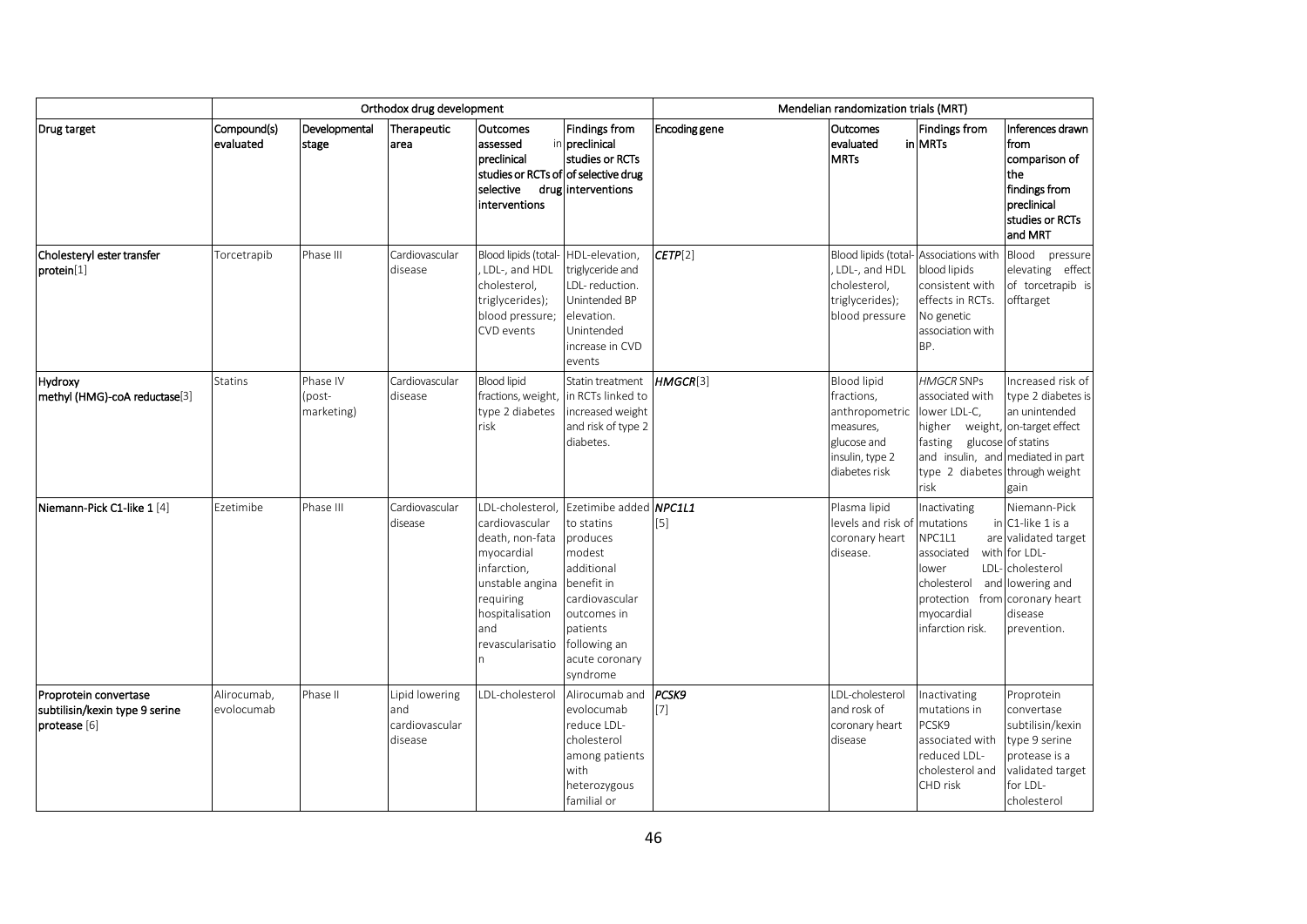| Drug target | Orthodox drug development | | | | | Mendelian randomization trials (MRT) | | | |
|---|---|---|---|---|---|---|---|---|---|
| | Compound(s) evaluated | Developmental stage | Therapeutic area | Outcomes assessed in preclinical studies or RCTs of selective drug interventions | Findings from preclinical studies or RCTs of selective drug interventions | Encoding gene | Outcomes evaluated in MRTs | Findings from MRTs | Inferences drawn from comparison of the findings from preclinical studies or RCTs and MRT |
| **Cholesteryl ester transfer protein**[1] | Torcetrapib | Phase III | Cardiovascular disease | Blood lipids (total-, LDL-, and HDL cholesterol, triglycerides); blood pressure; CVD events | HDL-elevation, triglyceride and LDL- reduction. Unintended BP elevation. Unintended increase in CVD events | ***CETP***[2] | Blood lipids (total-, LDL-, and HDL cholesterol, triglycerides); blood pressure | Associations with blood lipids consistent with effects in RCTs. No genetic association with BP. | Blood pressure elevating effect of torcetrapib is offtarget |
| **Hydroxy methyl (HMG)-coA reductase**[3] | Statins | Phase IV (post-marketing) | Cardiovascular disease | Blood lipid fractions, weight, type 2 diabetes risk | Statin treatment in RCTs linked to increased weight and risk of type 2 diabetes. | ***HMGCR***[3] | Blood lipid fractions, anthropometric measures, glucose and insulin, type 2 diabetes risk | *HMGCR* SNPs associated with lower LDL-C, higher weight, fasting glucose and insulin, and type 2 diabetes risk | Increased risk of type 2 diabetes is an unintended on-target effect of statins mediated in part through weight gain |
| **Niemann-Pick C1-like 1** [4] | Ezetimibe | Phase III | Cardiovascular disease | LDL-cholesterol, cardiovascular death, non-fata myocardial infarction, unstable angina requiring hospitalisation and revascularisation | Ezetimibe added to statins produces modest additional benefit in cardiovascular outcomes in patients following an acute coronary syndrome | ***NPC1L1*** [5] | Plasma lipid levels and risk of coronary heart disease. | Inactivating mutations in NPC1L1 are associated with lower LDL-cholesterol and protection from myocardial infarction risk. | Niemann-Pick C1-like 1 is a validated target for LDL-cholesterol lowering and coronary heart disease prevention. |
| **Proprotein convertase subtilisin/kexin type 9 serine protease** [6] | Alirocumab, evolocumab | Phase II | Lipid lowering and cardiovascular disease | LDL-cholesterol | Alirocumab and evolocumab reduce LDL-cholesterol among patients with heterozygous familial or | ***PCSK9*** [7] | LDL-cholesterol and rosk of coronary heart disease | Inactivating mutations in PCSK9 associated with reduced LDL-cholesterol and CHD risk | Proprotein convertase subtilisin/kexin type 9 serine protease is a validated target for LDL-cholesterol |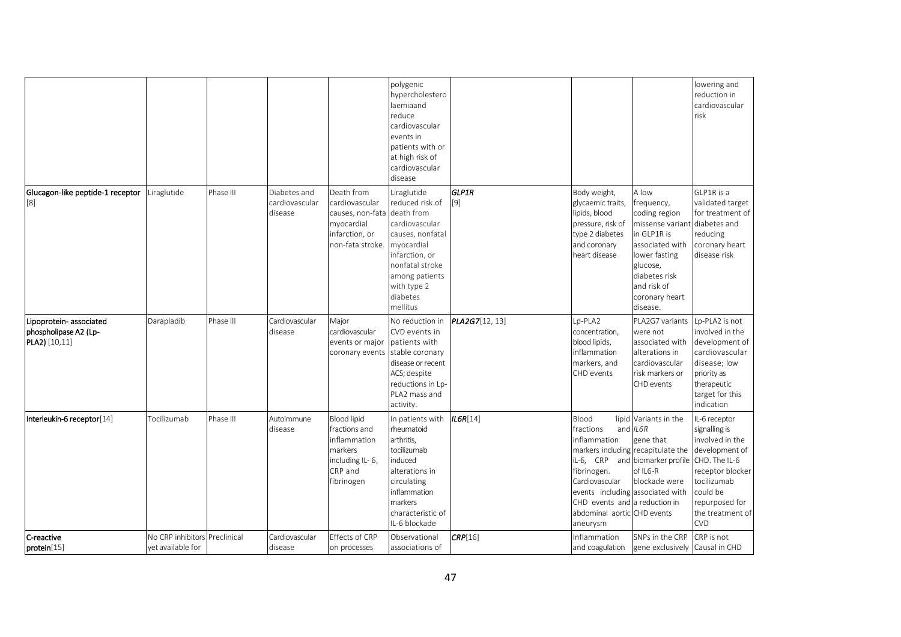| | | | | | polygenic hypercholesterolaemiaand reduce cardiovascular events in patients with or at high risk of cardiovascular disease | | | | lowering and reduction in cardiovascular risk |
|---|---|---|---|---|---|---|---|---|---|
| Glucagon-like peptide-1 receptor [8] | Liraglutide | Phase III | Diabetes and cardiovascular disease | Death from cardiovascular causes, non-fata myocardial infarction, or non-fata stroke. | Liraglutide reduced risk of death from cardiovascular causes, nonfatal myocardial infarction, or nonfatal stroke among patients with type 2 diabetes mellitus | ***GLP1R*** [9] | Body weight, glycaemic traits, lipids, blood pressure, risk of type 2 diabetes and coronary heart disease | A low frequency, coding region missense variant in GLP1R is associated with lower fasting glucose, diabetes risk and risk of coronary heart disease. | GLP1R is a validated target for treatment of diabetes and reducing coronary heart disease risk |
| Lipoprotein- associated phospholipase A2 (Lp-PLA2) [10,11] | Darapladib | Phase III | Cardiovascular disease | Major cardiovascular events or major coronary events | No reduction in CVD events in patients with stable coronary disease or recent ACS; despite reductions in Lp-PLA2 mass and activity. | ***PLA2G7***[12, 13] | Lp-PLA2 concentration, blood lipids, inflammation markers, and CHD events | PLA2G7 variants were not associated with alterations in cardiovascular risk markers or CHD events | Lp-PLA2 is not involved in the development of cardiovascular disease; low priority as therapeutic target for this indication |
| Interleukin-6 receptor[14] | Tocilizumab | Phase III | Autoimmune disease | Blood lipid fractions and inflammation markers including IL- 6, CRP and fibrinogen | In patients with rheumatoid arthritis, tocilizumab induced alterations in circulating inflammation markers characteristic of IL-6 blockade | ***IL6R***[14] | Blood lipid fractions and inflammation markers including iL-6, CRP and fibrinogen. Cardiovascular events including CHD events and abdominal aortic aneurysm | Variants in the *IL6R* gene that recapitulate the biomarker profile of IL6-R blockade were associated with a reduction in CHD events | IL-6 receptor signalling is involved in the development of CHD. The IL-6 receptor blocker tocilizumab could be repurposed for the treatment of CVD |
| C-reactive protein[15] | No CRP inhibitors yet available for | Preclinical | Cardiovascular disease | Effects of CRP on processes | Observational associations of | ***CRP***[16] | Inflammation and coagulation | SNPs in the CRP gene exclusively | CRP is not Causal in CHD |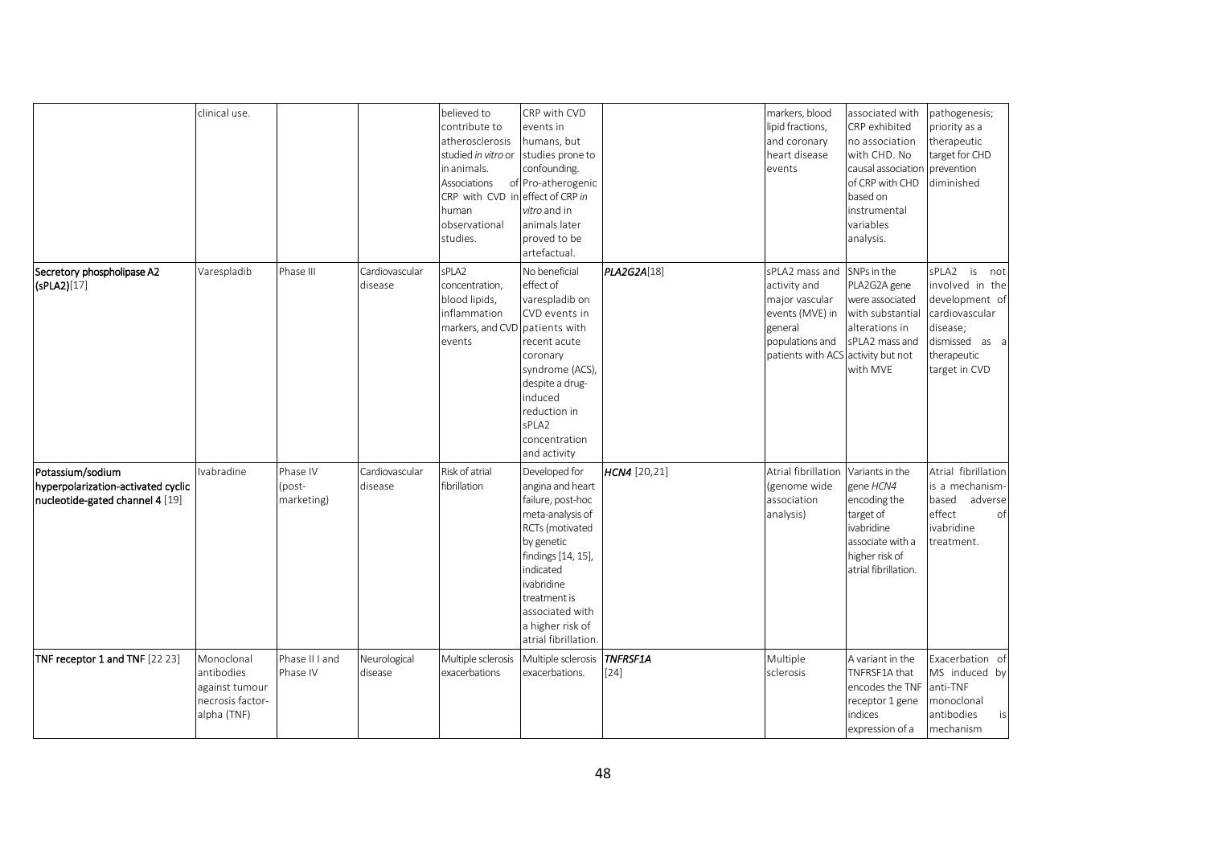| | | | | | | | | | |
|---|---|---|---|---|---|---|---|---|---|
| | clinical use. | | | believed to contribute to atherosclerosis studied *in vitro* or in animals. Associations of CRP with CVD in human observational studies. | CRP with CVD events in humans, but studies prone to confounding. Pro-atherogenic effect of CRP *in vitro* and in animals later proved to be artefactual. | | markers, blood lipid fractions, and coronary heart disease events | associated with CRP exhibited no association with CHD. No causal association of CRP with CHD based on instrumental variables analysis. | pathogenesis; priority as a therapeutic target for CHD prevention diminished |
| **Secretory phospholipase A2 (sPLA2)**[17] | Varespladib | Phase III | Cardiovascular disease | sPLA2 concentration, blood lipids, inflammation markers, and CVD events | No beneficial effect of varespladib on CVD events in patients with recent acute coronary syndrome (ACS), despite a drug-induced reduction in sPLA2 concentration and activity | ***PLA2G2A***[18] | sPLA2 mass and activity and major vascular events (MVE) in general populations and patients with ACS | SNPs in the PLA2G2A gene were associated with substantial alterations in sPLA2 mass and activity but not with MVE | sPLA2 is not involved in the development of cardiovascular disease; dismissed as a therapeutic target in CVD |
| **Potassium/sodium hyperpolarization-activated cyclic nucleotide-gated channel 4** [19] | Ivabradine | Phase IV (post-marketing) | Cardiovascular disease | Risk of atrial fibrillation | Developed for angina and heart failure, post-hoc meta-analysis of RCTs (motivated by genetic findings [14, 15], indicated ivabridine treatment is associated with a higher risk of atrial fibrillation. | ***HCN4*** [20,21] | Atrial fibrillation (genome wide association analysis) | Variants in the gene *HCN4* encoding the target of ivabridine associate with a higher risk of atrial fibrillation. | Atrial fibrillation is a mechanism-based adverse effect of ivabridine treatment. |
| **TNF receptor 1 and TNF** [22 23] | Monoclonal antibodies against tumour necrosis factor-alpha (TNF) | Phase II I and Phase IV | Neurological disease | Multiple sclerosis exacerbations | Multiple sclerosis exacerbations. | ***TNFRSF1A*** [24] | Multiple sclerosis | A variant in the TNFRSF1A that encodes the TNF receptor 1 gene indices expression of a | Exacerbation of MS induced by anti-TNF monoclonal antibodies is mechanism |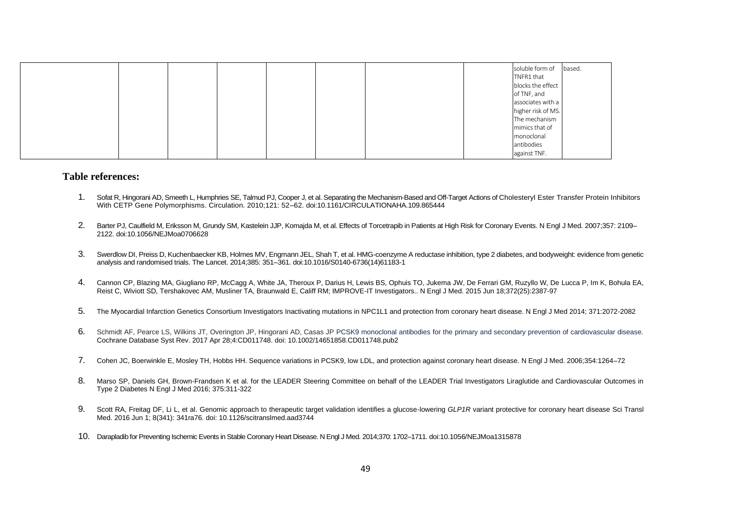|  |  |  |  |  |  |  |  |  |  |
|---|---|---|---|---|---|---|---|---|---|
|  |  |  |  |  |  |  |  | soluble form of TNFR1 that blocks the effect of TNF, and associates with a higher risk of MS. The mechanism mimics that of monoclonal antibodies against TNF. | based. |

**Table references:**

1. Sofat R, Hingorani AD, Smeeth L, Humphries SE, Talmud PJ, Cooper J, et al. Separating the Mechanism-Based and Off-Target Actions of Cholesteryl Ester Transfer Protein Inhibitors With CETP Gene Polymorphisms. Circulation. 2010;121: 52–62. doi:10.1161/CIRCULATIONAHA.109.865444
2. Barter PJ, Caulfield M, Eriksson M, Grundy SM, Kastelein JJP, Komajda M, et al. Effects of Torcetrapib in Patients at High Risk for Coronary Events. N Engl J Med. 2007;357: 2109–2122. doi:10.1056/NEJMoa0706628
3. Swerdlow DI, Preiss D, Kuchenbaecker KB, Holmes MV, Engmann JEL, Shah T, et al. HMG-coenzyme A reductase inhibition, type 2 diabetes, and bodyweight: evidence from genetic analysis and randomised trials. The Lancet. 2014;385: 351–361. doi:10.1016/S0140-6736(14)61183-1
4. Cannon CP, Blazing MA, Giugliano RP, McCagg A, White JA, Theroux P, Darius H, Lewis BS, Ophuis TO, Jukema JW, De Ferrari GM, Ruzyllo W, De Lucca P, Im K, Bohula EA, Reist C, Wiviott SD, Tershakovec AM, Musliner TA, Braunwald E, Califf RM; IMPROVE-IT Investigators.. N Engl J Med. 2015 Jun 18;372(25):2387-97
5. The Myocardial Infarction Genetics Consortium Investigators Inactivating mutations in NPC1L1 and protection from coronary heart disease. N Engl J Med 2014; 371:2072-2082
6. Schmidt AF, Pearce LS, Wilkins JT, Overington JP, Hingorani AD, Casas JP PCSK9 monoclonal antibodies for the primary and secondary prevention of cardiovascular disease. Cochrane Database Syst Rev. 2017 Apr 28;4:CD011748. doi: 10.1002/14651858.CD011748.pub2
7. Cohen JC, Boerwinkle E, Mosley TH, Hobbs HH. Sequence variations in PCSK9, low LDL, and protection against coronary heart disease. N Engl J Med. 2006;354:1264–72
8. Marso SP, Daniels GH, Brown-Frandsen K et al. for the LEADER Steering Committee on behalf of the LEADER Trial Investigators Liraglutide and Cardiovascular Outcomes in Type 2 Diabetes N Engl J Med 2016; 375:311-322
9. Scott RA, Freitag DF, Li L, et al. Genomic approach to therapeutic target validation identifies a glucose-lowering *GLP1R* variant protective for coronary heart disease Sci Transl Med. 2016 Jun 1; 8(341): 341ra76. doi: 10.1126/scitranslmed.aad3744
10. Darapladib for Preventing Ischemic Events in Stable Coronary Heart Disease. N Engl J Med. 2014;370: 1702–1711. doi:10.1056/NEJMoa1315878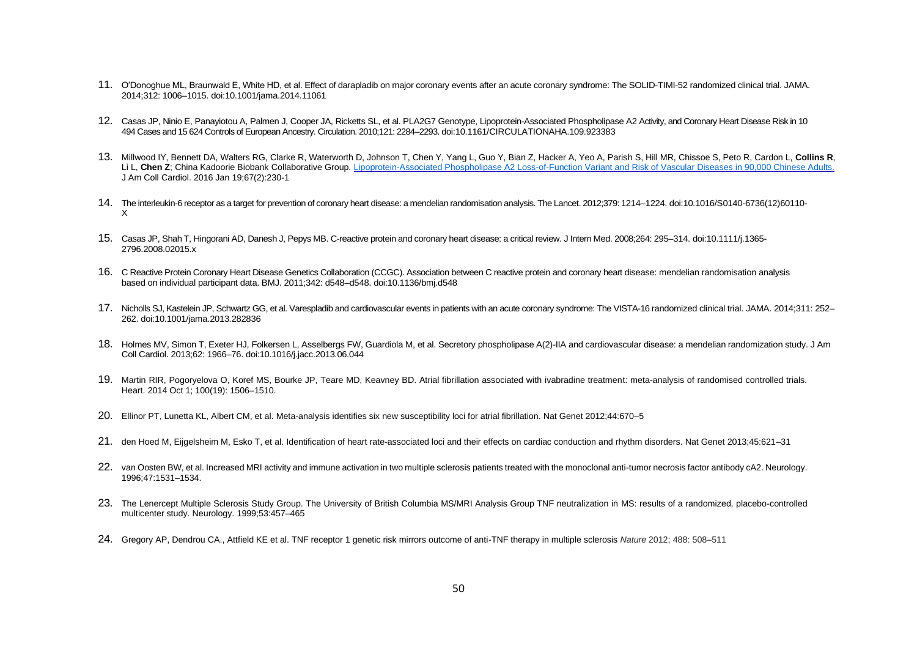11. O'Donoghue ML, Braunwald E, White HD, et al. Effect of darapladib on major coronary events after an acute coronary syndrome: The SOLID-TIMI-52 randomized clinical trial. JAMA. 2014;312: 1006–1015. doi:10.1001/jama.2014.11061

12. Casas JP, Ninio E, Panayiotou A, Palmen J, Cooper JA, Ricketts SL, et al. PLA2G7 Genotype, Lipoprotein-Associated Phospholipase A2 Activity, and Coronary Heart Disease Risk in 10 494 Cases and 15 624 Controls of European Ancestry. Circulation. 2010;121: 2284–2293. doi:10.1161/CIRCULATIONAHA.109.923383

13. Millwood IY, Bennett DA, Walters RG, Clarke R, Waterworth D, Johnson T, Chen Y, Yang L, Guo Y, Bian Z, Hacker A, Yeo A, Parish S, Hill MR, Chissoe S, Peto R, Cardon L, **Collins R**, Li L, **Chen Z**; China Kadoorie Biobank Collaborative Group. Lipoprotein-Associated Phospholipase A2 Loss-of-Function Variant and Risk of Vascular Diseases in 90,000 Chinese Adults. J Am Coll Cardiol. 2016 Jan 19;67(2):230-1

14. The interleukin-6 receptor as a target for prevention of coronary heart disease: a mendelian randomisation analysis. The Lancet. 2012;379: 1214–1224. doi:10.1016/S0140-6736(12)60110-X

15. Casas JP, Shah T, Hingorani AD, Danesh J, Pepys MB. C-reactive protein and coronary heart disease: a critical review. J Intern Med. 2008;264: 295–314. doi:10.1111/j.1365-2796.2008.02015.x

16. C Reactive Protein Coronary Heart Disease Genetics Collaboration (CCGC). Association between C reactive protein and coronary heart disease: mendelian randomisation analysis based on individual participant data. BMJ. 2011;342: d548–d548. doi:10.1136/bmj.d548

17. Nicholls SJ, Kastelein JP, Schwartz GG, et al. Varespladib and cardiovascular events in patients with an acute coronary syndrome: The VISTA-16 randomized clinical trial. JAMA. 2014;311: 252–262. doi:10.1001/jama.2013.282836

18. Holmes MV, Simon T, Exeter HJ, Folkersen L, Asselbergs FW, Guardiola M, et al. Secretory phospholipase A(2)-IIA and cardiovascular disease: a mendelian randomization study. J Am Coll Cardiol. 2013;62: 1966–76. doi:10.1016/j.jacc.2013.06.044

19. Martin RIR, Pogoryelova O, Koref MS, Bourke JP, Teare MD, Keavney BD. Atrial fibrillation associated with ivabradine treatment: meta-analysis of randomised controlled trials. Heart. 2014 Oct 1; 100(19): 1506–1510.

20. Ellinor PT, Lunetta KL, Albert CM, et al. Meta-analysis identifies six new susceptibility loci for atrial fibrillation. Nat Genet 2012;44:670–5

21. den Hoed M, Eijgelsheim M, Esko T, et al. Identification of heart rate-associated loci and their effects on cardiac conduction and rhythm disorders. Nat Genet 2013;45:621–31

22. van Oosten BW, et al. Increased MRI activity and immune activation in two multiple sclerosis patients treated with the monoclonal anti-tumor necrosis factor antibody cA2. Neurology. 1996;47:1531–1534.

23. The Lenercept Multiple Sclerosis Study Group. The University of British Columbia MS/MRI Analysis Group TNF neutralization in MS: results of a randomized, placebo-controlled multicenter study. Neurology. 1999;53:457–465

24. Gregory AP, Dendrou CA., Attfield KE et al. TNF receptor 1 genetic risk mirrors outcome of anti-TNF therapy in multiple sclerosis *Nature* 2012; 488: 508–511